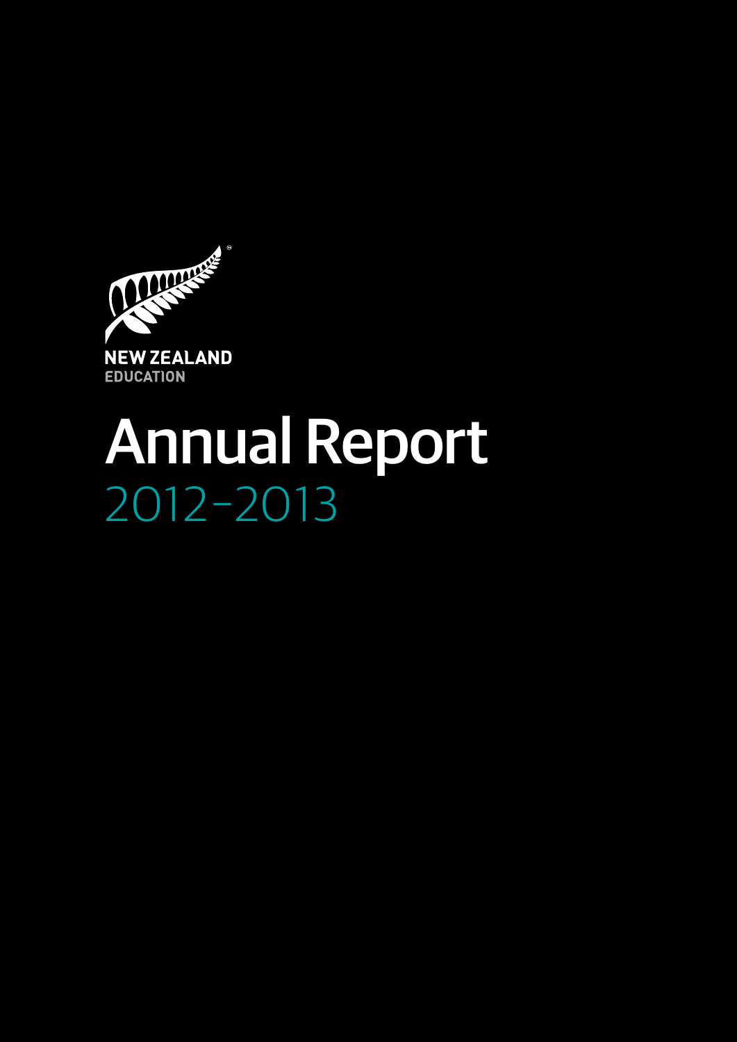NEW ZEALAND
EDUCATION

# Annual Report

2012–2013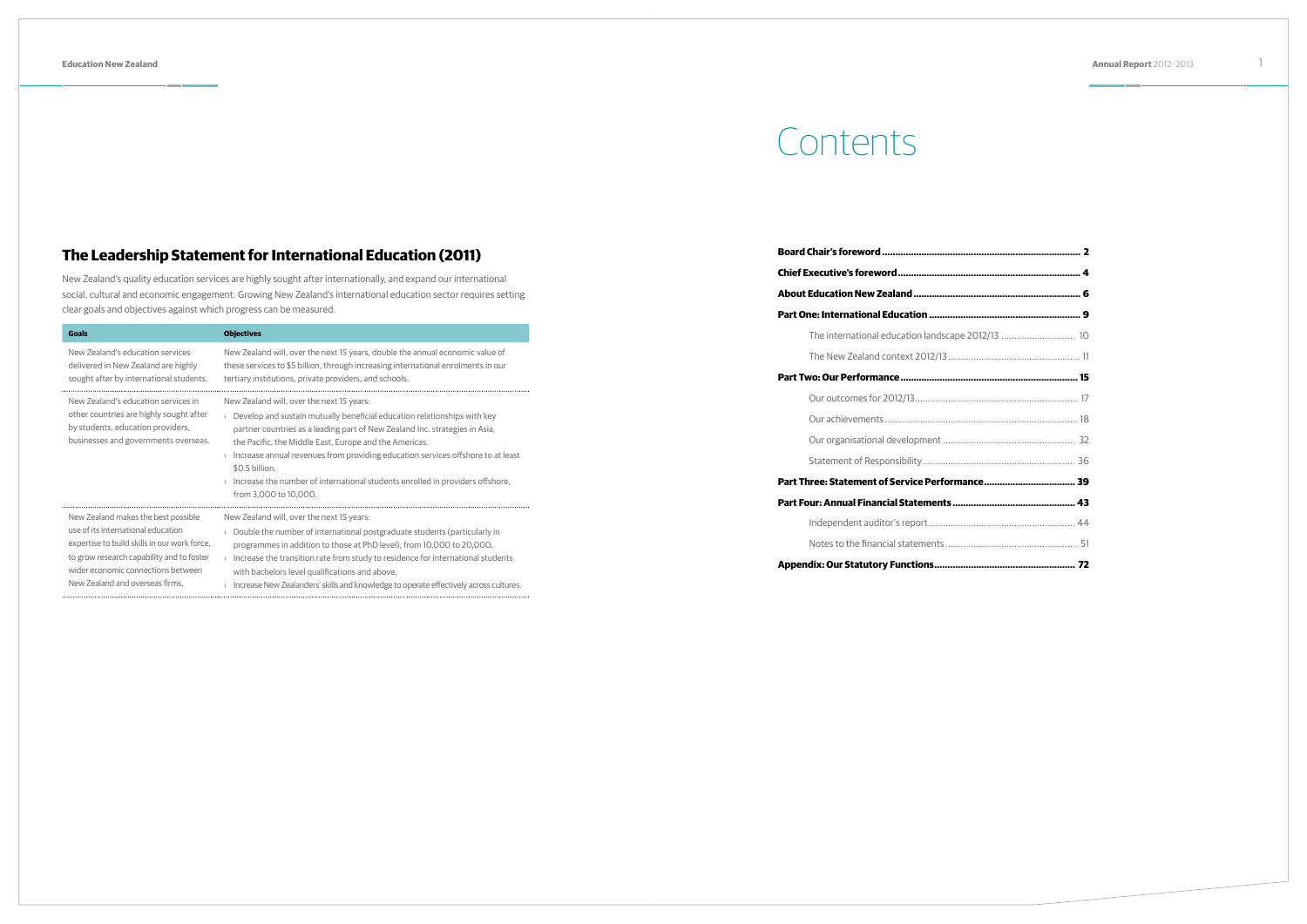## The Leadership Statement for International Education (2011)

New Zealand's quality education services are highly sought after internationally, and expand our international social, cultural and economic engagement. Growing New Zealand's international education sector requires setting clear goals and objectives against which progress can be measured.

| Goals | Objectives |
|---|---|
| New Zealand's education services delivered in New Zealand are highly sought after by international students. | New Zealand will, over the next 15 years, double the annual economic value of these services to \$5 billion, through increasing international enrolments in our tertiary institutions, private providers, and schools. |
| New Zealand's education services in other countries are highly sought after by students, education providers, businesses and governments overseas. | New Zealand will, over the next 15 years: › Develop and sustain mutually beneficial education relationships with key partner countries as a leading part of New Zealand Inc. strategies in Asia, the Pacific, the Middle East, Europe and the Americas. › Increase annual revenues from providing education services offshore to at least \$0.5 billion. › Increase the number of international students enrolled in providers offshore, from 3,000 to 10,000. |
| New Zealand makes the best possible use of its international education expertise to build skills in our work force, to grow research capability and to foster wider economic connections between New Zealand and overseas firms. | New Zealand will, over the next 15 years: › Double the number of international postgraduate students (particularly in programmes in addition to those at PhD level), from 10,000 to 20,000. › Increase the transition rate from study to residence for international students with bachelors level qualifications and above. › Increase New Zealanders' skills and knowledge to operate effectively across cultures. |

# Contents

**Board Chair's foreword** .... **2**

**Chief Executive's foreword** .... **4**

**About Education New Zealand** .... **6**

**Part One: International Education** .... **9**

- The international education landscape 2012/13 .... 10
- The New Zealand context 2012/13 .... 11

**Part Two: Our Performance** .... **15**

- Our outcomes for 2012/13 .... 17
- Our achievements .... 18
- Our organisational development .... 32
- Statement of Responsibility .... 36

**Part Three: Statement of Service Performance** .... **39**

**Part Four: Annual Financial Statements** .... **43**

- Independent auditor's report .... 44
- Notes to the financial statements .... 51

**Appendix: Our Statutory Functions** .... **72**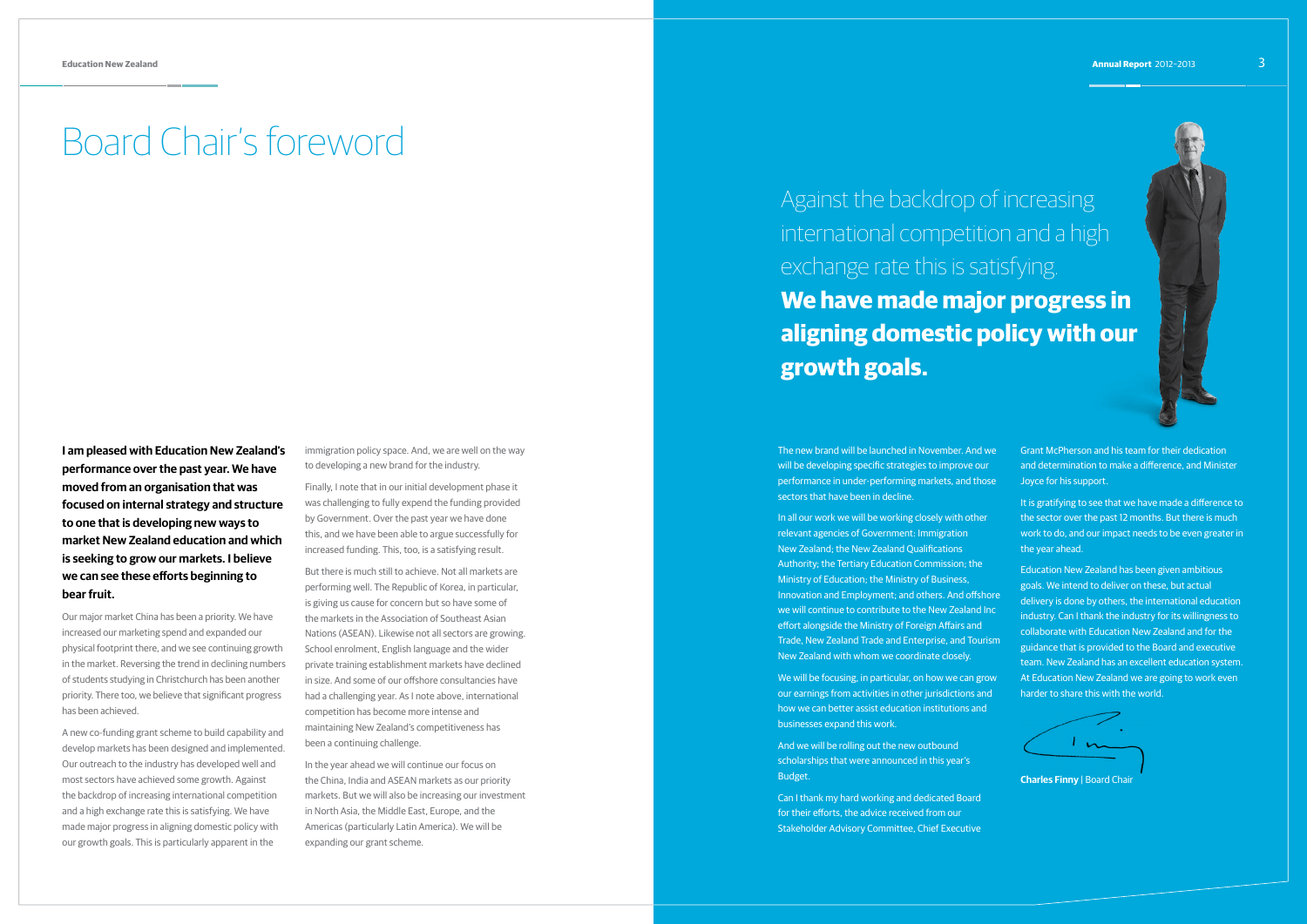# Board Chair's foreword

Against the backdrop of increasing international competition and a high exchange rate this is satisfying. **We have made major progress in aligning domestic policy with our growth goals.**

**I am pleased with Education New Zealand's performance over the past year. We have moved from an organisation that was focused on internal strategy and structure to one that is developing new ways to market New Zealand education and which is seeking to grow our markets. I believe we can see these efforts beginning to bear fruit.**

Our major market China has been a priority. We have increased our marketing spend and expanded our physical footprint there, and we see continuing growth in the market. Reversing the trend in declining numbers of students studying in Christchurch has been another priority. There too, we believe that significant progress has been achieved.

A new co-funding grant scheme to build capability and develop markets has been designed and implemented. Our outreach to the industry has developed well and most sectors have achieved some growth. Against the backdrop of increasing international competition and a high exchange rate this is satisfying. We have made major progress in aligning domestic policy with our growth goals. This is particularly apparent in the immigration policy space. And, we are well on the way to developing a new brand for the industry.

Finally, I note that in our initial development phase it was challenging to fully expend the funding provided by Government. Over the past year we have done this, and we have been able to argue successfully for increased funding. This, too, is a satisfying result.

But there is much still to achieve. Not all markets are performing well. The Republic of Korea, in particular, is giving us cause for concern but so have some of the markets in the Association of Southeast Asian Nations (ASEAN). Likewise not all sectors are growing. School enrolment, English language and the wider private training establishment markets have declined in size. And some of our offshore consultancies have had a challenging year. As I note above, international competition has become more intense and maintaining New Zealand's competitiveness has been a continuing challenge.

In the year ahead we will continue our focus on the China, India and ASEAN markets as our priority markets. But we will also be increasing our investment in North Asia, the Middle East, Europe, and the Americas (particularly Latin America). We will be expanding our grant scheme.

The new brand will be launched in November. And we will be developing specific strategies to improve our performance in under-performing markets, and those sectors that have been in decline.

In all our work we will be working closely with other relevant agencies of Government: Immigration New Zealand; the New Zealand Qualifications Authority; the Tertiary Education Commission; the Ministry of Education; the Ministry of Business, Innovation and Employment; and others. And offshore we will continue to contribute to the New Zealand Inc effort alongside the Ministry of Foreign Affairs and Trade, New Zealand Trade and Enterprise, and Tourism New Zealand with whom we coordinate closely.

We will be focusing, in particular, on how we can grow our earnings from activities in other jurisdictions and how we can better assist education institutions and businesses expand this work.

And we will be rolling out the new outbound scholarships that were announced in this year's Budget.

Can I thank my hard working and dedicated Board for their efforts, the advice received from our Stakeholder Advisory Committee, Chief Executive Grant McPherson and his team for their dedication and determination to make a difference, and Minister Joyce for his support.

It is gratifying to see that we have made a difference to the sector over the past 12 months. But there is much work to do, and our impact needs to be even greater in the year ahead.

Education New Zealand has been given ambitious goals. We intend to deliver on these, but actual delivery is done by others, the international education industry. Can I thank the industry for its willingness to collaborate with Education New Zealand and for the guidance that is provided to the Board and executive team. New Zealand has an excellent education system. At Education New Zealand we are going to work even harder to share this with the world.

**Charles Finny** | Board Chair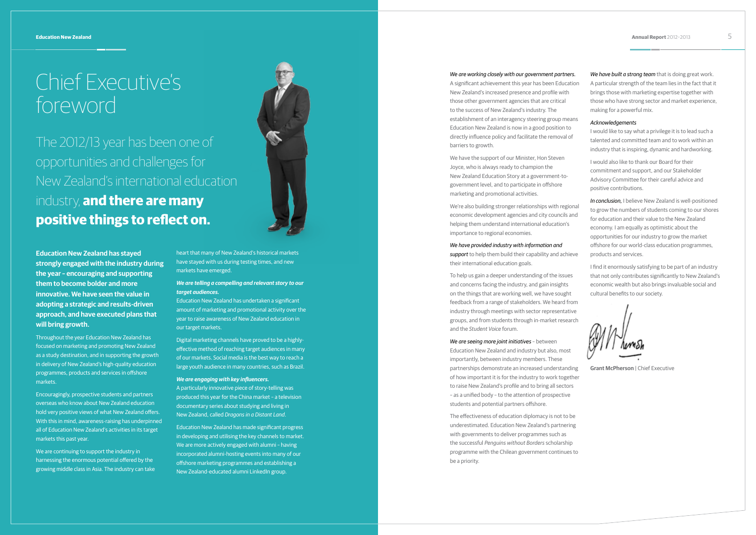# Chief Executive's foreword

## The 2012/13 year has been one of opportunities and challenges for New Zealand's international education industry, **and there are many positive things to reflect on.**

**Education New Zealand has stayed strongly engaged with the industry during the year – encouraging and supporting them to become bolder and more innovative. We have seen the value in adopting a strategic and results-driven approach, and have executed plans that will bring growth.**

Throughout the year Education New Zealand has focused on marketing and promoting New Zealand as a study destination, and in supporting the growth in delivery of New Zealand's high-quality education programmes, products and services in offshore markets.

Encouragingly, prospective students and partners overseas who know about New Zealand education hold very positive views of what New Zealand offers. With this in mind, awareness-raising has underpinned all of Education New Zealand's activities in its target markets this past year.

We are continuing to support the industry in harnessing the enormous potential offered by the growing middle class in Asia. The industry can take heart that many of New Zealand's historical markets have stayed with us during testing times, and new markets have emerged.

***We are telling a compelling and relevant story to our target audiences.***
Education New Zealand has undertaken a significant amount of marketing and promotional activity over the year to raise awareness of New Zealand education in our target markets.

Digital marketing channels have proved to be a highly-effective method of reaching target audiences in many of our markets. Social media is the best way to reach a large youth audience in many countries, such as Brazil.

***We are engaging with key influencers.***
A particularly innovative piece of story-telling was produced this year for the China market – a television documentary series about studying and living in New Zealand, called *Dragons in a Distant Land*.

Education New Zealand has made significant progress in developing and utilising the key channels to market. We are more actively engaged with alumni – having incorporated alumni-hosting events into many of our offshore marketing programmes and establishing a New Zealand-educated alumni LinkedIn group.

*We are working closely with our government partners.* A significant achievement this year has been Education New Zealand's increased presence and profile with those other government agencies that are critical to the success of New Zealand's industry. The establishment of an interagency steering group means Education New Zealand is now in a good position to directly influence policy and facilitate the removal of barriers to growth.

We have the support of our Minister, Hon Steven Joyce, who is always ready to champion the New Zealand Education Story at a government-to-government level, and to participate in offshore marketing and promotional activities.

We're also building stronger relationships with regional economic development agencies and city councils and helping them understand international education's importance to regional economies.

*We have provided industry with information and support* to help them build their capability and achieve their international education goals.

To help us gain a deeper understanding of the issues and concerns facing the industry, and gain insights on the things that are working well, we have sought feedback from a range of stakeholders. We heard from industry through meetings with sector representative groups, and from students through in-market research and the *Student Voice* forum.

*We are seeing more joint initiatives* – between Education New Zealand and industry but also, most importantly, between industry members. These partnerships demonstrate an increased understanding of how important it is for the industry to work together to raise New Zealand's profile and to bring all sectors – as a unified body – to the attention of prospective students and potential partners offshore.

The effectiveness of education diplomacy is not to be underestimated. Education New Zealand's partnering with governments to deliver programmes such as the successful *Penguins without Borders* scholarship programme with the Chilean government continues to be a priority.

*We have built a strong team* that is doing great work. A particular strength of the team lies in the fact that it brings those with marketing expertise together with those who have strong sector and market experience, making for a powerful mix.

*Acknowledgements*
I would like to say what a privilege it is to lead such a talented and committed team and to work within an industry that is inspiring, dynamic and hardworking.

I would also like to thank our Board for their commitment and support, and our Stakeholder Advisory Committee for their careful advice and positive contributions.

*In conclusion,* I believe New Zealand is well-positioned to grow the numbers of students coming to our shores for education and their value to the New Zealand economy. I am equally as optimistic about the opportunities for our industry to grow the market offshore for our world-class education programmes, products and services.

I find it enormously satisfying to be part of an industry that not only contributes significantly to New Zealand's economic wealth but also brings invaluable social and cultural benefits to our society.

**Grant McPherson** | Chief Executive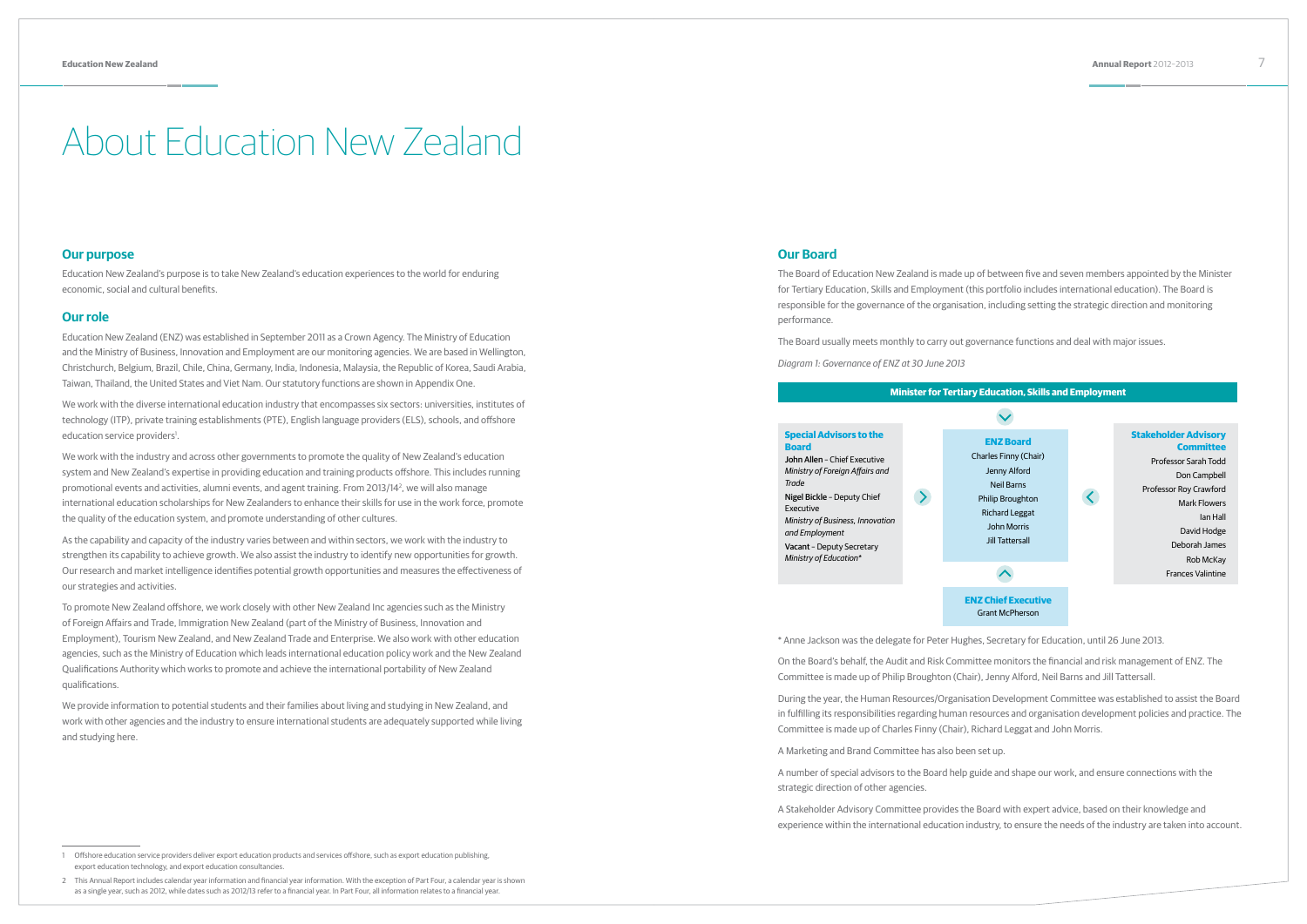# About Education New Zealand

## Our purpose

Education New Zealand's purpose is to take New Zealand's education experiences to the world for enduring economic, social and cultural benefits.

## Our role

Education New Zealand (ENZ) was established in September 2011 as a Crown Agency. The Ministry of Education and the Ministry of Business, Innovation and Employment are our monitoring agencies. We are based in Wellington, Christchurch, Belgium, Brazil, Chile, China, Germany, India, Indonesia, Malaysia, the Republic of Korea, Saudi Arabia, Taiwan, Thailand, the United States and Viet Nam. Our statutory functions are shown in Appendix One.

We work with the diverse international education industry that encompasses six sectors: universities, institutes of technology (ITP), private training establishments (PTE), English language providers (ELS), schools, and offshore education service providers[1].

We work with the industry and across other governments to promote the quality of New Zealand's education system and New Zealand's expertise in providing education and training products offshore. This includes running promotional events and activities, alumni events, and agent training. From 2013/14[2], we will also manage international education scholarships for New Zealanders to enhance their skills for use in the work force, promote the quality of the education system, and promote understanding of other cultures.

As the capability and capacity of the industry varies between and within sectors, we work with the industry to strengthen its capability to achieve growth. We also assist the industry to identify new opportunities for growth. Our research and market intelligence identifies potential growth opportunities and measures the effectiveness of our strategies and activities.

To promote New Zealand offshore, we work closely with other New Zealand Inc agencies such as the Ministry of Foreign Affairs and Trade, Immigration New Zealand (part of the Ministry of Business, Innovation and Employment), Tourism New Zealand, and New Zealand Trade and Enterprise. We also work with other education agencies, such as the Ministry of Education which leads international education policy work and the New Zealand Qualifications Authority which works to promote and achieve the international portability of New Zealand qualifications.

We provide information to potential students and their families about living and studying in New Zealand, and work with other agencies and the industry to ensure international students are adequately supported while living and studying here.

## Our Board

The Board of Education New Zealand is made up of between five and seven members appointed by the Minister for Tertiary Education, Skills and Employment (this portfolio includes international education). The Board is responsible for the governance of the organisation, including setting the strategic direction and monitoring performance.

The Board usually meets monthly to carry out governance functions and deal with major issues.

*Diagram 1: Governance of ENZ at 30 June 2013*

**Minister for Tertiary Education, Skills and Employment**

**Special Advisors to the Board**
- **John Allen** – Chief Executive *Ministry of Foreign Affairs and Trade*
- **Nigel Bickle** – Deputy Chief Executive *Ministry of Business, Innovation and Employment*
- **Vacant** – Deputy Secretary *Ministry of Education**

**ENZ Board**
- Charles Finny (Chair)
- Jenny Alford
- Neil Barns
- Philip Broughton
- Richard Leggat
- John Morris
- Jill Tattersall

**Stakeholder Advisory Committee**
- Professor Sarah Todd
- Don Campbell
- Professor Roy Crawford
- Mark Flowers
- Ian Hall
- David Hodge
- Deborah James
- Rob McKay
- Frances Valintine

**ENZ Chief Executive**
Grant McPherson

* Anne Jackson was the delegate for Peter Hughes, Secretary for Education, until 26 June 2013.

On the Board's behalf, the Audit and Risk Committee monitors the financial and risk management of ENZ. The Committee is made up of Philip Broughton (Chair), Jenny Alford, Neil Barns and Jill Tattersall.

During the year, the Human Resources/Organisation Development Committee was established to assist the Board in fulfilling its responsibilities regarding human resources and organisation development policies and practice. The Committee is made up of Charles Finny (Chair), Richard Leggat and John Morris.

A Marketing and Brand Committee has also been set up.

A number of special advisors to the Board help guide and shape our work, and ensure connections with the strategic direction of other agencies.

A Stakeholder Advisory Committee provides the Board with expert advice, based on their knowledge and experience within the international education industry, to ensure the needs of the industry are taken into account.

---

1 Offshore education service providers deliver export education products and services offshore, such as export education publishing, export education technology, and export education consultancies.

2 This Annual Report includes calendar year information and financial year information. With the exception of Part Four, a calendar year is shown as a single year, such as 2012, while dates such as 2012/13 refer to a financial year. In Part Four, all information relates to a financial year.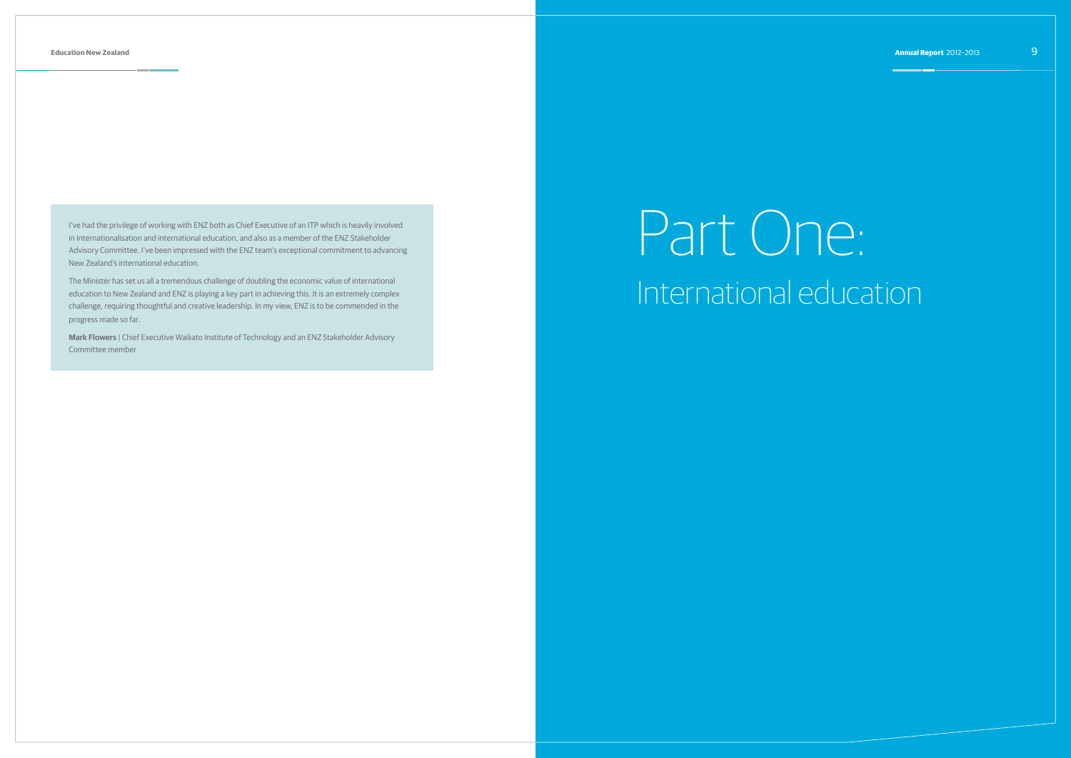I've had the privilege of working with ENZ both as Chief Executive of an ITP which is heavily involved in internationalisation and international education, and also as a member of the ENZ Stakeholder Advisory Committee. I've been impressed with the ENZ team's exceptional commitment to advancing New Zealand's international education.

The Minister has set us all a tremendous challenge of doubling the economic value of international education to New Zealand and ENZ is playing a key part in achieving this. It is an extremely complex challenge, requiring thoughtful and creative leadership. In my view, ENZ is to be commended in the progress made so far.

**Mark Flowers** | Chief Executive Waikato Institute of Technology and an ENZ Stakeholder Advisory Committee member

# Part One:

## International education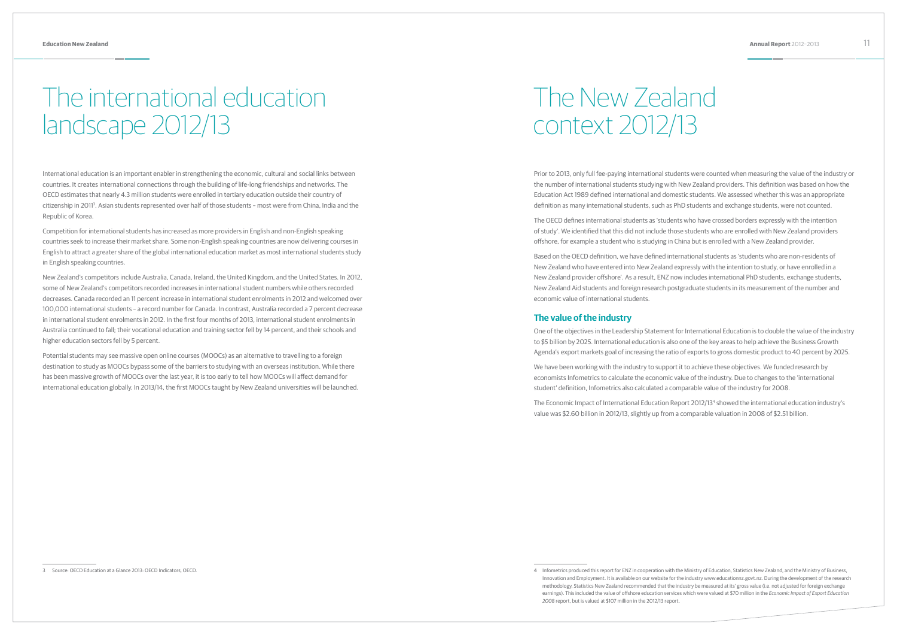# The international education landscape 2012/13

International education is an important enabler in strengthening the economic, cultural and social links between countries. It creates international connections through the building of life-long friendships and networks. The OECD estimates that nearly 4.3 million students were enrolled in tertiary education outside their country of citizenship in 2011[3]. Asian students represented over half of those students – most were from China, India and the Republic of Korea.

Competition for international students has increased as more providers in English and non-English speaking countries seek to increase their market share. Some non-English speaking countries are now delivering courses in English to attract a greater share of the global international education market as most international students study in English speaking countries.

New Zealand's competitors include Australia, Canada, Ireland, the United Kingdom, and the United States. In 2012, some of New Zealand's competitors recorded increases in international student numbers while others recorded decreases. Canada recorded an 11 percent increase in international student enrolments in 2012 and welcomed over 100,000 international students – a record number for Canada. In contrast, Australia recorded a 7 percent decrease in international student enrolments in 2012. In the first four months of 2013, international student enrolments in Australia continued to fall; their vocational education and training sector fell by 14 percent, and their schools and higher education sectors fell by 5 percent.

Potential students may see massive open online courses (MOOCs) as an alternative to travelling to a foreign destination to study as MOOCs bypass some of the barriers to studying with an overseas institution. While there has been massive growth of MOOCs over the last year, it is too early to tell how MOOCs will affect demand for international education globally. In 2013/14, the first MOOCs taught by New Zealand universities will be launched.

3 Source: OECD Education at a Glance 2013: OECD Indicators, OECD.

# The New Zealand context 2012/13

Prior to 2013, only full fee-paying international students were counted when measuring the value of the industry or the number of international students studying with New Zealand providers. This definition was based on how the Education Act 1989 defined international and domestic students. We assessed whether this was an appropriate definition as many international students, such as PhD students and exchange students, were not counted.

The OECD defines international students as 'students who have crossed borders expressly with the intention of study'. We identified that this did not include those students who are enrolled with New Zealand providers offshore, for example a student who is studying in China but is enrolled with a New Zealand provider.

Based on the OECD definition, we have defined international students as 'students who are non-residents of New Zealand who have entered into New Zealand expressly with the intention to study, or have enrolled in a New Zealand provider offshore'. As a result, ENZ now includes international PhD students, exchange students, New Zealand Aid students and foreign research postgraduate students in its measurement of the number and economic value of international students.

## The value of the industry

One of the objectives in the Leadership Statement for International Education is to double the value of the industry to $5 billion by 2025. International education is also one of the key areas to help achieve the Business Growth Agenda's export markets goal of increasing the ratio of exports to gross domestic product to 40 percent by 2025.

We have been working with the industry to support it to achieve these objectives. We funded research by economists Infometrics to calculate the economic value of the industry. Due to changes to the 'international student' definition, Infometrics also calculated a comparable value of the industry for 2008.

The Economic Impact of International Education Report 2012/13[4] showed the international education industry's value was $2.60 billion in 2012/13, slightly up from a comparable valuation in 2008 of $2.51 billion.

4 Infometrics produced this report for ENZ in cooperation with the Ministry of Education, Statistics New Zealand, and the Ministry of Business, Innovation and Employment. It is available on our website for the industry www.educationnz.govt.nz. During the development of the research methodology, Statistics New Zealand recommended that the industry be measured at its' gross value (i.e. not adjusted for foreign exchange earnings). This included the value of offshore education services which were valued at $70 million in the *Economic Impact of Export Education 2008* report, but is valued at $107 million in the 2012/13 report.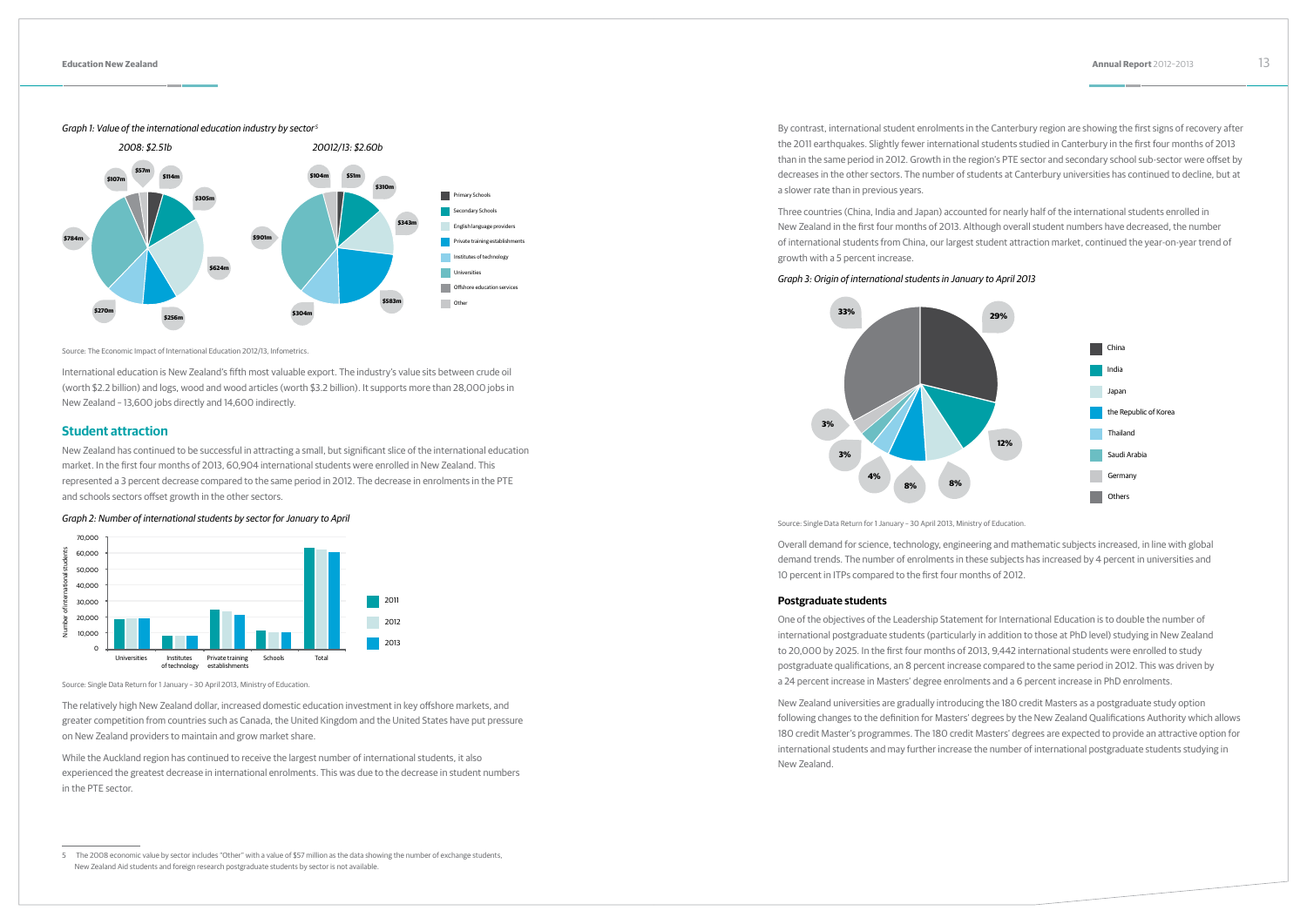*Graph 1: Value of the international education industry by sector*[5]

2008: $2.51b

20012/13: $2.60b

| Sector | 2008 | 2012/13 |
|---|---|---|
| Primary Schools | $57m | $51m |
| Secondary Schools | $114m | $310m |
| English language providers | $624m | $343m |
| Private training establishments | $256m | $583m |
| Institutes of technology | $270m | $304m |
| Universities | $784m | $901m |
| Offshore education services | $107m | $104m |
| Other | $305m | |

Source: The Economic Impact of International Education 2012/13, Infometrics.

International education is New Zealand's fifth most valuable export. The industry's value sits between crude oil (worth $2.2 billion) and logs, wood and wood articles (worth $3.2 billion). It supports more than 28,000 jobs in New Zealand – 13,600 jobs directly and 14,600 indirectly.

## Student attraction

New Zealand has continued to be successful in attracting a small, but significant slice of the international education market. In the first four months of 2013, 60,904 international students were enrolled in New Zealand. This represented a 3 percent decrease compared to the same period in 2012. The decrease in enrolments in the PTE and schools sectors offset growth in the other sectors.

*Graph 2: Number of international students by sector for January to April*

Bar chart: Number of international students (0 – 70,000) for Universities, Institutes of technology, Private training establishments, Schools and Total, for 2011, 2012 and 2013.

Source: Single Data Return for 1 January – 30 April 2013, Ministry of Education.

The relatively high New Zealand dollar, increased domestic education investment in key offshore markets, and greater competition from countries such as Canada, the United Kingdom and the United States have put pressure on New Zealand providers to maintain and grow market share.

While the Auckland region has continued to receive the largest number of international students, it also experienced the greatest decrease in international enrolments. This was due to the decrease in student numbers in the PTE sector.

By contrast, international student enrolments in the Canterbury region are showing the first signs of recovery after the 2011 earthquakes. Slightly fewer international students studied in Canterbury in the first four months of 2013 than in the same period in 2012. Growth in the region's PTE sector and secondary school sub-sector were offset by decreases in the other sectors. The number of students at Canterbury universities has continued to decline, but at a slower rate than in previous years.

Three countries (China, India and Japan) accounted for nearly half of the international students enrolled in New Zealand in the first four months of 2013. Although overall student numbers have decreased, the number of international students from China, our largest student attraction market, continued the year-on-year trend of growth with a 5 percent increase.

*Graph 3: Origin of international students in January to April 2013*

| Country | Share |
|---|---|
| China | 29% |
| India | 12% |
| Japan | 8% |
| the Republic of Korea | 8% |
| Thailand | 4% |
| Saudi Arabia | 3% |
| Germany | 3% |
| Others | 33% |

Source: Single Data Return for 1 January – 30 April 2013, Ministry of Education.

Overall demand for science, technology, engineering and mathematic subjects increased, in line with global demand trends. The number of enrolments in these subjects has increased by 4 percent in universities and 10 percent in ITPs compared to the first four months of 2012.

### Postgraduate students

One of the objectives of the Leadership Statement for International Education is to double the number of international postgraduate students (particularly in addition to those at PhD level) studying in New Zealand to 20,000 by 2025. In the first four months of 2013, 9,442 international students were enrolled to study postgraduate qualifications, an 8 percent increase compared to the same period in 2012. This was driven by a 24 percent increase in Masters' degree enrolments and a 6 percent increase in PhD enrolments.

New Zealand universities are gradually introducing the 180 credit Masters as a postgraduate study option following changes to the definition for Masters' degrees by the New Zealand Qualifications Authority which allows 180 credit Master's programmes. The 180 credit Masters' degrees are expected to provide an attractive option for international students and may further increase the number of international postgraduate students studying in New Zealand.

---

5 The 2008 economic value by sector includes "Other" with a value of $57 million as the data showing the number of exchange students, New Zealand Aid students and foreign research postgraduate students by sector is not available.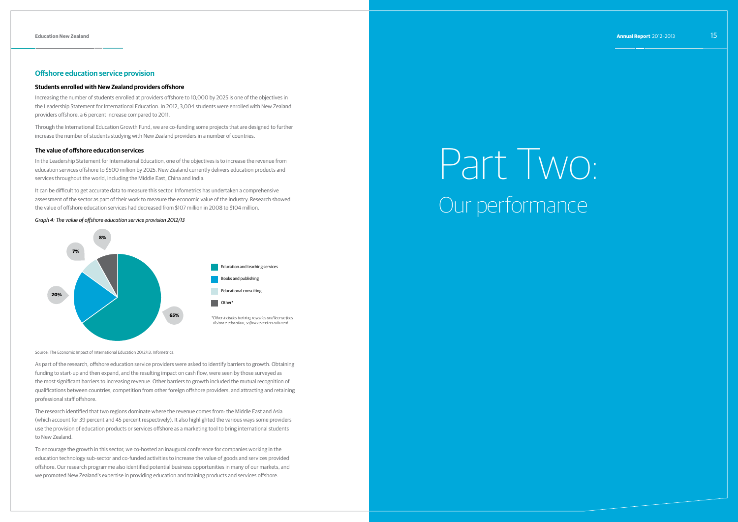## Offshore education service provision

### Students enrolled with New Zealand providers offshore

Increasing the number of students enrolled at providers offshore to 10,000 by 2025 is one of the objectives in the Leadership Statement for International Education. In 2012, 3,004 students were enrolled with New Zealand providers offshore, a 6 percent increase compared to 2011.

Through the International Education Growth Fund, we are co-funding some projects that are designed to further increase the number of students studying with New Zealand providers in a number of countries.

### The value of offshore education services

In the Leadership Statement for International Education, one of the objectives is to increase the revenue from education services offshore to $500 million by 2025. New Zealand currently delivers education products and services throughout the world, including the Middle East, China and India.

It can be difficult to get accurate data to measure this sector. Infometrics has undertaken a comprehensive assessment of the sector as part of their work to measure the economic value of the industry. Research showed the value of offshore education services had decreased from $107 million in 2008 to $104 million.

*Graph 4: The value of offshore education service provision 2012/13*

| Category | Share |
| --- | --- |
| Education and teaching services | 65% |
| Books and publishing | 20% |
| Educational consulting | 7% |
| Other* | 8% |

*\*Other includes training, royalties and license fees, distance education, software and recruitment*

Source: The Economic Impact of International Education 2012/13, Infometrics.

As part of the research, offshore education service providers were asked to identify barriers to growth. Obtaining funding to start-up and then expand, and the resulting impact on cash flow, were seen by those surveyed as the most significant barriers to increasing revenue. Other barriers to growth included the mutual recognition of qualifications between countries, competition from other foreign offshore providers, and attracting and retaining professional staff offshore.

The research identified that two regions dominate where the revenue comes from: the Middle East and Asia (which account for 39 percent and 45 percent respectively). It also highlighted the various ways some providers use the provision of education products or services offshore as a marketing tool to bring international students to New Zealand.

To encourage the growth in this sector, we co-hosted an inaugural conference for companies working in the education technology sub-sector and co-funded activities to increase the value of goods and services provided offshore. Our research programme also identified potential business opportunities in many of our markets, and we promoted New Zealand's expertise in providing education and training products and services offshore.

# Part Two:
## Our performance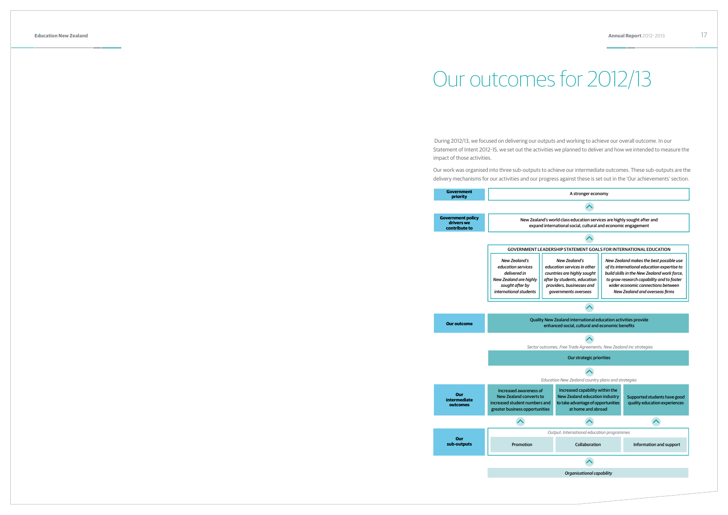# Our outcomes for 2012/13

During 2012/13, we focused on delivering our outputs and working to achieve our overall outcome. In our Statement of Intent 2012-15, we set out the activities we planned to deliver and how we intended to measure the impact of those activities.

Our work was organised into three sub-outputs to achieve our intermediate outcomes. These sub-outputs are the delivery mechanisms for our activities and our progress against these is set out in the 'Our achievements' section.

**Government priority**

A stronger economy

**Government policy drivers we contribute to**

New Zealand's world class education services are highly sought after and expand international social, cultural and economic engagement

GOVERNMENT LEADERSHIP STATEMENT GOALS FOR INTERNATIONAL EDUCATION

- *New Zealand's education services delivered in New Zealand are highly sought after by international students*
- *New Zealand's education services in other countries are highly sought after by students, education providers, businesses and governments overseas*
- *New Zealand makes the best possible use of its international education expertise to build skills in the New Zealand work force, to grow research capability and to foster wider economic connections between New Zealand and overseas firms*

**Our outcome**

Quality New Zealand international education activities provide enhanced social, cultural and economic benefits

*Sector outcomes, Free Trade Agreements, New Zealand Inc strategies*

Our strategic priorities

*Education New Zealand country plans and strategies*

**Our intermediate outcomes**

- Increased awareness of New Zealand converts to increased student numbers and greater business opportunities
- Increased capability within the New Zealand education industry to take advantage of opportunities at home and abroad
- Supported students have good quality education experiences

**Our sub-outputs**

*Output: International education programmes*

- Promotion
- Collaboration
- Information and support

*Organisational capability*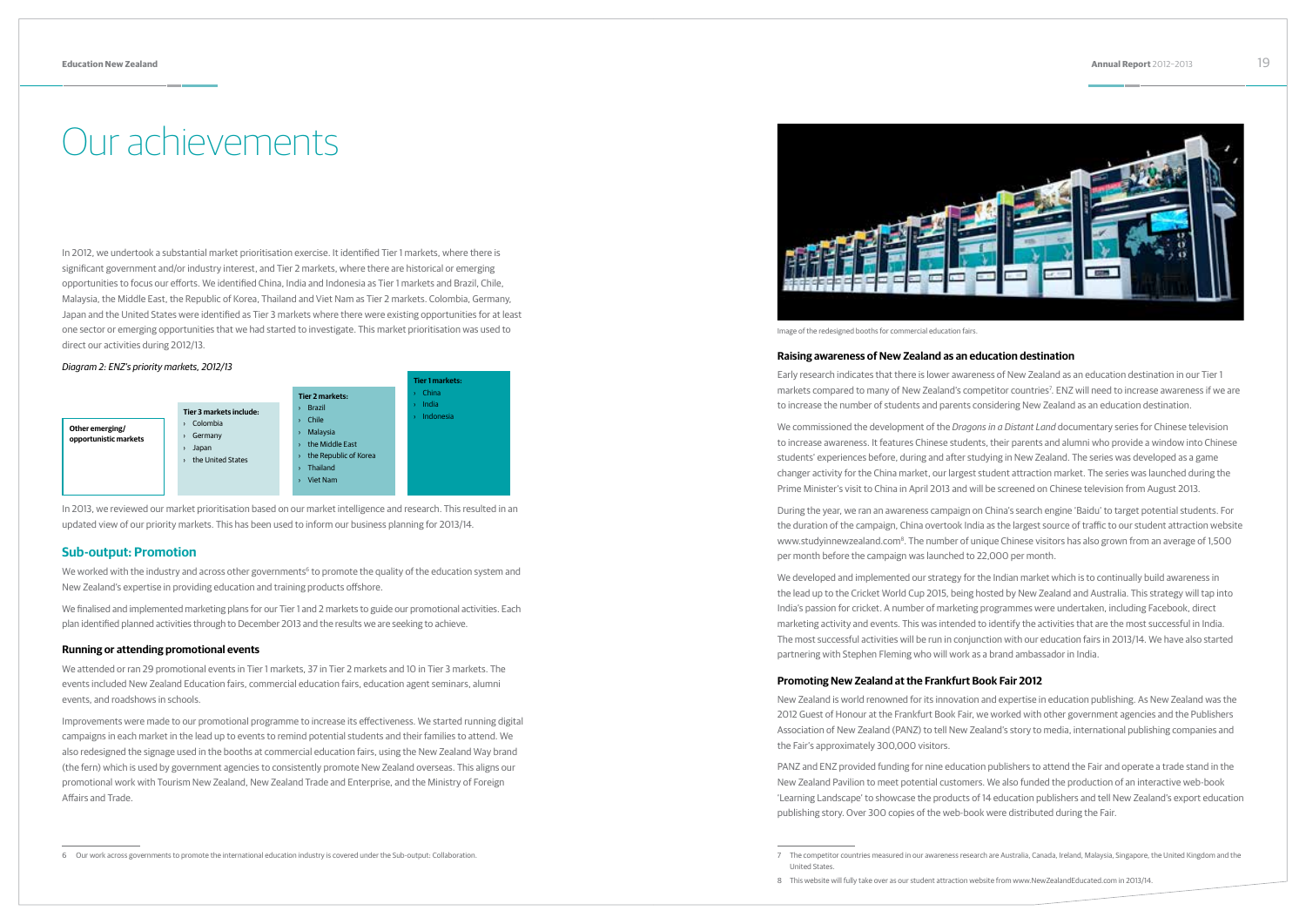# Our achievements

In 2012, we undertook a substantial market prioritisation exercise. It identified Tier 1 markets, where there is significant government and/or industry interest, and Tier 2 markets, where there are historical or emerging opportunities to focus our efforts. We identified China, India and Indonesia as Tier 1 markets and Brazil, Chile, Malaysia, the Middle East, the Republic of Korea, Thailand and Viet Nam as Tier 2 markets. Colombia, Germany, Japan and the United States were identified as Tier 3 markets where there were existing opportunities for at least one sector or emerging opportunities that we had started to investigate. This market prioritisation was used to direct our activities during 2012/13.

*Diagram 2: ENZ's priority markets, 2012/13*

| Other emerging/ opportunistic markets | Tier 3 markets include: | Tier 2 markets: | Tier 1 markets: |
|---|---|---|---|
| | › Colombia<br>› Germany<br>› Japan<br>› the United States | › Brazil<br>› Chile<br>› Malaysia<br>› the Middle East<br>› the Republic of Korea<br>› Thailand<br>› Viet Nam | › China<br>› India<br>› Indonesia |

In 2013, we reviewed our market prioritisation based on our market intelligence and research. This resulted in an updated view of our priority markets. This has been used to inform our business planning for 2013/14.

## Sub-output: Promotion

We worked with the industry and across other governments[6] to promote the quality of the education system and New Zealand's expertise in providing education and training products offshore.

We finalised and implemented marketing plans for our Tier 1 and 2 markets to guide our promotional activities. Each plan identified planned activities through to December 2013 and the results we are seeking to achieve.

### Running or attending promotional events

We attended or ran 29 promotional events in Tier 1 markets, 37 in Tier 2 markets and 10 in Tier 3 markets. The events included New Zealand Education fairs, commercial education fairs, education agent seminars, alumni events, and roadshows in schools.

Improvements were made to our promotional programme to increase its effectiveness. We started running digital campaigns in each market in the lead up to events to remind potential students and their families to attend. We also redesigned the signage used in the booths at commercial education fairs, using the New Zealand Way brand (the fern) which is used by government agencies to consistently promote New Zealand overseas. This aligns our promotional work with Tourism New Zealand, New Zealand Trade and Enterprise, and the Ministry of Foreign Affairs and Trade.

6 Our work across governments to promote the international education industry is covered under the Sub-output: Collaboration.

Image of the redesigned booths for commercial education fairs.

### Raising awareness of New Zealand as an education destination

Early research indicates that there is lower awareness of New Zealand as an education destination in our Tier 1 markets compared to many of New Zealand's competitor countries[7]. ENZ will need to increase awareness if we are to increase the number of students and parents considering New Zealand as an education destination.

We commissioned the development of the *Dragons in a Distant Land* documentary series for Chinese television to increase awareness. It features Chinese students, their parents and alumni who provide a window into Chinese students' experiences before, during and after studying in New Zealand. The series was developed as a game changer activity for the China market, our largest student attraction market. The series was launched during the Prime Minister's visit to China in April 2013 and will be screened on Chinese television from August 2013.

During the year, we ran an awareness campaign on China's search engine 'Baidu' to target potential students. For the duration of the campaign, China overtook India as the largest source of traffic to our student attraction website www.studyinnewzealand.com[8]. The number of unique Chinese visitors has also grown from an average of 1,500 per month before the campaign was launched to 22,000 per month.

We developed and implemented our strategy for the Indian market which is to continually build awareness in the lead up to the Cricket World Cup 2015, being hosted by New Zealand and Australia. This strategy will tap into India's passion for cricket. A number of marketing programmes were undertaken, including Facebook, direct marketing activity and events. This was intended to identify the activities that are the most successful in India. The most successful activities will be run in conjunction with our education fairs in 2013/14. We have also started partnering with Stephen Fleming who will work as a brand ambassador in India.

### Promoting New Zealand at the Frankfurt Book Fair 2012

New Zealand is world renowned for its innovation and expertise in education publishing. As New Zealand was the 2012 Guest of Honour at the Frankfurt Book Fair, we worked with other government agencies and the Publishers Association of New Zealand (PANZ) to tell New Zealand's story to media, international publishing companies and the Fair's approximately 300,000 visitors.

PANZ and ENZ provided funding for nine education publishers to attend the Fair and operate a trade stand in the New Zealand Pavilion to meet potential customers. We also funded the production of an interactive web-book 'Learning Landscape' to showcase the products of 14 education publishers and tell New Zealand's export education publishing story. Over 300 copies of the web-book were distributed during the Fair.

7 The competitor countries measured in our awareness research are Australia, Canada, Ireland, Malaysia, Singapore, the United Kingdom and the United States.

8 This website will fully take over as our student attraction website from www.NewZealandEducated.com in 2013/14.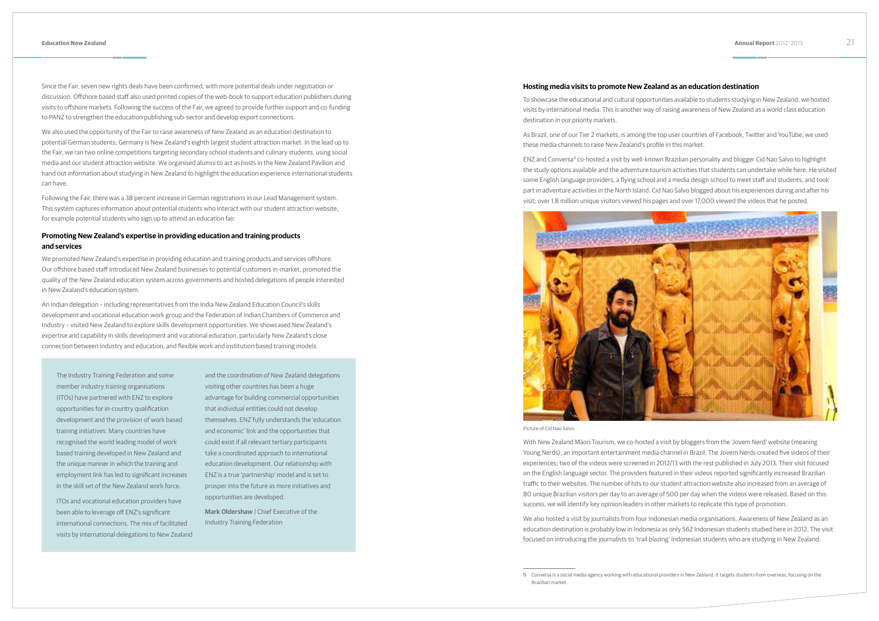Since the Fair, seven new rights deals have been confirmed, with more potential deals under negotiation or discussion. Offshore based staff also used printed copies of the web-book to support education publishers during visits to offshore markets. Following the success of the Fair, we agreed to provide further support and co-funding to PANZ to strengthen the education publishing sub-sector and develop export connections.

We also used the opportunity of the Fair to raise awareness of New Zealand as an education destination to potential German students; Germany is New Zealand's eighth largest student attraction market. In the lead up to the Fair, we ran two online competitions targeting secondary school students and culinary students, using social media and our student attraction website. We organised alumni to act as hosts in the New Zealand Pavilion and hand out information about studying in New Zealand to highlight the education experience international students can have.

Following the Fair, there was a 38 percent increase in German registrations in our Lead Management system. This system captures information about potential students who interact with our student attraction website, for example potential students who sign up to attend an education fair.

### Promoting New Zealand's expertise in providing education and training products and services

We promoted New Zealand's expertise in providing education and training products and services offshore. Our offshore based staff introduced New Zealand businesses to potential customers in-market, promoted the quality of the New Zealand education system across governments and hosted delegations of people interested in New Zealand's education system.

An Indian delegation – including representatives from the India New Zealand Education Council's skills development and vocational education work group and the Federation of Indian Chambers of Commerce and Industry – visited New Zealand to explore skills development opportunities. We showcased New Zealand's expertise and capability in skills development and vocational education, particularly New Zealand's close connection between industry and education, and flexible work and institution based training models.

> The Industry Training Federation and some member industry training organisations (ITOs) have partnered with ENZ to explore opportunities for in-country qualification development and the provision of work based training initiatives. Many countries have recognised the world leading model of work based training developed in New Zealand and the unique manner in which the training and employment link has led to significant increases in the skill set of the New Zealand work force.
>
> ITOs and vocational education providers have been able to leverage off ENZ's significant international connections. The mix of facilitated visits by international delegations to New Zealand and the coordination of New Zealand delegations visiting other countries has been a huge advantage for building commercial opportunities that individual entities could not develop themselves. ENZ fully understands the 'education and economic' link and the opportunities that could exist if all relevant tertiary participants take a coordinated approach to international education development. Our relationship with ENZ is a true 'partnership' model and is set to prosper into the future as more initiatives and opportunities are developed.
>
> **Mark Oldershaw** | Chief Executive of the Industry Training Federation

### Hosting media visits to promote New Zealand as an education destination

To showcase the educational and cultural opportunities available to students studying in New Zealand, we hosted visits by international media. This is another way of raising awareness of New Zealand as a world class education destination in our priority markets.

As Brazil, one of our Tier 2 markets, is among the top user countries of Facebook, Twitter and YouTube, we used these media channels to raise New Zealand's profile in this market.

ENZ and Conversa[9] co-hosted a visit by well-known Brazilian personality and blogger Cid Nao Salvo to highlight the study options available and the adventure tourism activities that students can undertake while here. He visited some English language providers, a flying school and a media design school to meet staff and students, and took part in adventure activities in the North Island. Cid Nao Salvo blogged about his experiences during and after his visit; over 1.8 million unique visitors viewed his pages and over 17,000 viewed the videos that he posted.

Picture of Cid Nao Salvo

With New Zealand Māori Tourism, we co-hosted a visit by bloggers from the 'Jovem Nerd' website (meaning Young Nerds), an important entertainment media channel in Brazil. The Jovem Nerds created five videos of their experiences; two of the videos were screened in 2012/13 with the rest published in July 2013. Their visit focused on the English language sector. The providers featured in their videos reported significantly increased Brazilian traffic to their websites. The number of hits to our student attraction website also increased from an average of 80 unique Brazilian visitors per day to an average of 500 per day when the videos were released. Based on this success, we will identify key opinion leaders in other markets to replicate this type of promotion.

We also hosted a visit by journalists from four Indonesian media organisations. Awareness of New Zealand as an education destination is probably low in Indonesia as only 562 Indonesian students studied here in 2012. The visit focused on introducing the journalists to 'trail blazing' Indonesian students who are studying in New Zealand.

---

9 Conversa is a social media agency working with educational providers in New Zealand. It targets students from overseas, focusing on the Brazilian market.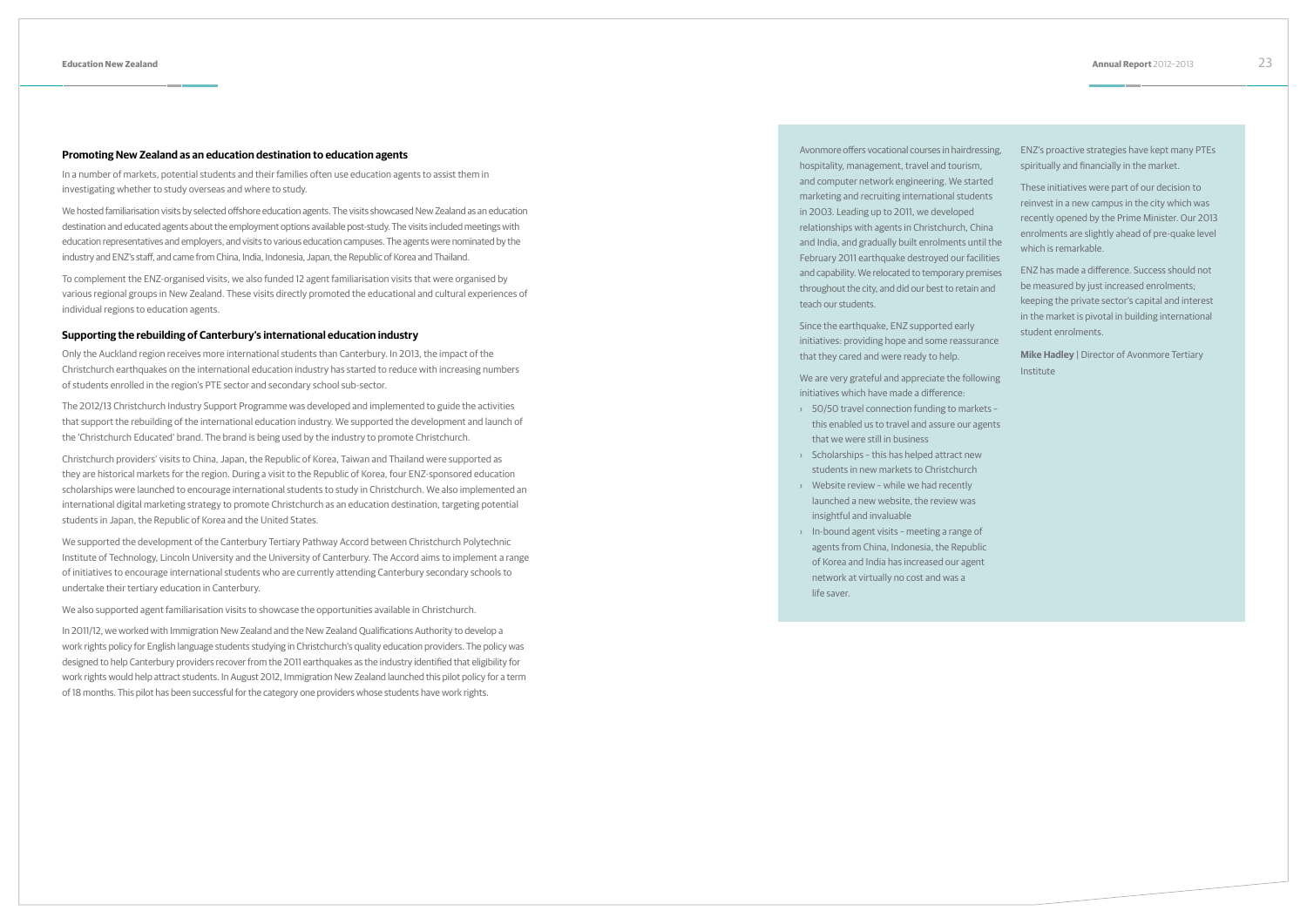### Promoting New Zealand as an education destination to education agents

In a number of markets, potential students and their families often use education agents to assist them in investigating whether to study overseas and where to study.

We hosted familiarisation visits by selected offshore education agents. The visits showcased New Zealand as an education destination and educated agents about the employment options available post-study. The visits included meetings with education representatives and employers, and visits to various education campuses. The agents were nominated by the industry and ENZ's staff, and came from China, India, Indonesia, Japan, the Republic of Korea and Thailand.

To complement the ENZ-organised visits, we also funded 12 agent familiarisation visits that were organised by various regional groups in New Zealand. These visits directly promoted the educational and cultural experiences of individual regions to education agents.

### Supporting the rebuilding of Canterbury's international education industry

Only the Auckland region receives more international students than Canterbury. In 2013, the impact of the Christchurch earthquakes on the international education industry has started to reduce with increasing numbers of students enrolled in the region's PTE sector and secondary school sub-sector.

The 2012/13 Christchurch Industry Support Programme was developed and implemented to guide the activities that support the rebuilding of the international education industry. We supported the development and launch of the 'Christchurch Educated' brand. The brand is being used by the industry to promote Christchurch.

Christchurch providers' visits to China, Japan, the Republic of Korea, Taiwan and Thailand were supported as they are historical markets for the region. During a visit to the Republic of Korea, four ENZ-sponsored education scholarships were launched to encourage international students to study in Christchurch. We also implemented an international digital marketing strategy to promote Christchurch as an education destination, targeting potential students in Japan, the Republic of Korea and the United States.

We supported the development of the Canterbury Tertiary Pathway Accord between Christchurch Polytechnic Institute of Technology, Lincoln University and the University of Canterbury. The Accord aims to implement a range of initiatives to encourage international students who are currently attending Canterbury secondary schools to undertake their tertiary education in Canterbury.

We also supported agent familiarisation visits to showcase the opportunities available in Christchurch.

In 2011/12, we worked with Immigration New Zealand and the New Zealand Qualifications Authority to develop a work rights policy for English language students studying in Christchurch's quality education providers. The policy was designed to help Canterbury providers recover from the 2011 earthquakes as the industry identified that eligibility for work rights would help attract students. In August 2012, Immigration New Zealand launched this pilot policy for a term of 18 months. This pilot has been successful for the category one providers whose students have work rights.

Avonmore offers vocational courses in hairdressing, hospitality, management, travel and tourism, and computer network engineering. We started marketing and recruiting international students in 2003. Leading up to 2011, we developed relationships with agents in Christchurch, China and India, and gradually built enrolments until the February 2011 earthquake destroyed our facilities and capability. We relocated to temporary premises throughout the city, and did our best to retain and teach our students.

Since the earthquake, ENZ supported early initiatives: providing hope and some reassurance that they cared and were ready to help.

We are very grateful and appreciate the following initiatives which have made a difference:

- 50/50 travel connection funding to markets – this enabled us to travel and assure our agents that we were still in business
- Scholarships – this has helped attract new students in new markets to Christchurch
- Website review – while we had recently launched a new website, the review was insightful and invaluable
- In-bound agent visits – meeting a range of agents from China, Indonesia, the Republic of Korea and India has increased our agent network at virtually no cost and was a life saver.

ENZ's proactive strategies have kept many PTEs spiritually and financially in the market.

These initiatives were part of our decision to reinvest in a new campus in the city which was recently opened by the Prime Minister. Our 2013 enrolments are slightly ahead of pre-quake level which is remarkable.

ENZ has made a difference. Success should not be measured by just increased enrolments; keeping the private sector's capital and interest in the market is pivotal in building international student enrolments.

**Mike Hadley** | Director of Avonmore Tertiary Institute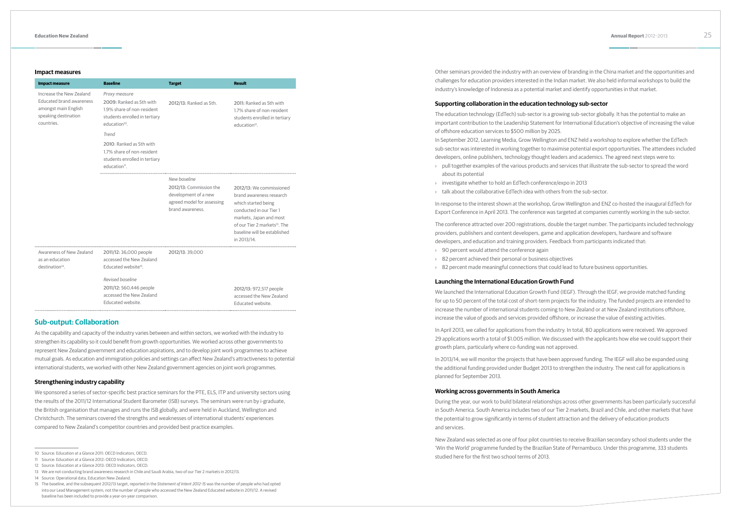### Impact measures

| Impact measure | Baseline | Target | Result |
|---|---|---|---|
| Increase the New Zealand Educated brand awareness amongst main English speaking destination countries. | *Proxy measure*<br>2009: Ranked as 5th with 1.9% share of non-resident students enrolled in tertiary education[10].<br>*Trend*<br>2010: Ranked as 5th with 1.7% share of non-resident students enrolled in tertiary education[11]. | 2012/13: Ranked as 5th. | 2011: Ranked as 5th with 1.7% share of non-resident students enrolled in tertiary education[12]. |
| | | *New baseline*<br>2012/13: Commission the development of a new agreed model for assessing brand awareness. | 2012/13: We commissioned brand awareness research which started being conducted in our Tier 1 markets, Japan and most of our Tier 2 markets[13]. The baseline will be established in 2013/14. |
| Awareness of New Zealand as an education destination[14]. | 2011/12: 36,000 people accessed the New Zealand Educated website[15].<br>*Revised baseline*<br>2011/12: 560,446 people accessed the New Zealand Educated website. | 2012/13: 39,000 | 2012/13: 972,517 people accessed the New Zealand Educated website. |

## Sub-output: Collaboration

As the capability and capacity of the industry varies between and within sectors, we worked with the industry to strengthen its capability so it could benefit from growth opportunities. We worked across other governments to represent New Zealand government and education aspirations, and to develop joint work programmes to achieve mutual goals. As education and immigration policies and settings can affect New Zealand's attractiveness to potential international students, we worked with other New Zealand government agencies on joint work programmes.

### Strengthening industry capability

We sponsored a series of sector-specific best practice seminars for the PTE, ELS, ITP and university sectors using the results of the 2011/12 International Student Barometer (ISB) surveys. The seminars were run by i-graduate, the British organisation that manages and runs the ISB globally, and were held in Auckland, Wellington and Christchurch. The seminars covered the strengths and weaknesses of international students' experiences compared to New Zealand's competitor countries and provided best practice examples.

Other seminars provided the industry with an overview of branding in the China market and the opportunities and challenges for education providers interested in the Indian market. We also held informal workshops to build the industry's knowledge of Indonesia as a potential market and identify opportunities in that market.

### Supporting collaboration in the education technology sub-sector

The education technology (EdTech) sub-sector is a growing sub-sector globally. It has the potential to make an important contribution to the Leadership Statement for International Education's objective of increasing the value of offshore education services to $500 million by 2025.

In September 2012, Learning Media, Grow Wellington and ENZ held a workshop to explore whether the EdTech sub-sector was interested in working together to maximise potential export opportunities. The attendees included developers, online publishers, technology thought leaders and academics. The agreed next steps were to:

- pull together examples of the various products and services that illustrate the sub-sector to spread the word about its potential
- investigate whether to hold an EdTech conference/expo in 2013
- talk about the collaborative EdTech idea with others from the sub-sector.

In response to the interest shown at the workshop, Grow Wellington and ENZ co-hosted the inaugural EdTech for Export Conference in April 2013. The conference was targeted at companies currently working in the sub-sector.

The conference attracted over 200 registrations, double the target number. The participants included technology providers, publishers and content developers, game and application developers, hardware and software developers, and education and training providers. Feedback from participants indicated that:

- 90 percent would attend the conference again
- 82 percent achieved their personal or business objectives
- 82 percent made meaningful connections that could lead to future business opportunities.

### Launching the International Education Growth Fund

We launched the International Education Growth Fund (IEGF). Through the IEGF, we provide matched funding for up to 50 percent of the total cost of short-term projects for the industry. The funded projects are intended to increase the number of international students coming to New Zealand or at New Zealand institutions offshore, increase the value of goods and services provided offshore, or increase the value of existing activities.

In April 2013, we called for applications from the industry. In total, 80 applications were received. We approved 29 applications worth a total of $1.005 million. We discussed with the applicants how else we could support their growth plans, particularly where co-funding was not approved.

In 2013/14, we will monitor the projects that have been approved funding. The IEGF will also be expanded using the additional funding provided under Budget 2013 to strengthen the industry. The next call for applications is planned for September 2013.

### Working across governments in South America

During the year, our work to build bilateral relationships across other governments has been particularly successful in South America. South America includes two of our Tier 2 markets, Brazil and Chile, and other markets that have the potential to grow significantly in terms of student attraction and the delivery of education products and services.

New Zealand was selected as one of four pilot countries to receive Brazilian secondary school students under the 'Win the World' programme funded by the Brazilian State of Pernambuco. Under this programme, 333 students studied here for the first two school terms of 2013.

---

10 Source: Education at a Glance 2011: OECD Indicators, OECD.

11 Source: Education at a Glance 2012: OECD Indicators, OECD.

12 Source: Education at a Glance 2013: OECD Indicators, OECD.

13 We are not conducting brand awareness research in Chile and Saudi Arabia, two of our Tier 2 markets in 2012/13.

14 Source: Operational data, Education New Zealand.

15 The baseline, and the subsequent 2012/13 target, reported in the *Statement of Intent 2012-15* was the number of people who had opted into our Lead Management system, not the number of people who accessed the New Zealand Educated website in 2011/12. A revised baseline has been included to provide a year-on-year comparison.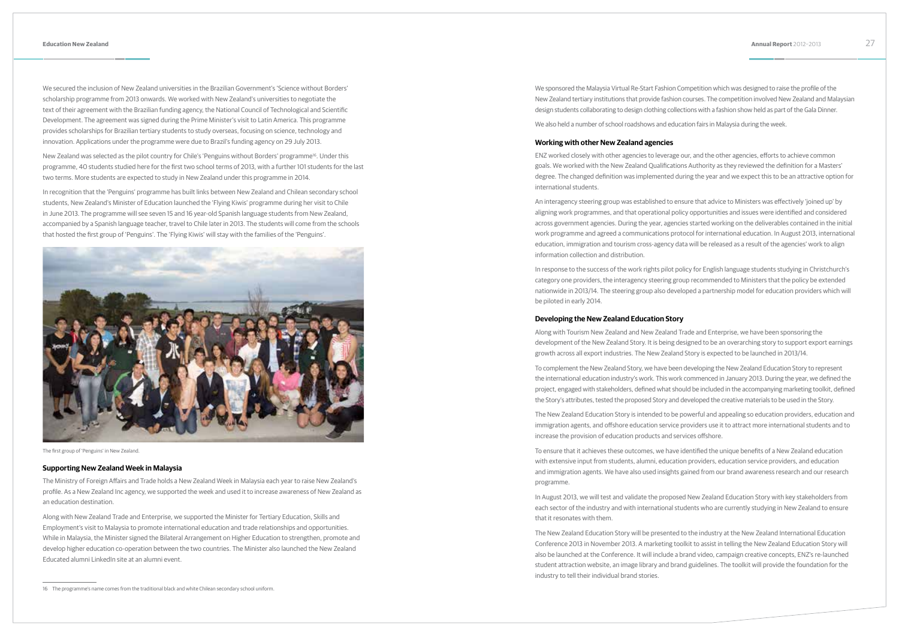We secured the inclusion of New Zealand universities in the Brazilian Government's 'Science without Borders' scholarship programme from 2013 onwards. We worked with New Zealand's universities to negotiate the text of their agreement with the Brazilian funding agency, the National Council of Technological and Scientific Development. The agreement was signed during the Prime Minister's visit to Latin America. This programme provides scholarships for Brazilian tertiary students to study overseas, focusing on science, technology and innovation. Applications under the programme were due to Brazil's funding agency on 29 July 2013.

New Zealand was selected as the pilot country for Chile's 'Penguins without Borders' programme[16]. Under this programme, 40 students studied here for the first two school terms of 2013, with a further 101 students for the last two terms. More students are expected to study in New Zealand under this programme in 2014.

In recognition that the 'Penguins' programme has built links between New Zealand and Chilean secondary school students, New Zealand's Minister of Education launched the 'Flying Kiwis' programme during her visit to Chile in June 2013. The programme will see seven 15 and 16 year-old Spanish language students from New Zealand, accompanied by a Spanish language teacher, travel to Chile later in 2013. The students will come from the schools that hosted the first group of 'Penguins'. The 'Flying Kiwis' will stay with the families of the 'Penguins'.

The first group of 'Penguins' in New Zealand.

### Supporting New Zealand Week in Malaysia

The Ministry of Foreign Affairs and Trade holds a New Zealand Week in Malaysia each year to raise New Zealand's profile. As a New Zealand Inc agency, we supported the week and used it to increase awareness of New Zealand as an education destination.

Along with New Zealand Trade and Enterprise, we supported the Minister for Tertiary Education, Skills and Employment's visit to Malaysia to promote international education and trade relationships and opportunities. While in Malaysia, the Minister signed the Bilateral Arrangement on Higher Education to strengthen, promote and develop higher education co-operation between the two countries. The Minister also launched the New Zealand Educated alumni LinkedIn site at an alumni event.

We sponsored the Malaysia Virtual Re-Start Fashion Competition which was designed to raise the profile of the New Zealand tertiary institutions that provide fashion courses. The competition involved New Zealand and Malaysian design students collaborating to design clothing collections with a fashion show held as part of the Gala Dinner.

We also held a number of school roadshows and education fairs in Malaysia during the week.

### Working with other New Zealand agencies

ENZ worked closely with other agencies to leverage our, and the other agencies, efforts to achieve common goals. We worked with the New Zealand Qualifications Authority as they reviewed the definition for a Masters' degree. The changed definition was implemented during the year and we expect this to be an attractive option for international students.

An interagency steering group was established to ensure that advice to Ministers was effectively 'joined up' by aligning work programmes, and that operational policy opportunities and issues were identified and considered across government agencies. During the year, agencies started working on the deliverables contained in the initial work programme and agreed a communications protocol for international education. In August 2013, international education, immigration and tourism cross-agency data will be released as a result of the agencies' work to align information collection and distribution.

In response to the success of the work rights pilot policy for English language students studying in Christchurch's category one providers, the interagency steering group recommended to Ministers that the policy be extended nationwide in 2013/14. The steering group also developed a partnership model for education providers which will be piloted in early 2014.

### Developing the New Zealand Education Story

Along with Tourism New Zealand and New Zealand Trade and Enterprise, we have been sponsoring the development of the New Zealand Story. It is being designed to be an overarching story to support export earnings growth across all export industries. The New Zealand Story is expected to be launched in 2013/14.

To complement the New Zealand Story, we have been developing the New Zealand Education Story to represent the international education industry's work. This work commenced in January 2013. During the year, we defined the project, engaged with stakeholders, defined what should be included in the accompanying marketing toolkit, defined the Story's attributes, tested the proposed Story and developed the creative materials to be used in the Story.

The New Zealand Education Story is intended to be powerful and appealing so education providers, education and immigration agents, and offshore education service providers use it to attract more international students and to increase the provision of education products and services offshore.

To ensure that it achieves these outcomes, we have identified the unique benefits of a New Zealand education with extensive input from students, alumni, education providers, education service providers, and education and immigration agents. We have also used insights gained from our brand awareness research and our research programme.

In August 2013, we will test and validate the proposed New Zealand Education Story with key stakeholders from each sector of the industry and with international students who are currently studying in New Zealand to ensure that it resonates with them.

The New Zealand Education Story will be presented to the industry at the New Zealand International Education Conference 2013 in November 2013. A marketing toolkit to assist in telling the New Zealand Education Story will also be launched at the Conference. It will include a brand video, campaign creative concepts, ENZ's re-launched student attraction website, an image library and brand guidelines. The toolkit will provide the foundation for the industry to tell their individual brand stories.

---

16 The programme's name comes from the traditional black and white Chilean secondary school uniform.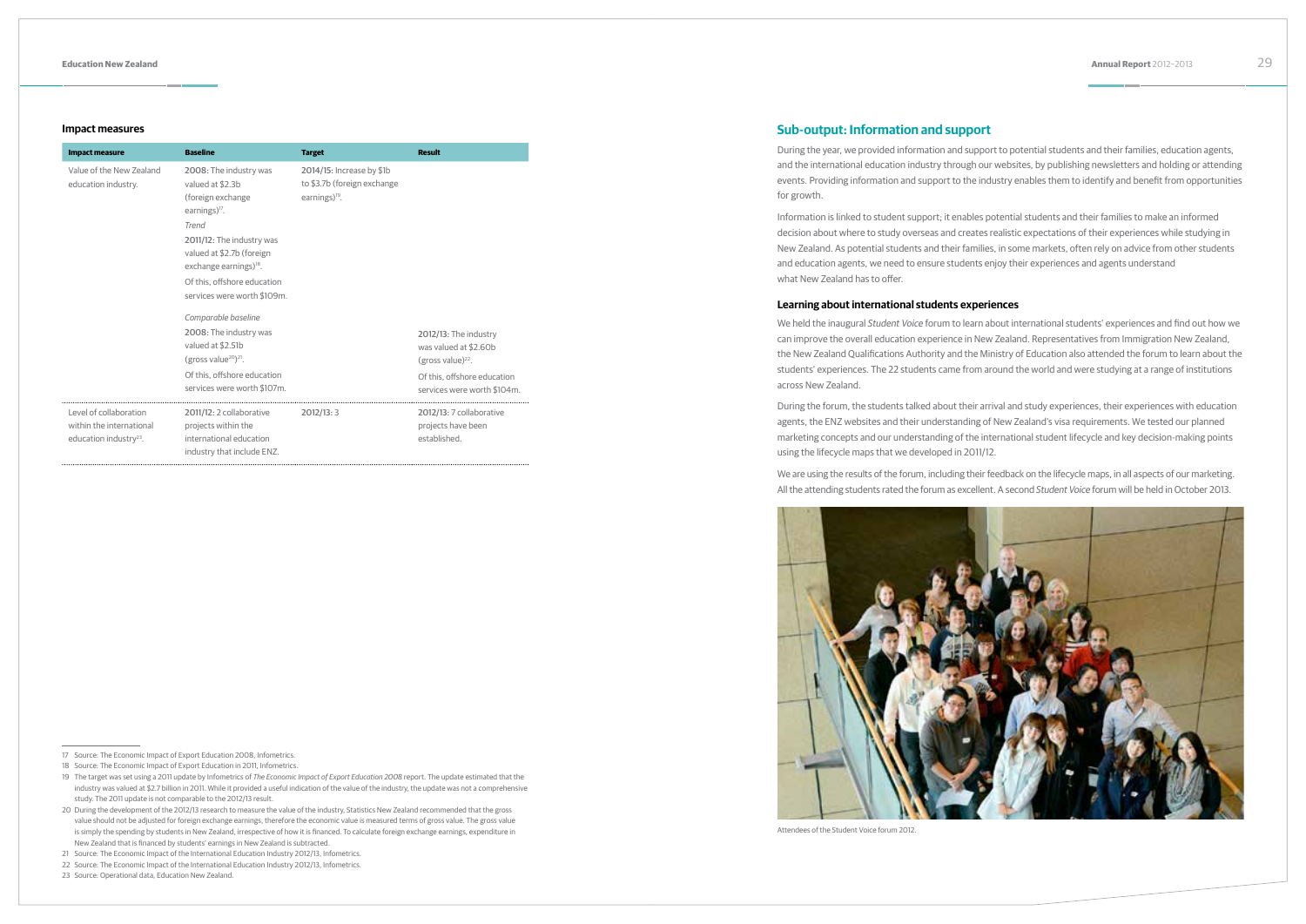### Impact measures

| Impact measure | Baseline | Target | Result |
|---|---|---|---|
| Value of the New Zealand education industry. | 2008: The industry was valued at \$2.3b (foreign exchange earnings)[17]. *Trend* 2011/12: The industry was valued at \$2.7b (foreign exchange earnings)[18]. Of this, offshore education services were worth \$109m. | 2014/15: Increase by \$1b to \$3.7b (foreign exchange earnings)[19]. | |
| | *Comparable baseline* 2008: The industry was valued at \$2.51b (gross value[20])[21]. Of this, offshore education services were worth \$107m. | | 2012/13: The industry was valued at \$2.60b (gross value)[22]. Of this, offshore education services were worth \$104m. |
| Level of collaboration within the international education industry[23]. | 2011/12: 2 collaborative projects within the international education industry that include ENZ. | 2012/13: 3 | 2012/13: 7 collaborative projects have been established. |

17 Source: The Economic Impact of Export Education 2008, Infometrics.

18 Source: The Economic Impact of Export Education in 2011, Infometrics.

19 The target was set using a 2011 update by Infometrics of *The Economic Impact of Export Education 2008* report. The update estimated that the industry was valued at \$2.7 billion in 2011. While it provided a useful indication of the value of the industry, the update was not a comprehensive study. The 2011 update is not comparable to the 2012/13 result.

20 During the development of the 2012/13 research to measure the value of the industry, Statistics New Zealand recommended that the gross value should not be adjusted for foreign exchange earnings, therefore the economic value is measured terms of gross value. The gross value is simply the spending by students in New Zealand, irrespective of how it is financed. To calculate foreign exchange earnings, expenditure in New Zealand that is financed by students' earnings in New Zealand is subtracted.

21 Source: The Economic Impact of the International Education Industry 2012/13, Infometrics.

22 Source: The Economic Impact of the International Education Industry 2012/13, Infometrics.

23 Source: Operational data, Education New Zealand.

## Sub-output: Information and support

During the year, we provided information and support to potential students and their families, education agents, and the international education industry through our websites, by publishing newsletters and holding or attending events. Providing information and support to the industry enables them to identify and benefit from opportunities for growth.

Information is linked to student support; it enables potential students and their families to make an informed decision about where to study overseas and creates realistic expectations of their experiences while studying in New Zealand. As potential students and their families, in some markets, often rely on advice from other students and education agents, we need to ensure students enjoy their experiences and agents understand what New Zealand has to offer.

### Learning about international students experiences

We held the inaugural *Student Voice* forum to learn about international students' experiences and find out how we can improve the overall education experience in New Zealand. Representatives from Immigration New Zealand, the New Zealand Qualifications Authority and the Ministry of Education also attended the forum to learn about the students' experiences. The 22 students came from around the world and were studying at a range of institutions across New Zealand.

During the forum, the students talked about their arrival and study experiences, their experiences with education agents, the ENZ websites and their understanding of New Zealand's visa requirements. We tested our planned marketing concepts and our understanding of the international student lifecycle and key decision-making points using the lifecycle maps that we developed in 2011/12.

We are using the results of the forum, including their feedback on the lifecycle maps, in all aspects of our marketing. All the attending students rated the forum as excellent. A second *Student Voice* forum will be held in October 2013.

Attendees of the Student Voice forum 2012.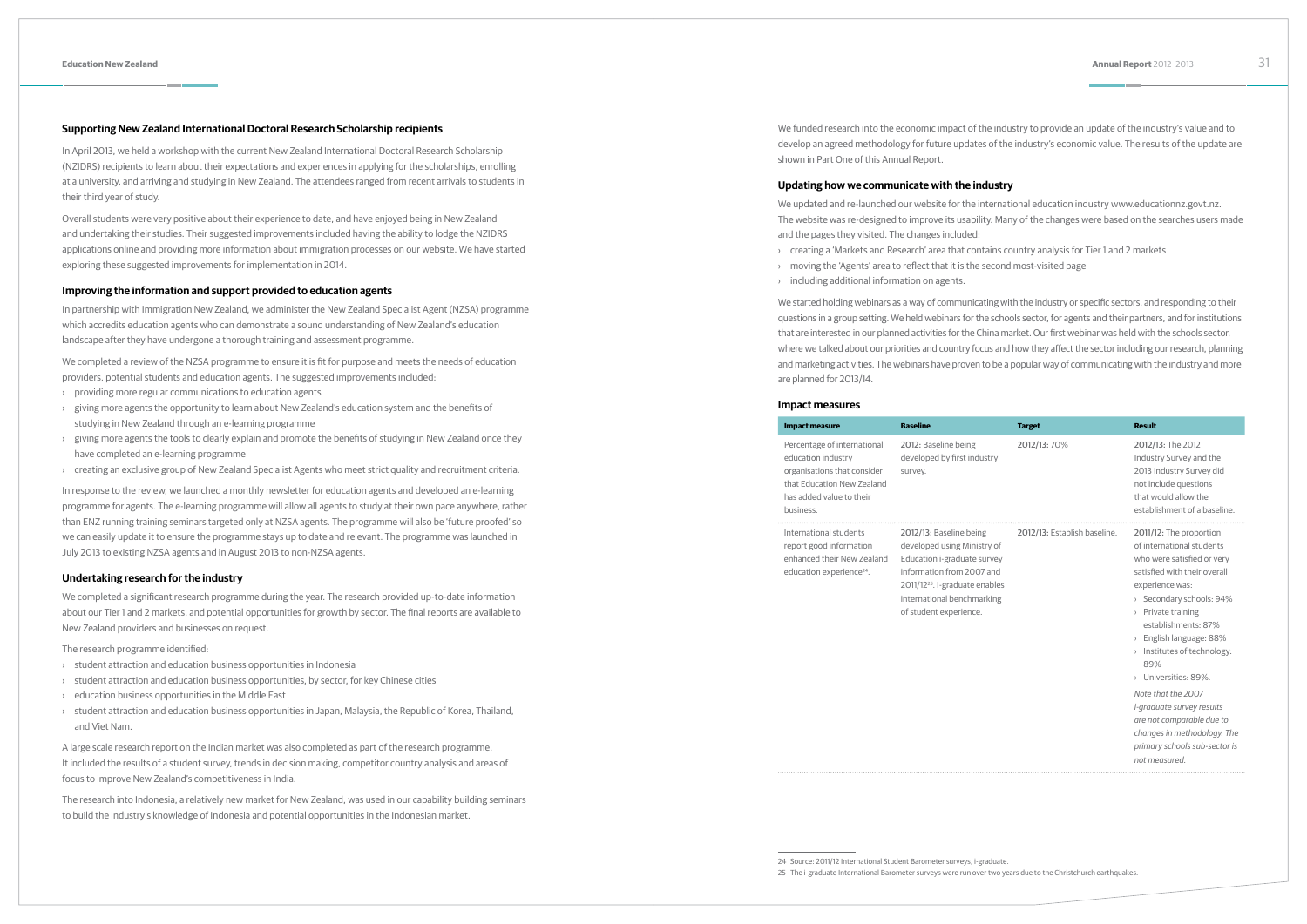### Supporting New Zealand International Doctoral Research Scholarship recipients

In April 2013, we held a workshop with the current New Zealand International Doctoral Research Scholarship (NZIDRS) recipients to learn about their expectations and experiences in applying for the scholarships, enrolling at a university, and arriving and studying in New Zealand. The attendees ranged from recent arrivals to students in their third year of study.

Overall students were very positive about their experience to date, and have enjoyed being in New Zealand and undertaking their studies. Their suggested improvements included having the ability to lodge the NZIDRS applications online and providing more information about immigration processes on our website. We have started exploring these suggested improvements for implementation in 2014.

### Improving the information and support provided to education agents

In partnership with Immigration New Zealand, we administer the New Zealand Specialist Agent (NZSA) programme which accredits education agents who can demonstrate a sound understanding of New Zealand's education landscape after they have undergone a thorough training and assessment programme.

We completed a review of the NZSA programme to ensure it is fit for purpose and meets the needs of education providers, potential students and education agents. The suggested improvements included:

- providing more regular communications to education agents
- giving more agents the opportunity to learn about New Zealand's education system and the benefits of studying in New Zealand through an e-learning programme
- giving more agents the tools to clearly explain and promote the benefits of studying in New Zealand once they have completed an e-learning programme
- creating an exclusive group of New Zealand Specialist Agents who meet strict quality and recruitment criteria.

In response to the review, we launched a monthly newsletter for education agents and developed an e-learning programme for agents. The e-learning programme will allow all agents to study at their own pace anywhere, rather than ENZ running training seminars targeted only at NZSA agents. The programme will also be 'future proofed' so we can easily update it to ensure the programme stays up to date and relevant. The programme was launched in July 2013 to existing NZSA agents and in August 2013 to non-NZSA agents.

### Undertaking research for the industry

We completed a significant research programme during the year. The research provided up-to-date information about our Tier 1 and 2 markets, and potential opportunities for growth by sector. The final reports are available to New Zealand providers and businesses on request.

The research programme identified:

- student attraction and education business opportunities in Indonesia
- student attraction and education business opportunities, by sector, for key Chinese cities
- education business opportunities in the Middle East
- student attraction and education business opportunities in Japan, Malaysia, the Republic of Korea, Thailand, and Viet Nam.

A large scale research report on the Indian market was also completed as part of the research programme. It included the results of a student survey, trends in decision making, competitor country analysis and areas of focus to improve New Zealand's competitiveness in India.

The research into Indonesia, a relatively new market for New Zealand, was used in our capability building seminars to build the industry's knowledge of Indonesia and potential opportunities in the Indonesian market.

We funded research into the economic impact of the industry to provide an update of the industry's value and to develop an agreed methodology for future updates of the industry's economic value. The results of the update are shown in Part One of this Annual Report.

### Updating how we communicate with the industry

We updated and re-launched our website for the international education industry www.educationnz.govt.nz. The website was re-designed to improve its usability. Many of the changes were based on the searches users made and the pages they visited. The changes included:

- creating a 'Markets and Research' area that contains country analysis for Tier 1 and 2 markets
- moving the 'Agents' area to reflect that it is the second most-visited page
- including additional information on agents.

We started holding webinars as a way of communicating with the industry or specific sectors, and responding to their questions in a group setting. We held webinars for the schools sector, for agents and their partners, and for institutions that are interested in our planned activities for the China market. Our first webinar was held with the schools sector, where we talked about our priorities and country focus and how they affect the sector including our research, planning and marketing activities. The webinars have proven to be a popular way of communicating with the industry and more are planned for 2013/14.

### Impact measures

| Impact measure | Baseline | Target | Result |
|---|---|---|---|
| Percentage of international education industry organisations that consider that Education New Zealand has added value to their business. | 2012: Baseline being developed by first industry survey. | 2012/13: 70% | 2012/13: The 2012 Industry Survey and the 2013 Industry Survey did not include questions that would allow the establishment of a baseline. |
| International students report good information enhanced their New Zealand education experience[24]. | 2012/13: Baseline being developed using Ministry of Education i-graduate survey information from 2007 and 2011/12[25]. I-graduate enables international benchmarking of student experience. | 2012/13: Establish baseline. | 2011/12: The proportion of international students who were satisfied or very satisfied with their overall experience was: › Secondary schools: 94% › Private training establishments: 87% › English language: 88% › Institutes of technology: 89% › Universities: 89%. *Note that the 2007 i-graduate survey results are not comparable due to changes in methodology. The primary schools sub-sector is not measured.* |

24 Source: 2011/12 International Student Barometer surveys, i-graduate.

25 The i-graduate International Barometer surveys were run over two years due to the Christchurch earthquakes.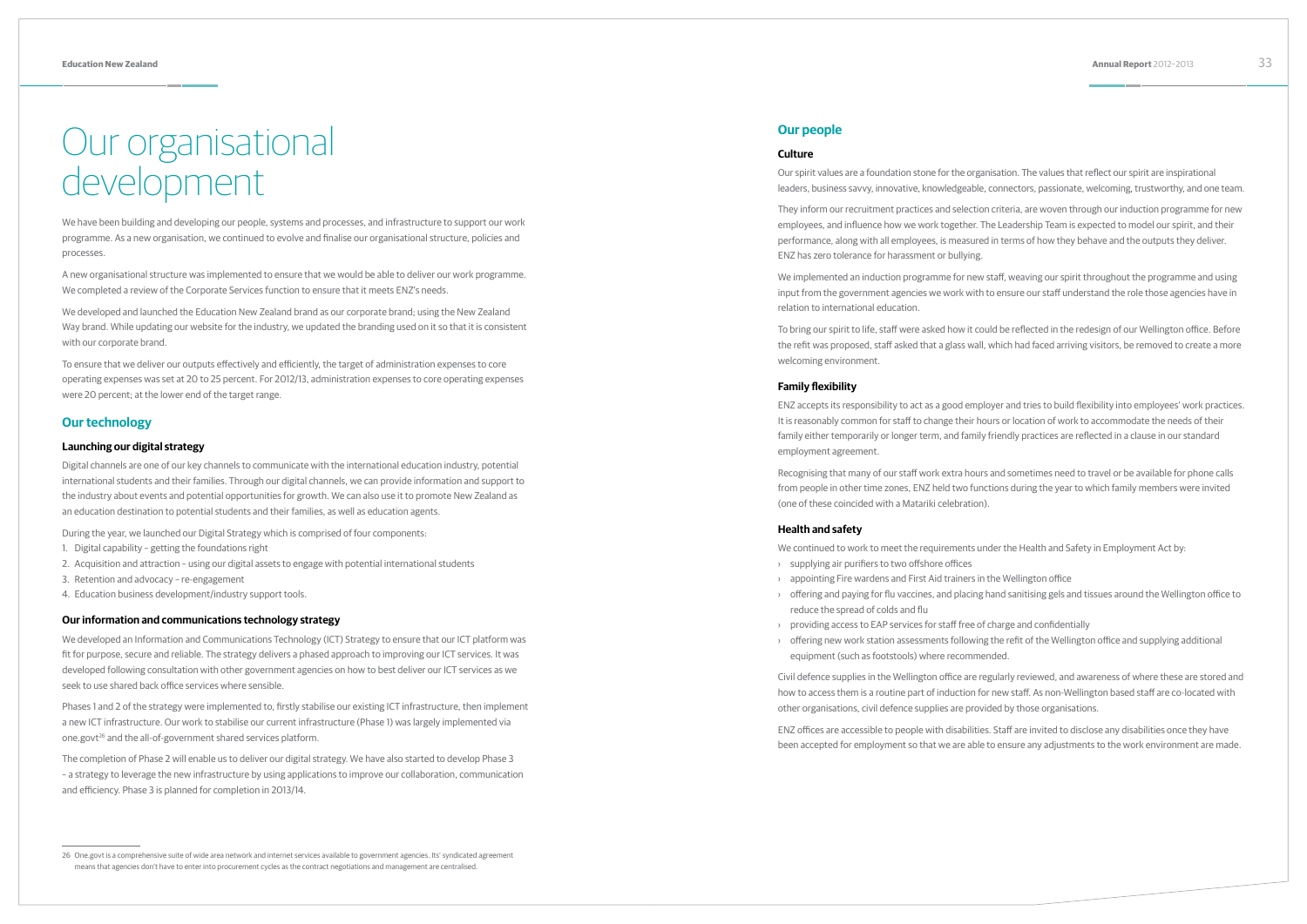# Our organisational development

We have been building and developing our people, systems and processes, and infrastructure to support our work programme. As a new organisation, we continued to evolve and finalise our organisational structure, policies and processes.

A new organisational structure was implemented to ensure that we would be able to deliver our work programme. We completed a review of the Corporate Services function to ensure that it meets ENZ's needs.

We developed and launched the Education New Zealand brand as our corporate brand; using the New Zealand Way brand. While updating our website for the industry, we updated the branding used on it so that it is consistent with our corporate brand.

To ensure that we deliver our outputs effectively and efficiently, the target of administration expenses to core operating expenses was set at 20 to 25 percent. For 2012/13, administration expenses to core operating expenses were 20 percent; at the lower end of the target range.

## Our technology

### Launching our digital strategy

Digital channels are one of our key channels to communicate with the international education industry, potential international students and their families. Through our digital channels, we can provide information and support to the industry about events and potential opportunities for growth. We can also use it to promote New Zealand as an education destination to potential students and their families, as well as education agents.

During the year, we launched our Digital Strategy which is comprised of four components:

1. Digital capability – getting the foundations right
2. Acquisition and attraction – using our digital assets to engage with potential international students
3. Retention and advocacy – re-engagement
4. Education business development/industry support tools.

### Our information and communications technology strategy

We developed an Information and Communications Technology (ICT) Strategy to ensure that our ICT platform was fit for purpose, secure and reliable. The strategy delivers a phased approach to improving our ICT services. It was developed following consultation with other government agencies on how to best deliver our ICT services as we seek to use shared back office services where sensible.

Phases 1 and 2 of the strategy were implemented to, firstly stabilise our existing ICT infrastructure, then implement a new ICT infrastructure. Our work to stabilise our current infrastructure (Phase 1) was largely implemented via one.govt[26] and the all-of-government shared services platform.

The completion of Phase 2 will enable us to deliver our digital strategy. We have also started to develop Phase 3 – a strategy to leverage the new infrastructure by using applications to improve our collaboration, communication and efficiency. Phase 3 is planned for completion in 2013/14.

26 One.govt is a comprehensive suite of wide area network and internet services available to government agencies. Its' syndicated agreement means that agencies don't have to enter into procurement cycles as the contract negotiations and management are centralised.

## Our people

### Culture

Our spirit values are a foundation stone for the organisation. The values that reflect our spirit are inspirational leaders, business savvy, innovative, knowledgeable, connectors, passionate, welcoming, trustworthy, and one team.

They inform our recruitment practices and selection criteria, are woven through our induction programme for new employees, and influence how we work together. The Leadership Team is expected to model our spirit, and their performance, along with all employees, is measured in terms of how they behave and the outputs they deliver. ENZ has zero tolerance for harassment or bullying.

We implemented an induction programme for new staff, weaving our spirit throughout the programme and using input from the government agencies we work with to ensure our staff understand the role those agencies have in relation to international education.

To bring our spirit to life, staff were asked how it could be reflected in the redesign of our Wellington office. Before the refit was proposed, staff asked that a glass wall, which had faced arriving visitors, be removed to create a more welcoming environment.

### Family flexibility

ENZ accepts its responsibility to act as a good employer and tries to build flexibility into employees' work practices. It is reasonably common for staff to change their hours or location of work to accommodate the needs of their family either temporarily or longer term, and family friendly practices are reflected in a clause in our standard employment agreement.

Recognising that many of our staff work extra hours and sometimes need to travel or be available for phone calls from people in other time zones, ENZ held two functions during the year to which family members were invited (one of these coincided with a Matariki celebration).

### Health and safety

We continued to work to meet the requirements under the Health and Safety in Employment Act by:

- supplying air purifiers to two offshore offices
- appointing Fire wardens and First Aid trainers in the Wellington office
- offering and paying for flu vaccines, and placing hand sanitising gels and tissues around the Wellington office to reduce the spread of colds and flu
- providing access to EAP services for staff free of charge and confidentially
- offering new work station assessments following the refit of the Wellington office and supplying additional equipment (such as footstools) where recommended.

Civil defence supplies in the Wellington office are regularly reviewed, and awareness of where these are stored and how to access them is a routine part of induction for new staff. As non-Wellington based staff are co-located with other organisations, civil defence supplies are provided by those organisations.

ENZ offices are accessible to people with disabilities. Staff are invited to disclose any disabilities once they have been accepted for employment so that we are able to ensure any adjustments to the work environment are made.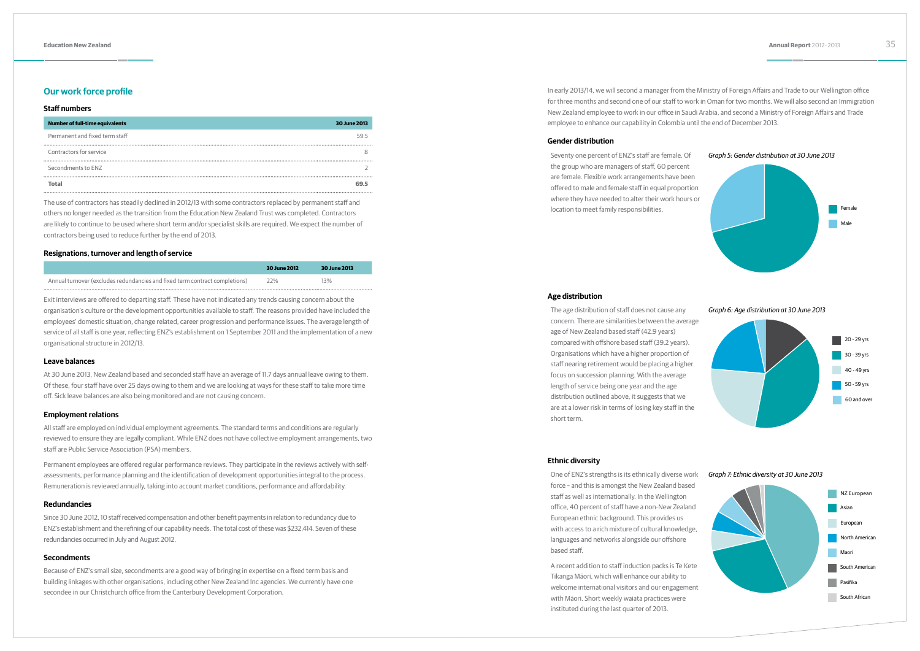## Our work force profile

### Staff numbers

| Number of full-time equivalents | 30 June 2013 |
|---|---|
| Permanent and fixed term staff | 59.5 |
| Contractors for service | 8 |
| Secondments to ENZ | 2 |
| **Total** | **69.5** |

The use of contractors has steadily declined in 2012/13 with some contractors replaced by permanent staff and others no longer needed as the transition from the Education New Zealand Trust was completed. Contractors are likely to continue to be used where short term and/or specialist skills are required. We expect the number of contractors being used to reduce further by the end of 2013.

### Resignations, turnover and length of service

| | 30 June 2012 | 30 June 2013 |
|---|---|---|
| Annual turnover (excludes redundancies and fixed term contract completions) | 22% | 13% |

Exit interviews are offered to departing staff. These have not indicated any trends causing concern about the organisation's culture or the development opportunities available to staff. The reasons provided have included the employees' domestic situation, change related, career progression and performance issues. The average length of service of all staff is one year, reflecting ENZ's establishment on 1 September 2011 and the implementation of a new organisational structure in 2012/13.

### Leave balances

At 30 June 2013, New Zealand based and seconded staff have an average of 11.7 days annual leave owing to them. Of these, four staff have over 25 days owing to them and we are looking at ways for these staff to take more time off. Sick leave balances are also being monitored and are not causing concern.

### Employment relations

All staff are employed on individual employment agreements. The standard terms and conditions are regularly reviewed to ensure they are legally compliant. While ENZ does not have collective employment arrangements, two staff are Public Service Association (PSA) members.

Permanent employees are offered regular performance reviews. They participate in the reviews actively with self-assessments, performance planning and the identification of development opportunities integral to the process. Remuneration is reviewed annually, taking into account market conditions, performance and affordability.

### Redundancies

Since 30 June 2012, 10 staff received compensation and other benefit payments in relation to redundancy due to ENZ's establishment and the refining of our capability needs. The total cost of these was $232,414. Seven of these redundancies occurred in July and August 2012.

### Secondments

Because of ENZ's small size, secondments are a good way of bringing in expertise on a fixed term basis and building linkages with other organisations, including other New Zealand Inc agencies. We currently have one secondee in our Christchurch office from the Canterbury Development Corporation.

In early 2013/14, we will second a manager from the Ministry of Foreign Affairs and Trade to our Wellington office for three months and second one of our staff to work in Oman for two months. We will also second an Immigration New Zealand employee to work in our office in Saudi Arabia, and second a Ministry of Foreign Affairs and Trade employee to enhance our capability in Colombia until the end of December 2013.

### Gender distribution

Seventy one percent of ENZ's staff are female. Of the group who are managers of staff, 60 percent are female. Flexible work arrangements have been offered to male and female staff in equal proportion where they have needed to alter their work hours or location to meet family responsibilities.

*Graph 5: Gender distribution at 30 June 2013*

Female
Male

### Age distribution

The age distribution of staff does not cause any concern. There are similarities between the average age of New Zealand based staff (42.9 years) compared with offshore based staff (39.2 years). Organisations which have a higher proportion of staff nearing retirement would be placing a higher focus on succession planning. With the average length of service being one year and the age distribution outlined above, it suggests that we are at a lower risk in terms of losing key staff in the short term.

*Graph 6: Age distribution at 30 June 2013*

20 - 29 yrs
30 - 39 yrs
40 - 49 yrs
50 - 59 yrs
60 and over

### Ethnic diversity

One of ENZ's strengths is its ethnically diverse work force – and this is amongst the New Zealand based staff as well as internationally. In the Wellington office, 40 percent of staff have a non-New Zealand European ethnic background. This provides us with access to a rich mixture of cultural knowledge, languages and networks alongside our offshore based staff.

A recent addition to staff induction packs is Te Kete Tikanga Māori, which will enhance our ability to welcome international visitors and our engagement with Māori. Short weekly waiata practices were instituted during the last quarter of 2013.

*Graph 7: Ethnic diversity at 30 June 2013*

NZ European
Asian
European
North American
Maori
South American
Pasifika
South African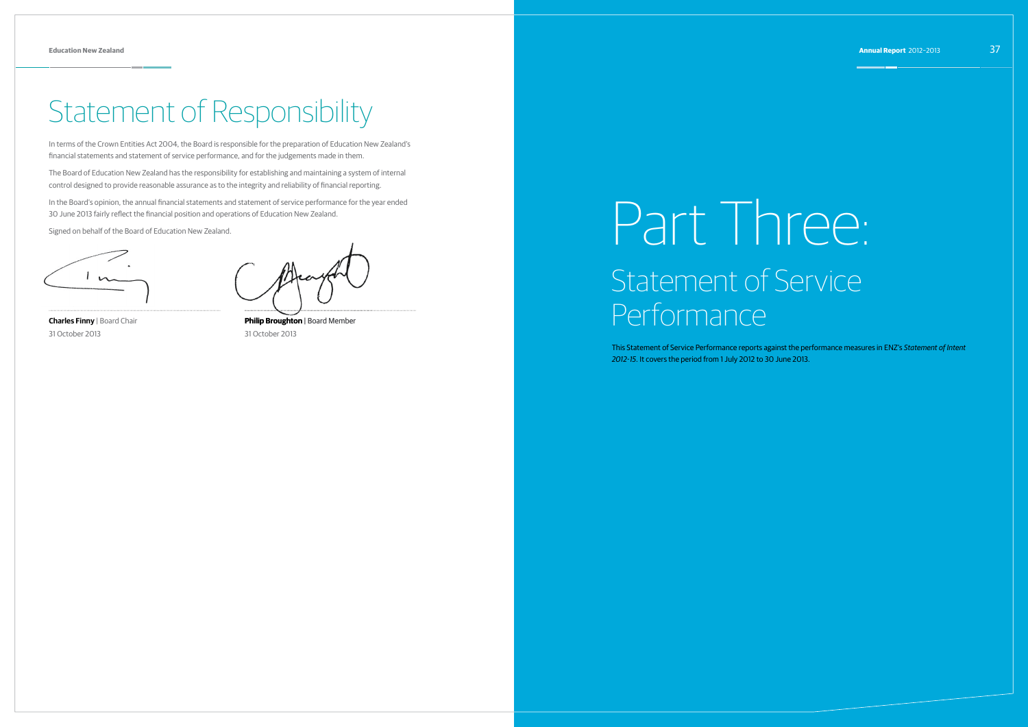# Statement of Responsibility

In terms of the Crown Entities Act 2004, the Board is responsible for the preparation of Education New Zealand's financial statements and statement of service performance, and for the judgements made in them.

The Board of Education New Zealand has the responsibility for establishing and maintaining a system of internal control designed to provide reasonable assurance as to the integrity and reliability of financial reporting.

In the Board's opinion, the annual financial statements and statement of service performance for the year ended 30 June 2013 fairly reflect the financial position and operations of Education New Zealand.

Signed on behalf of the Board of Education New Zealand.

**Charles Finny** | Board Chair
31 October 2013

**Philip Broughton** | Board Member
31 October 2013

# Part Three:

## Statement of Service Performance

This Statement of Service Performance reports against the performance measures in ENZ's *Statement of Intent 2012-15*. It covers the period from 1 July 2012 to 30 June 2013.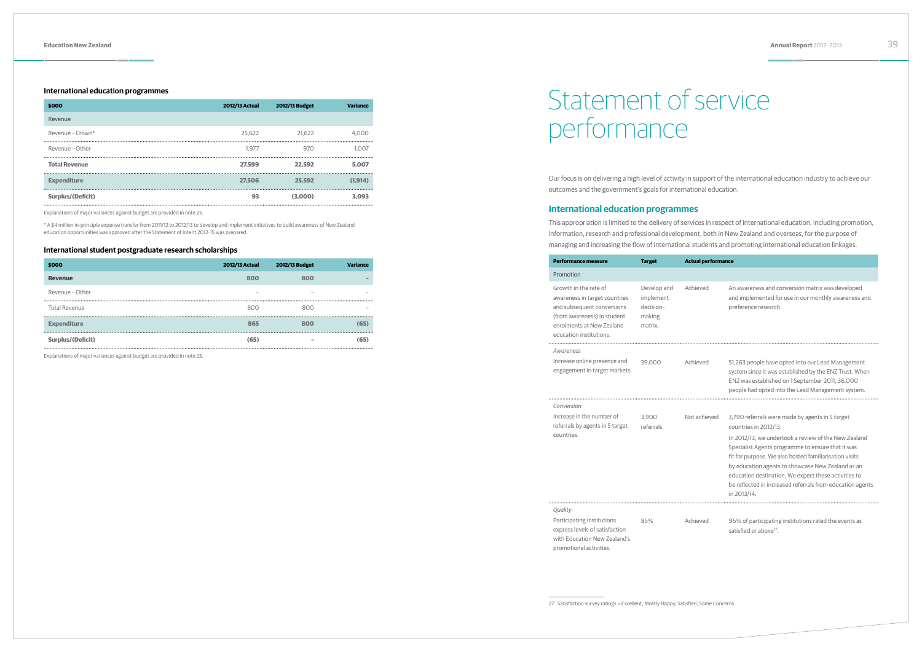### International education programmes

| $000 | 2012/13 Actual | 2012/13 Budget | Variance |
|---|---|---|---|
| Revenue | | | |
| Revenue – Crown* | 25,622 | 21,622 | 4,000 |
| Revenue – Other | 1,977 | 970 | 1,007 |
| **Total Revenue** | **27,599** | **22,592** | **5,007** |
| **Expenditure** | **27,506** | **25,592** | **(1,914)** |
| **Surplus/(Deficit)** | **93** | **(3,000)** | **3,093** |

Explanations of major variances against budget are provided in note 25.

\* A $4 million in-principle expense transfer from 2011/12 to 2012/13 to develop and implement initiatives to build awareness of New Zealand education opportunities was approved after the Statement of Intent 2012-15 was prepared.

### International student postgraduate research scholarships

| $000 | 2012/13 Actual | 2012/13 Budget | Variance |
|---|---|---|---|
| **Revenue** | **800** | **800** | **–** |
| Revenue – Other | – | – | – |
| Total Revenue | 800 | 800 | – |
| **Expenditure** | **865** | **800** | **(65)** |
| **Surplus/(Deficit)** | **(65)** | **–** | **(65)** |

Explanations of major variances against budget are provided in note 25.

# Statement of service performance

Our focus is on delivering a high level of activity in support of the international education industry to achieve our outcomes and the government's goals for international education.

## International education programmes

This appropriation is limited to the delivery of services in respect of international education, including promotion, information, research and professional development, both in New Zealand and overseas, for the purpose of managing and increasing the flow of international students and promoting international education linkages.

| Performance measure | Target | Actual performance | |
|---|---|---|---|
| Promotion | | | |
| Growth in the rate of awareness in target countries and subsequent conversions (from awareness) in student enrolments at New Zealand education institutions. | Develop and implement decision-making matrix. | Achieved | An awareness and conversion matrix was developed and implemented for use in our monthly awareness and preference research. |
| *Awareness*<br>Increase online presence and engagement in target markets. | 39,000 | Achieved | 51,263 people have opted into our Lead Management system since it was established by the ENZ Trust. When ENZ was established on 1 September 2011, 36,000 people had opted into the Lead Management system. |
| *Conversion*<br>Increase in the number of referrals by agents in 5 target countries. | 3,900 referrals | Not achieved | 3,790 referrals were made by agents in 5 target countries in 2012/13.<br>In 2012/13, we undertook a review of the New Zealand Specialist Agents programme to ensure that it was fit for purpose. We also hosted familiarisation visits by education agents to showcase New Zealand as an education destination. We expect these activities to be reflected in increased referrals from education agents in 2013/14. |
| *Quality*<br>Participating institutions express levels of satisfaction with Education New Zealand's promotional activities. | 85% | Achieved | 96% of participating institutions rated the events as satisfied or above[27]. |

27 Satisfaction survey ratings = Excellent, Mostly Happy, Satisfied, Some Concerns.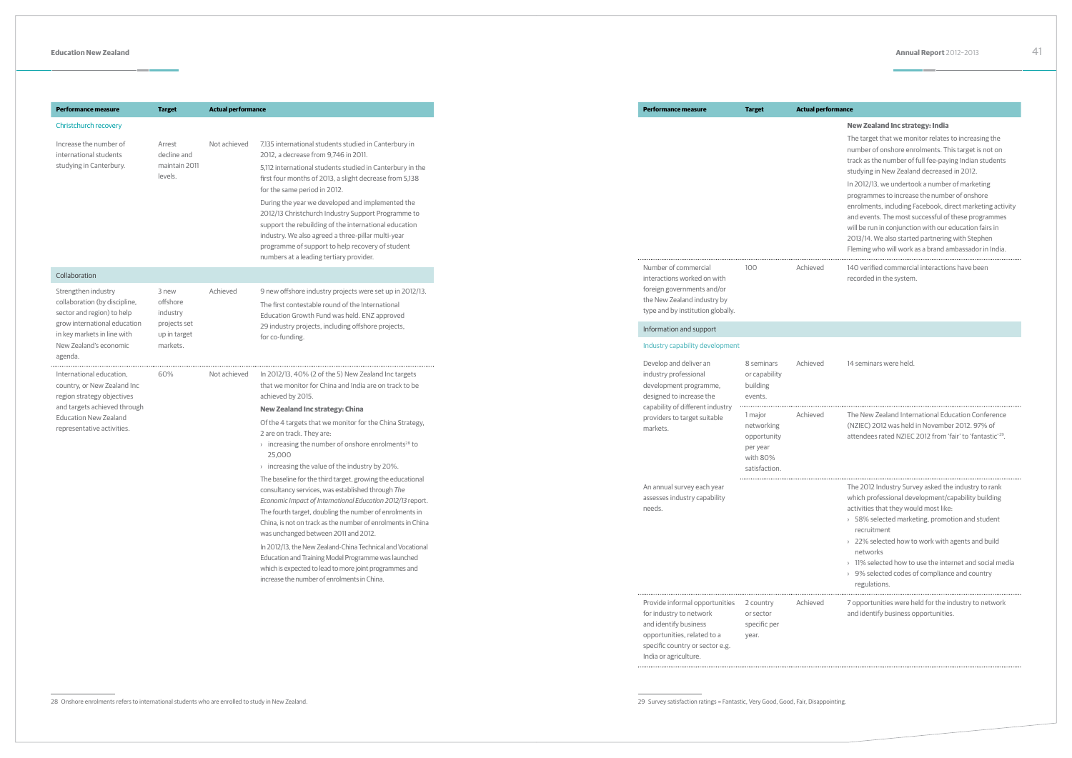| Performance measure | Target | Actual performance | |
|---|---|---|---|
| **Christchurch recovery** | | | |
| Increase the number of international students studying in Canterbury. | Arrest decline and maintain 2011 levels. | Not achieved | 7,135 international students studied in Canterbury in 2012, a decrease from 9,746 in 2011.<br><br>5,112 international students studied in Canterbury in the first four months of 2013, a slight decrease from 5,138 for the same period in 2012.<br><br>During the year we developed and implemented the 2012/13 Christchurch Industry Support Programme to support the rebuilding of the international education industry. We also agreed a three-pillar multi-year programme of support to help recovery of student numbers at a leading tertiary provider. |
| **Collaboration** | | | |
| Strengthen industry collaboration (by discipline, sector and region) to help grow international education in key markets in line with New Zealand's economic agenda. | 3 new offshore industry projects set up in target markets. | Achieved | 9 new offshore industry projects were set up in 2012/13.<br><br>The first contestable round of the International Education Growth Fund was held. ENZ approved 29 industry projects, including offshore projects, for co-funding. |
| International education, country, or New Zealand Inc region strategy objectives and targets achieved through Education New Zealand representative activities. | 60% | Not achieved | In 2012/13, 40% (2 of the 5) New Zealand Inc targets that we monitor for China and India are on track to be achieved by 2015.<br><br>**New Zealand Inc strategy: China**<br><br>Of the 4 targets that we monitor for the China Strategy, 2 are on track. They are:<br>› increasing the number of onshore enrolments[28] to 25,000<br>› increasing the value of the industry by 20%.<br><br>The baseline for the third target, growing the educational consultancy services, was established through *The Economic Impact of International Education 2012/13* report. The fourth target, doubling the number of enrolments in China, is not on track as the number of enrolments in China was unchanged between 2011 and 2012.<br><br>In 2012/13, the New Zealand-China Technical and Vocational Education and Training Model Programme was launched which is expected to lead to more joint programmes and increase the number of enrolments in China.<br><br>**New Zealand Inc strategy: India**<br><br>The target that we monitor relates to increasing the number of onshore enrolments. This target is not on track as the number of full fee-paying Indian students studying in New Zealand decreased in 2012.<br><br>In 2012/13, we undertook a number of marketing programmes to increase the number of onshore enrolments, including Facebook, direct marketing activity and events. The most successful of these programmes will be run in conjunction with our education fairs in 2013/14. We also started partnering with Stephen Fleming who will work as a brand ambassador in India. |
| Number of commercial interactions worked on with foreign governments and/or the New Zealand industry by type and by institution globally. | 100 | Achieved | 140 verified commercial interactions have been recorded in the system. |
| **Information and support** | | | |
| **Industry capability development** | | | |
| Develop and deliver an industry professional development programme, designed to increase the capability of different industry providers to target suitable markets. | 8 seminars or capability building events. | Achieved | 14 seminars were held. |
| | 1 major networking opportunity per year with 80% satisfaction. | Achieved | The New Zealand International Education Conference (NZIEC) 2012 was held in November 2012. 97% of attendees rated NZIEC 2012 from 'fair' to 'fantastic'[29]. |
| An annual survey each year assesses industry capability needs. | | | The 2012 Industry Survey asked the industry to rank which professional development/capability building activities that they would most like:<br>› 58% selected marketing, promotion and student recruitment<br>› 22% selected how to work with agents and build networks<br>› 11% selected how to use the internet and social media<br>› 9% selected codes of compliance and country regulations. |
| Provide informal opportunities for industry to network and identify business opportunities, related to a specific country or sector e.g. India or agriculture. | 2 country or sector specific per year. | Achieved | 7 opportunities were held for the industry to network and identify business opportunities. |

28 Onshore enrolments refers to international students who are enrolled to study in New Zealand.

29 Survey satisfaction ratings = Fantastic, Very Good, Good, Fair, Disappointing.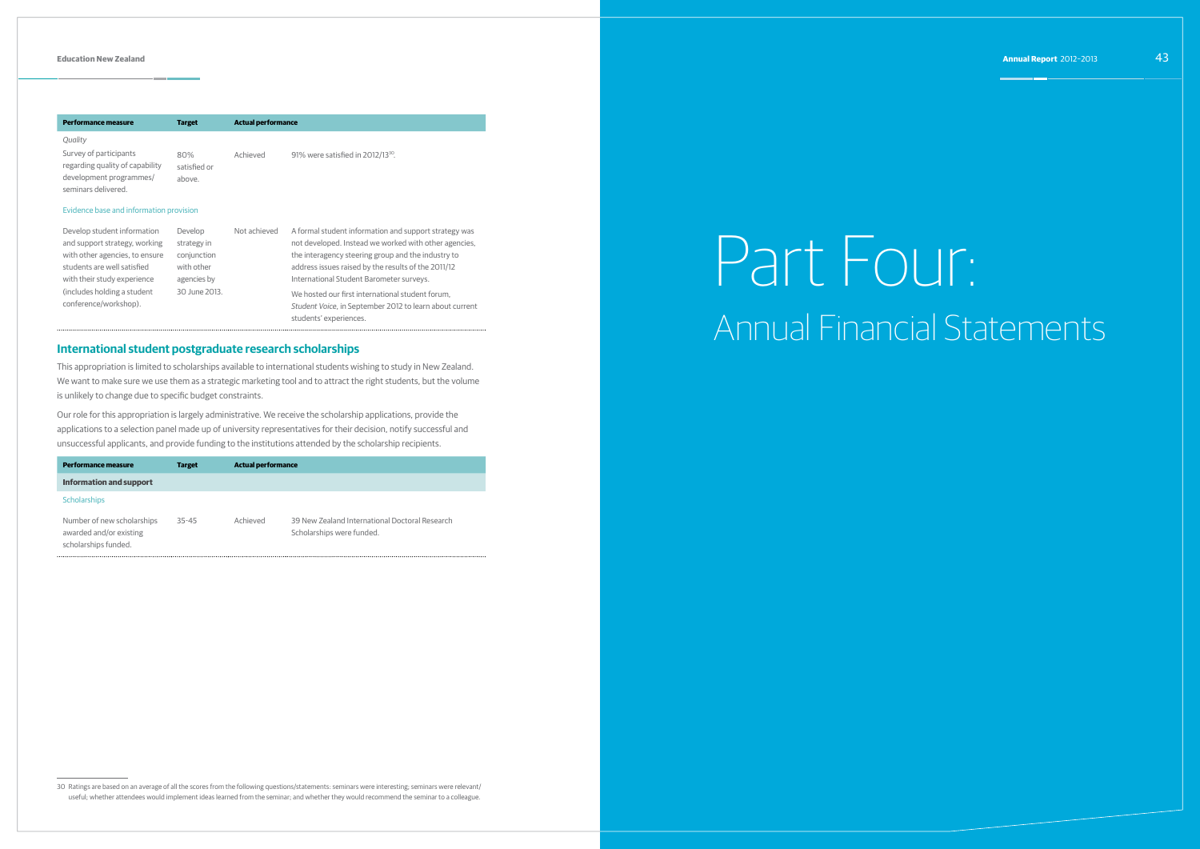| Performance measure | Target | Actual performance | |
|---|---|---|---|
| *Quality* | | | |
| Survey of participants regarding quality of capability development programmes/ seminars delivered. | 80% satisfied or above. | Achieved | 91% were satisfied in 2012/13[30]. |
| Evidence base and information provision | | | |
| Develop student information and support strategy, working with other agencies, to ensure students are well satisfied with their study experience (includes holding a student conference/workshop). | Develop strategy in conjunction with other agencies by 30 June 2013. | Not achieved | A formal student information and support strategy was not developed. Instead we worked with other agencies, the interagency steering group and the industry to address issues raised by the results of the 2011/12 International Student Barometer surveys. We hosted our first international student forum, *Student Voice*, in September 2012 to learn about current students' experiences. |

## International student postgraduate research scholarships

This appropriation is limited to scholarships available to international students wishing to study in New Zealand. We want to make sure we use them as a strategic marketing tool and to attract the right students, but the volume is unlikely to change due to specific budget constraints.

Our role for this appropriation is largely administrative. We receive the scholarship applications, provide the applications to a selection panel made up of university representatives for their decision, notify successful and unsuccessful applicants, and provide funding to the institutions attended by the scholarship recipients.

| Performance measure | Target | Actual performance | |
|---|---|---|---|
| **Information and support** | | | |
| Scholarships | | | |
| Number of new scholarships awarded and/or existing scholarships funded. | 35–45 | Achieved | 39 New Zealand International Doctoral Research Scholarships were funded. |

30 Ratings are based on an average of all the scores from the following questions/statements: seminars were interesting; seminars were relevant/useful; whether attendees would implement ideas learned from the seminar; and whether they would recommend the seminar to a colleague.

# Part Four: Annual Financial Statements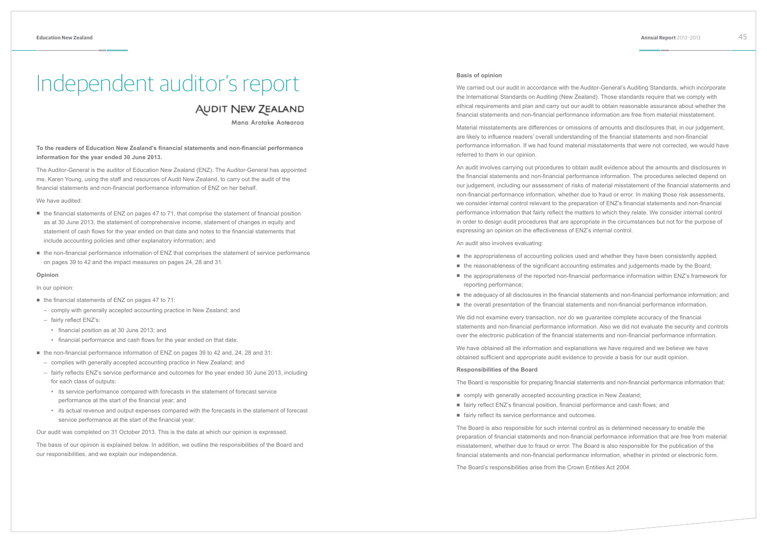# Independent auditor's report

AUDIT NEW ZEALAND

Mana Arotake Aotearoa

**To the readers of Education New Zealand's financial statements and non-financial performance information for the year ended 30 June 2013.**

The Auditor-General is the auditor of Education New Zealand (ENZ). The Auditor-General has appointed me, Karen Young, using the staff and resources of Audit New Zealand, to carry out the audit of the financial statements and non-financial performance information of ENZ on her behalf.

We have audited:

- the financial statements of ENZ on pages 47 to 71, that comprise the statement of financial position as at 30 June 2013, the statement of comprehensive income, statement of changes in equity and statement of cash flows for the year ended on that date and notes to the financial statements that include accounting policies and other explanatory information; and
- the non-financial performance information of ENZ that comprises the statement of service performance on pages 39 to 42 and the impact measures on pages 24, 28 and 31.

**Opinion**

In our opinion:

- the financial statements of ENZ on pages 47 to 71:
  - comply with generally accepted accounting practice in New Zealand; and
  - fairly reflect ENZ's:
    - financial position as at 30 June 2013; and
    - financial performance and cash flows for the year ended on that date.
- the non-financial performance information of ENZ on pages 39 to 42 and, 24, 28 and 31:
  - complies with generally accepted accounting practice in New Zealand; and
  - fairly reflects ENZ's service performance and outcomes for the year ended 30 June 2013, including for each class of outputs:
    - its service performance compared with forecasts in the statement of forecast service performance at the start of the financial year; and
    - its actual revenue and output expenses compared with the forecasts in the statement of forecast service performance at the start of the financial year.

Our audit was completed on 31 October 2013. This is the date at which our opinion is expressed.

The basis of our opinion is explained below. In addition, we outline the responsibilities of the Board and our responsibilities, and we explain our independence.

**Basis of opinion**

We carried out our audit in accordance with the Auditor-General's Auditing Standards, which incorporate the International Standards on Auditing (New Zealand). Those standards require that we comply with ethical requirements and plan and carry out our audit to obtain reasonable assurance about whether the financial statements and non-financial performance information are free from material misstatement.

Material misstatements are differences or omissions of amounts and disclosures that, in our judgement, are likely to influence readers' overall understanding of the financial statements and non-financial performance information. If we had found material misstatements that were not corrected, we would have referred to them in our opinion.

An audit involves carrying out procedures to obtain audit evidence about the amounts and disclosures in the financial statements and non-financial performance information. The procedures selected depend on our judgement, including our assessment of risks of material misstatement of the financial statements and non-financial performance information, whether due to fraud or error. In making those risk assessments, we consider internal control relevant to the preparation of ENZ's financial statements and non-financial performance information that fairly reflect the matters to which they relate. We consider internal control in order to design audit procedures that are appropriate in the circumstances but not for the purpose of expressing an opinion on the effectiveness of ENZ's internal control.

An audit also involves evaluating:

- the appropriateness of accounting policies used and whether they have been consistently applied;
- the reasonableness of the significant accounting estimates and judgements made by the Board;
- the appropriateness of the reported non-financial performance information within ENZ's framework for reporting performance;
- the adequacy of all disclosures in the financial statements and non-financial performance information; and
- the overall presentation of the financial statements and non-financial performance information.

We did not examine every transaction, nor do we guarantee complete accuracy of the financial statements and non-financial performance information. Also we did not evaluate the security and controls over the electronic publication of the financial statements and non-financial performance information.

We have obtained all the information and explanations we have required and we believe we have obtained sufficient and appropriate audit evidence to provide a basis for our audit opinion.

**Responsibilities of the Board**

The Board is responsible for preparing financial statements and non-financial performance information that:

- comply with generally accepted accounting practice in New Zealand;
- fairly reflect ENZ's financial position, financial performance and cash flows; and
- fairly reflect its service performance and outcomes.

The Board is also responsible for such internal control as is determined necessary to enable the preparation of financial statements and non-financial performance information that are free from material misstatement, whether due to fraud or error. The Board is also responsible for the publication of the financial statements and non-financial performance information, whether in printed or electronic form.

The Board's responsibilities arise from the Crown Entities Act 2004.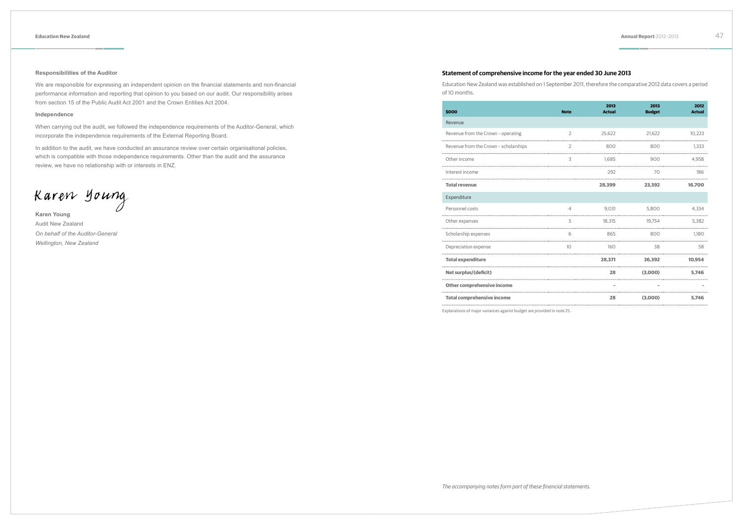### Responsibilities of the Auditor

We are responsible for expressing an independent opinion on the financial statements and non-financial performance information and reporting that opinion to you based on our audit. Our responsibility arises from section 15 of the Public Audit Act 2001 and the Crown Entities Act 2004.

### Independence

When carrying out the audit, we followed the independence requirements of the Auditor-General, which incorporate the independence requirements of the External Reporting Board.

In addition to the audit, we have conducted an assurance review over certain organisational policies, which is compatible with those independence requirements. Other than the audit and the assurance review, we have no relationship with or interests in ENZ.

Karen Young

**Karen Young**
Audit New Zealand
*On behalf of the Auditor-General*
*Wellington, New Zealand*

## Statement of comprehensive income for the year ended 30 June 2013

Education New Zealand was established on 1 September 2011, therefore the comparative 2012 data covers a period of 10 months.

| $000 | Note | 2013 Actual | 2013 Budget | 2012 Actual |
|---|---|---|---|---|
| **Revenue** | | | | |
| Revenue from the Crown – operating | 2 | 25,622 | 21,622 | 10,223 |
| Revenue from the Crown – scholarships | 2 | 800 | 800 | 1,333 |
| Other income | 3 | 1,685 | 900 | 4,958 |
| Interest income | | 292 | 70 | 186 |
| **Total revenue** | | **28,399** | **23,392** | **16,700** |
| **Expenditure** | | | | |
| Personnel costs | 4 | 9,031 | 5,800 | 4,334 |
| Other expenses | 5 | 18,315 | 19,754 | 5,382 |
| Scholarship expenses | 6 | 865 | 800 | 1,180 |
| Depreciation expense | 10 | 160 | 38 | 58 |
| **Total expenditure** | | **28,371** | **26,392** | **10,954** |
| **Net surplus/(deficit)** | | **28** | **(3,000)** | **5,746** |
| **Other comprehensive income** | | – | – | – |
| **Total comprehensive income** | | **28** | **(3,000)** | **5,746** |

Explanations of major variances against budget are provided in note 25 .

*The accompanying notes form part of these financial statements.*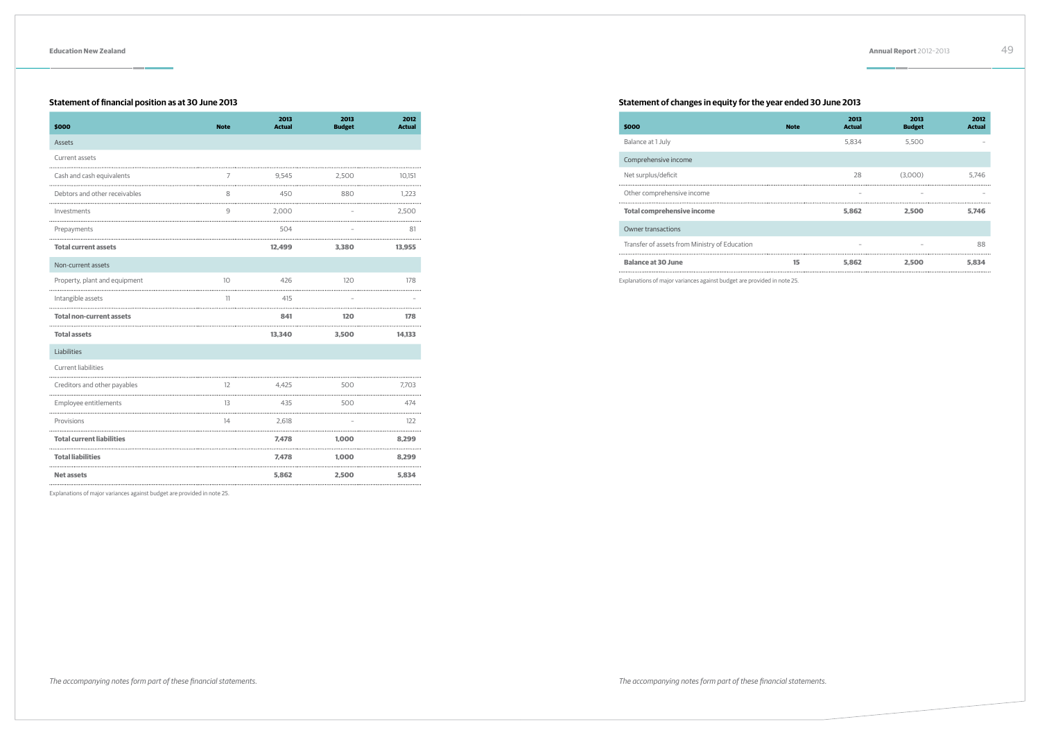## Statement of financial position as at 30 June 2013

| $000 | Note | 2013 Actual | 2013 Budget | 2012 Actual |
|---|---|---|---|---|
| Assets | | | | |
| Current assets | | | | |
| Cash and cash equivalents | 7 | 9,545 | 2,500 | 10,151 |
| Debtors and other receivables | 8 | 450 | 880 | 1,223 |
| Investments | 9 | 2,000 | – | 2,500 |
| Prepayments | | 504 | – | 81 |
| **Total current assets** | | **12,499** | **3,380** | **13,955** |
| Non-current assets | | | | |
| Property, plant and equipment | 10 | 426 | 120 | 178 |
| Intangible assets | 11 | 415 | – | – |
| **Total non-current assets** | | **841** | **120** | **178** |
| **Total assets** | | **13,340** | **3,500** | **14,133** |
| Liabilities | | | | |
| Current liabilities | | | | |
| Creditors and other payables | 12 | 4,425 | 500 | 7,703 |
| Employee entitlements | 13 | 435 | 500 | 474 |
| Provisions | 14 | 2,618 | – | 122 |
| **Total current liabilities** | | **7,478** | **1,000** | **8,299** |
| **Total liabilities** | | **7,478** | **1,000** | **8,299** |
| **Net assets** | | **5,862** | **2,500** | **5,834** |

Explanations of major variances against budget are provided in note 25.

*The accompanying notes form part of these financial statements.*

## Statement of changes in equity for the year ended 30 June 2013

| $000 | Note | 2013 Actual | 2013 Budget | 2012 Actual |
|---|---|---|---|---|
| Balance at 1 July | | 5,834 | 5,500 | – |
| Comprehensive income | | | | |
| Net surplus/deficit | | 28 | (3,000) | 5,746 |
| Other comprehensive income | | – | – | – |
| **Total comprehensive income** | | **5,862** | **2,500** | **5,746** |
| Owner transactions | | | | |
| Transfer of assets from Ministry of Education | | – | – | 88 |
| **Balance at 30 June** | **15** | **5,862** | **2,500** | **5,834** |

Explanations of major variances against budget are provided in note 25.

*The accompanying notes form part of these financial statements.*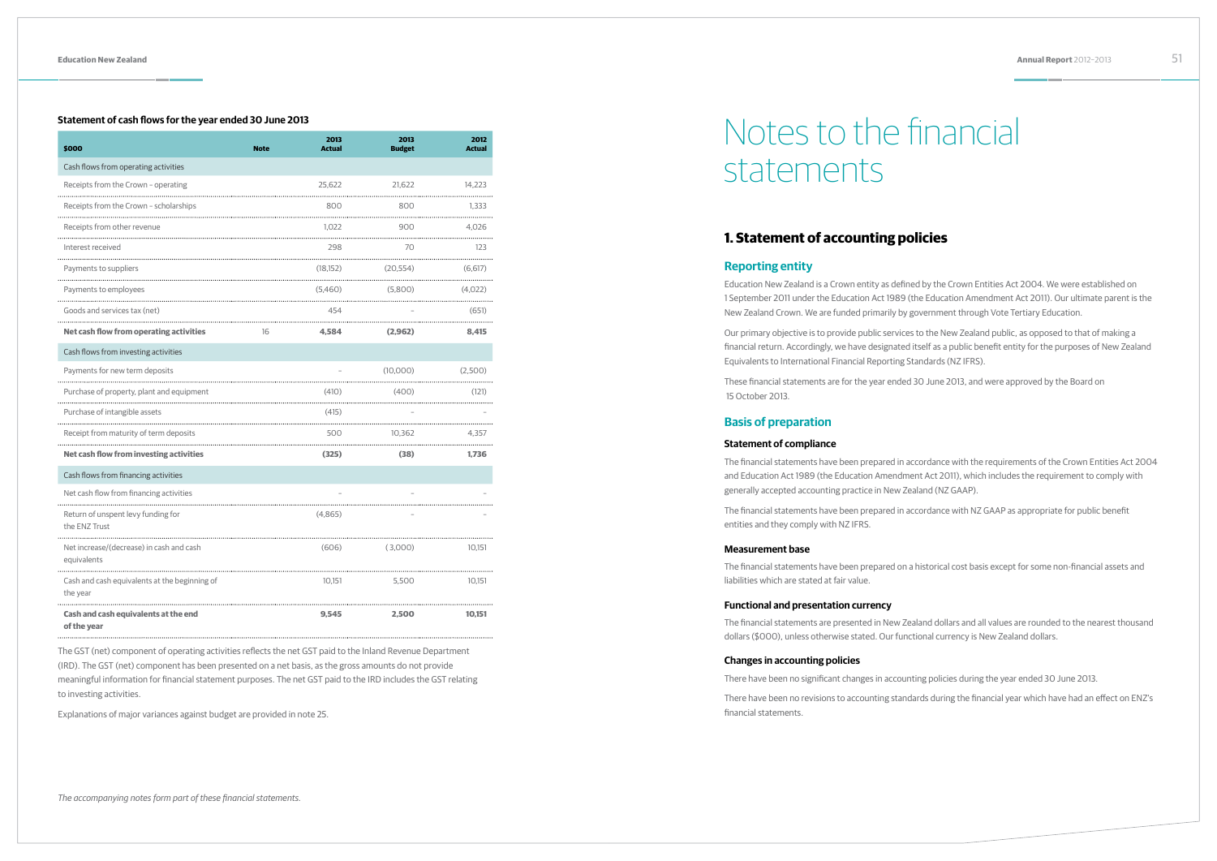### Statement of cash flows for the year ended 30 June 2013

| $000 | Note | 2013 Actual | 2013 Budget | 2012 Actual |
|---|---|---|---|---|
| **Cash flows from operating activities** | | | | |
| Receipts from the Crown – operating | | 25,622 | 21,622 | 14,223 |
| Receipts from the Crown – scholarships | | 800 | 800 | 1,333 |
| Receipts from other revenue | | 1,022 | 900 | 4,026 |
| Interest received | | 298 | 70 | 123 |
| Payments to suppliers | | (18,152) | (20,554) | (6,617) |
| Payments to employees | | (5,460) | (5,800) | (4,022) |
| Goods and services tax (net) | | 454 | – | (651) |
| **Net cash flow from operating activities** | 16 | **4,584** | **(2,962)** | **8,415** |
| **Cash flows from investing activities** | | | | |
| Payments for new term deposits | | – | (10,000) | (2,500) |
| Purchase of property, plant and equipment | | (410) | (400) | (121) |
| Purchase of intangible assets | | (415) | – | – |
| Receipt from maturity of term deposits | | 500 | 10,362 | 4,357 |
| **Net cash flow from investing activities** | | **(325)** | **(38)** | **1,736** |
| **Cash flows from financing activities** | | | | |
| Net cash flow from financing activities | | – | – | – |
| Return of unspent levy funding for the ENZ Trust | | (4,865) | – | – |
| Net increase/(decrease) in cash and cash equivalents | | (606) | (3,000) | 10,151 |
| Cash and cash equivalents at the beginning of the year | | 10,151 | 5,500 | 10,151 |
| **Cash and cash equivalents at the end of the year** | | **9,545** | **2,500** | **10,151** |

The GST (net) component of operating activities reflects the net GST paid to the Inland Revenue Department (IRD). The GST (net) component has been presented on a net basis, as the gross amounts do not provide meaningful information for financial statement purposes. The net GST paid to the IRD includes the GST relating to investing activities.

Explanations of major variances against budget are provided in note 25.

*The accompanying notes form part of these financial statements.*

# Notes to the financial statements

## 1. Statement of accounting policies

### Reporting entity

Education New Zealand is a Crown entity as defined by the Crown Entities Act 2004. We were established on 1 September 2011 under the Education Act 1989 (the Education Amendment Act 2011). Our ultimate parent is the New Zealand Crown. We are funded primarily by government through Vote Tertiary Education.

Our primary objective is to provide public services to the New Zealand public, as opposed to that of making a financial return. Accordingly, we have designated itself as a public benefit entity for the purposes of New Zealand Equivalents to International Financial Reporting Standards (NZ IFRS).

These financial statements are for the year ended 30 June 2013, and were approved by the Board on 15 October 2013.

### Basis of preparation

#### Statement of compliance

The financial statements have been prepared in accordance with the requirements of the Crown Entities Act 2004 and Education Act 1989 (the Education Amendment Act 2011), which includes the requirement to comply with generally accepted accounting practice in New Zealand (NZ GAAP).

The financial statements have been prepared in accordance with NZ GAAP as appropriate for public benefit entities and they comply with NZ IFRS.

#### Measurement base

The financial statements have been prepared on a historical cost basis except for some non-financial assets and liabilities which are stated at fair value.

#### Functional and presentation currency

The financial statements are presented in New Zealand dollars and all values are rounded to the nearest thousand dollars ($000), unless otherwise stated. Our functional currency is New Zealand dollars.

#### Changes in accounting policies

There have been no significant changes in accounting policies during the year ended 30 June 2013.

There have been no revisions to accounting standards during the financial year which have had an effect on ENZ's financial statements.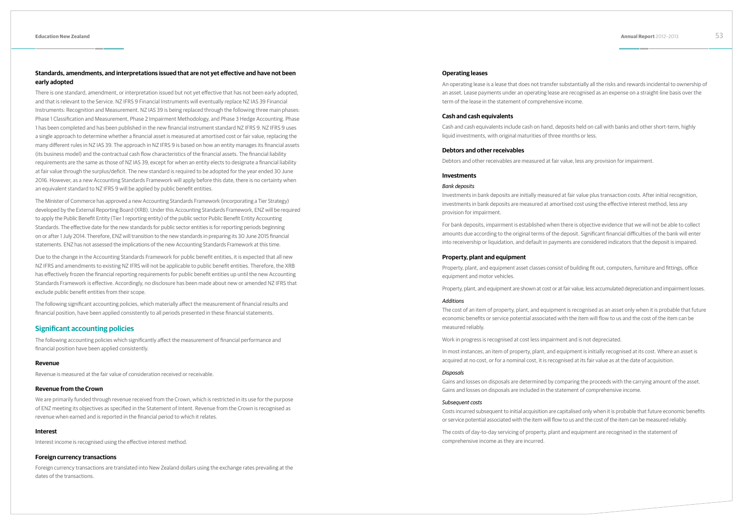### Standards, amendments, and interpretations issued that are not yet effective and have not been early adopted

There is one standard, amendment, or interpretation issued but not yet effective that has not been early adopted, and that is relevant to the Service. NZ IFRS 9 Financial Instruments will eventually replace NZ IAS 39 Financial Instruments: Recognition and Measurement. NZ IAS 39 is being replaced through the following three main phases: Phase 1 Classification and Measurement, Phase 2 Impairment Methodology, and Phase 3 Hedge Accounting. Phase 1 has been completed and has been published in the new financial instrument standard NZ IFRS 9. NZ IFRS 9 uses a single approach to determine whether a financial asset is measured at amortised cost or fair value, replacing the many different rules in NZ IAS 39. The approach in NZ IFRS 9 is based on how an entity manages its financial assets (its business model) and the contractual cash flow characteristics of the financial assets. The financial liability requirements are the same as those of NZ IAS 39, except for when an entity elects to designate a financial liability at fair value through the surplus/deficit. The new standard is required to be adopted for the year ended 30 June 2016. However, as a new Accounting Standards Framework will apply before this date, there is no certainty when an equivalent standard to NZ IFRS 9 will be applied by public benefit entities.

The Minister of Commerce has approved a new Accounting Standards Framework (incorporating a Tier Strategy) developed by the External Reporting Board (XRB). Under this Accounting Standards Framework, ENZ will be required to apply the Public Benefit Entity (Tier 1 reporting entity) of the public sector Public Benefit Entity Accounting Standards. The effective date for the new standards for public sector entities is for reporting periods beginning on or after 1 July 2014. Therefore, ENZ will transition to the new standards in preparing its 30 June 2015 financial statements. ENZ has not assessed the implications of the new Accounting Standards Framework at this time.

Due to the change in the Accounting Standards Framework for public benefit entities, it is expected that all new NZ IFRS and amendments to existing NZ IFRS will not be applicable to public benefit entities. Therefore, the XRB has effectively frozen the financial reporting requirements for public benefit entities up until the new Accounting Standards Framework is effective. Accordingly, no disclosure has been made about new or amended NZ IFRS that exclude public benefit entities from their scope.

The following significant accounting policies, which materially affect the measurement of financial results and financial position, have been applied consistently to all periods presented in these financial statements.

## Significant accounting policies

The following accounting policies which significantly affect the measurement of financial performance and financial position have been applied consistently.

### Revenue

Revenue is measured at the fair value of consideration received or receivable.

### Revenue from the Crown

We are primarily funded through revenue received from the Crown, which is restricted in its use for the purpose of ENZ meeting its objectives as specified in the Statement of Intent. Revenue from the Crown is recognised as revenue when earned and is reported in the financial period to which it relates.

### Interest

Interest income is recognised using the effective interest method.

### Foreign currency transactions

Foreign currency transactions are translated into New Zealand dollars using the exchange rates prevailing at the dates of the transactions.

### Operating leases

An operating lease is a lease that does not transfer substantially all the risks and rewards incidental to ownership of an asset. Lease payments under an operating lease are recognised as an expense on a straight-line basis over the term of the lease in the statement of comprehensive income.

### Cash and cash equivalents

Cash and cash equivalents include cash on hand, deposits held on call with banks and other short-term, highly liquid investments, with original maturities of three months or less.

### Debtors and other receivables

Debtors and other receivables are measured at fair value, less any provision for impairment.

### Investments

*Bank deposits*

Investments in bank deposits are initially measured at fair value plus transaction costs. After initial recognition, investments in bank deposits are measured at amortised cost using the effective interest method, less any provision for impairment.

For bank deposits, impairment is established when there is objective evidence that we will not be able to collect amounts due according to the original terms of the deposit. Significant financial difficulties of the bank will enter into receivership or liquidation, and default in payments are considered indicators that the deposit is impaired.

### Property, plant and equipment

Property, plant, and equipment asset classes consist of building fit out, computers, furniture and fittings, office equipment and motor vehicles.

Property, plant, and equipment are shown at cost or at fair value, less accumulated depreciation and impairment losses.

*Additions*

The cost of an item of property, plant, and equipment is recognised as an asset only when it is probable that future economic benefits or service potential associated with the item will flow to us and the cost of the item can be measured reliably.

Work in progress is recognised at cost less impairment and is not depreciated.

In most instances, an item of property, plant, and equipment is initially recognised at its cost. Where an asset is acquired at no cost, or for a nominal cost, it is recognised at its fair value as at the date of acquisition.

*Disposals*

Gains and losses on disposals are determined by comparing the proceeds with the carrying amount of the asset. Gains and losses on disposals are included in the statement of comprehensive income.

*Subsequent costs*

Costs incurred subsequent to initial acquisition are capitalised only when it is probable that future economic benefits or service potential associated with the item will flow to us and the cost of the item can be measured reliably.

The costs of day-to-day servicing of property, plant and equipment are recognised in the statement of comprehensive income as they are incurred.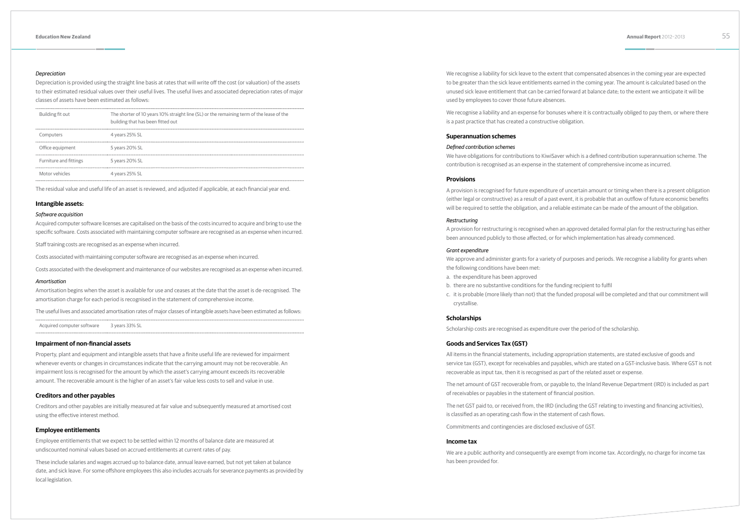*Depreciation*

Depreciation is provided using the straight line basis at rates that will write off the cost (or valuation) of the assets to their estimated residual values over their useful lives. The useful lives and associated depreciation rates of major classes of assets have been estimated as follows:

| | |
|---|---|
| Building fit out | The shorter of 10 years 10% straight line (SL) or the remaining term of the lease of the building that has been fitted out |
| Computers | 4 years 25% SL |
| Office equipment | 5 years 20% SL |
| Furniture and fittings | 5 years 20% SL |
| Motor vehicles | 4 years 25% SL |

The residual value and useful life of an asset is reviewed, and adjusted if applicable, at each financial year end.

## Intangible assets:

*Software acquisition*

Acquired computer software licenses are capitalised on the basis of the costs incurred to acquire and bring to use the specific software. Costs associated with maintaining computer software are recognised as an expense when incurred.

Staff training costs are recognised as an expense when incurred.

Costs associated with maintaining computer software are recognised as an expense when incurred.

Costs associated with the development and maintenance of our websites are recognised as an expense when incurred.

*Amortisation*

Amortisation begins when the asset is available for use and ceases at the date that the asset is de-recognised. The amortisation charge for each period is recognised in the statement of comprehensive income.

The useful lives and associated amortisation rates of major classes of intangible assets have been estimated as follows:

| | |
|---|---|
| Acquired computer software | 3 years 33% SL |

## Impairment of non-financial assets

Property, plant and equipment and intangible assets that have a finite useful life are reviewed for impairment whenever events or changes in circumstances indicate that the carrying amount may not be recoverable. An impairment loss is recognised for the amount by which the asset's carrying amount exceeds its recoverable amount. The recoverable amount is the higher of an asset's fair value less costs to sell and value in use.

## Creditors and other payables

Creditors and other payables are initially measured at fair value and subsequently measured at amortised cost using the effective interest method.

## Employee entitlements

Employee entitlements that we expect to be settled within 12 months of balance date are measured at undiscounted nominal values based on accrued entitlements at current rates of pay.

These include salaries and wages accrued up to balance date, annual leave earned, but not yet taken at balance date, and sick leave. For some offshore employees this also includes accruals for severance payments as provided by local legislation.

We recognise a liability for sick leave to the extent that compensated absences in the coming year are expected to be greater than the sick leave entitlements earned in the coming year. The amount is calculated based on the unused sick leave entitlement that can be carried forward at balance date; to the extent we anticipate it will be used by employees to cover those future absences.

We recognise a liability and an expense for bonuses where it is contractually obliged to pay them, or where there is a past practice that has created a constructive obligation.

## Superannuation schemes

*Defined contribution schemes*

We have obligations for contributions to KiwiSaver which is a defined contribution superannuation scheme. The contribution is recognised as an expense in the statement of comprehensive income as incurred.

## Provisions

A provision is recognised for future expenditure of uncertain amount or timing when there is a present obligation (either legal or constructive) as a result of a past event, it is probable that an outflow of future economic benefits will be required to settle the obligation, and a reliable estimate can be made of the amount of the obligation.

*Restructuring*

A provision for restructuring is recognised when an approved detailed formal plan for the restructuring has either been announced publicly to those affected, or for which implementation has already commenced.

*Grant expenditure*

We approve and administer grants for a variety of purposes and periods. We recognise a liability for grants when the following conditions have been met:

a. the expenditure has been approved
b. there are no substantive conditions for the funding recipient to fulfil
c. it is probable (more likely than not) that the funded proposal will be completed and that our commitment will crystallise.

## Scholarships

Scholarship costs are recognised as expenditure over the period of the scholarship.

## Goods and Services Tax (GST)

All items in the financial statements, including appropriation statements, are stated exclusive of goods and service tax (GST), except for receivables and payables, which are stated on a GST-inclusive basis. Where GST is not recoverable as input tax, then it is recognised as part of the related asset or expense.

The net amount of GST recoverable from, or payable to, the Inland Revenue Department (IRD) is included as part of receivables or payables in the statement of financial position.

The net GST paid to, or received from, the IRD (including the GST relating to investing and financing activities), is classified as an operating cash flow in the statement of cash flows.

Commitments and contingencies are disclosed exclusive of GST.

## Income tax

We are a public authority and consequently are exempt from income tax. Accordingly, no charge for income tax has been provided for.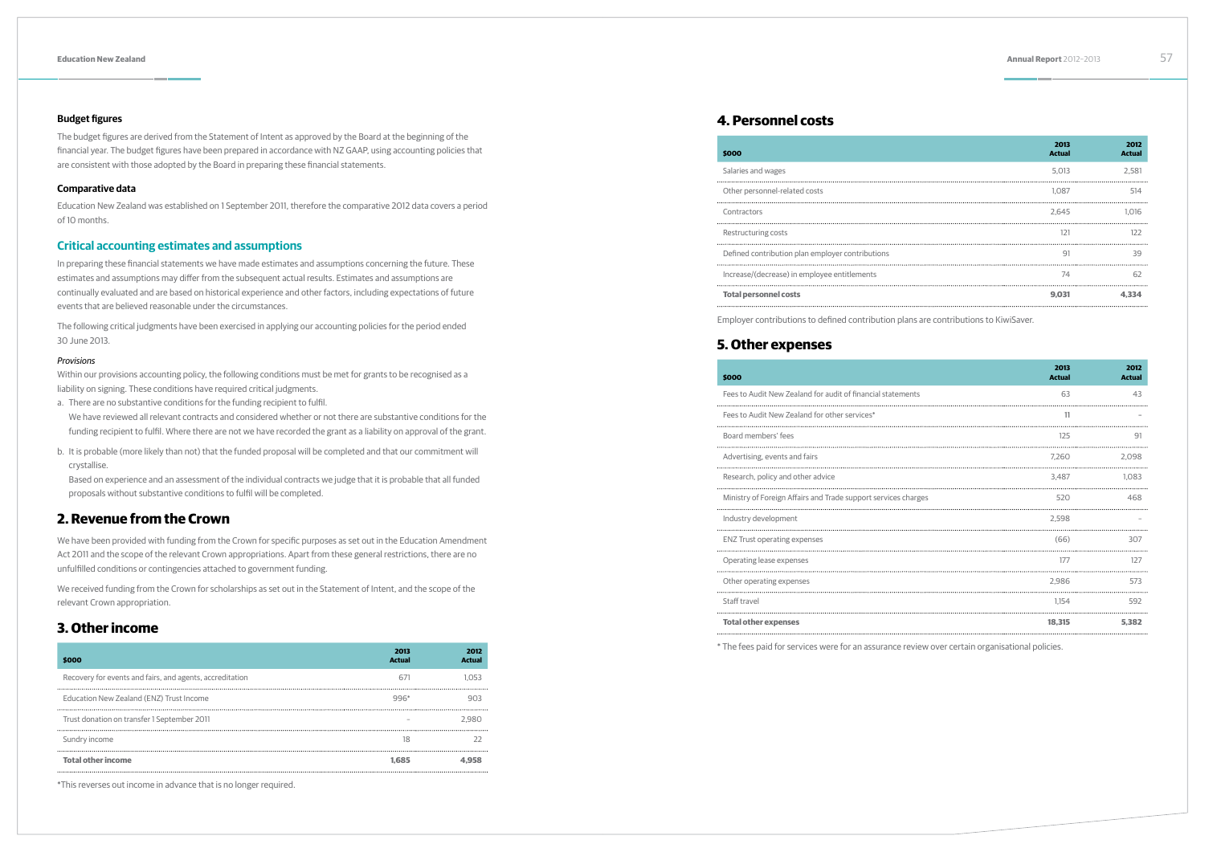### Budget figures

The budget figures are derived from the Statement of Intent as approved by the Board at the beginning of the financial year. The budget figures have been prepared in accordance with NZ GAAP, using accounting policies that are consistent with those adopted by the Board in preparing these financial statements.

### Comparative data

Education New Zealand was established on 1 September 2011, therefore the comparative 2012 data covers a period of 10 months.

## Critical accounting estimates and assumptions

In preparing these financial statements we have made estimates and assumptions concerning the future. These estimates and assumptions may differ from the subsequent actual results. Estimates and assumptions are continually evaluated and are based on historical experience and other factors, including expectations of future events that are believed reasonable under the circumstances.

The following critical judgments have been exercised in applying our accounting policies for the period ended 30 June 2013.

*Provisions*

Within our provisions accounting policy, the following conditions must be met for grants to be recognised as a liability on signing. These conditions have required critical judgments.

a. There are no substantive conditions for the funding recipient to fulfil.
   We have reviewed all relevant contracts and considered whether or not there are substantive conditions for the funding recipient to fulfil. Where there are not we have recorded the grant as a liability on approval of the grant.
b. It is probable (more likely than not) that the funded proposal will be completed and that our commitment will crystallise.
   Based on experience and an assessment of the individual contracts we judge that it is probable that all funded proposals without substantive conditions to fulfil will be completed.

## 2. Revenue from the Crown

We have been provided with funding from the Crown for specific purposes as set out in the Education Amendment Act 2011 and the scope of the relevant Crown appropriations. Apart from these general restrictions, there are no unfulfilled conditions or contingencies attached to government funding.

We received funding from the Crown for scholarships as set out in the Statement of Intent, and the scope of the relevant Crown appropriation.

## 3. Other income

| $000 | 2013 Actual | 2012 Actual |
|---|---|---|
| Recovery for events and fairs, and agents, accreditation | 671 | 1,053 |
| Education New Zealand (ENZ) Trust Income | 996* | 903 |
| Trust donation on transfer 1 September 2011 | – | 2,980 |
| Sundry income | 18 | 22 |
| **Total other income** | **1,685** | **4,958** |

*This reverses out income in advance that is no longer required.

## 4. Personnel costs

| $000 | 2013 Actual | 2012 Actual |
|---|---|---|
| Salaries and wages | 5,013 | 2,581 |
| Other personnel-related costs | 1,087 | 514 |
| Contractors | 2,645 | 1,016 |
| Restructuring costs | 121 | 122 |
| Defined contribution plan employer contributions | 91 | 39 |
| Increase/(decrease) in employee entitlements | 74 | 62 |
| **Total personnel costs** | **9,031** | **4,334** |

Employer contributions to defined contribution plans are contributions to KiwiSaver.

## 5. Other expenses

| $000 | 2013 Actual | 2012 Actual |
|---|---|---|
| Fees to Audit New Zealand for audit of financial statements | 63 | 43 |
| Fees to Audit New Zealand for other services* | 11 | – |
| Board members' fees | 125 | 91 |
| Advertising, events and fairs | 7,260 | 2,098 |
| Research, policy and other advice | 3,487 | 1,083 |
| Ministry of Foreign Affairs and Trade support services charges | 520 | 468 |
| Industry development | 2,598 | – |
| ENZ Trust operating expenses | (66) | 307 |
| Operating lease expenses | 177 | 127 |
| Other operating expenses | 2,986 | 573 |
| Staff travel | 1,154 | 592 |
| **Total other expenses** | **18,315** | **5,382** |

* The fees paid for services were for an assurance review over certain organisational policies.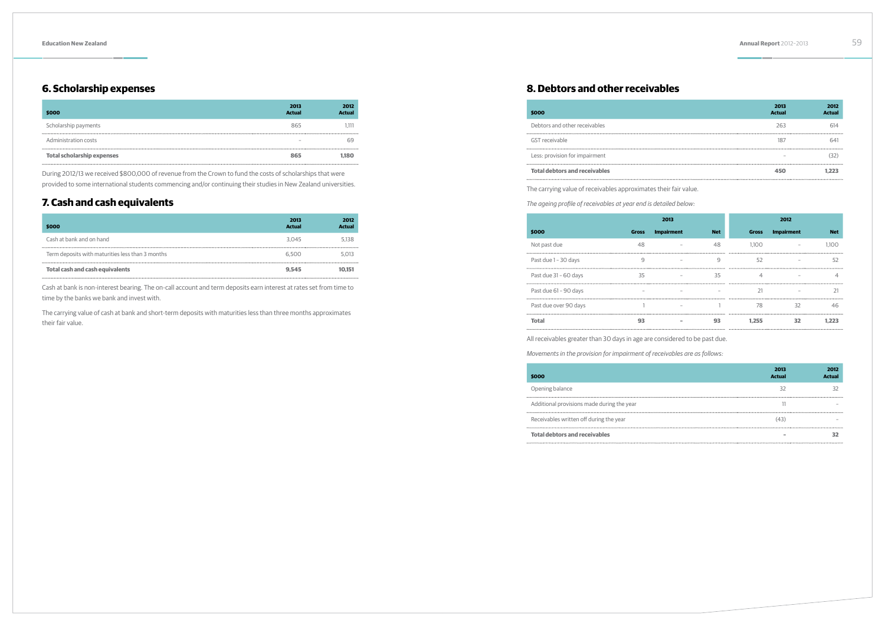## 6. Scholarship expenses

| $000 | 2013 Actual | 2012 Actual |
|---|---|---|
| Scholarship payments | 865 | 1,111 |
| Administration costs | – | 69 |
| **Total scholarship expenses** | **865** | **1,180** |

During 2012/13 we received $800,000 of revenue from the Crown to fund the costs of scholarships that were provided to some international students commencing and/or continuing their studies in New Zealand universities.

## 7. Cash and cash equivalents

| $000 | 2013 Actual | 2012 Actual |
|---|---|---|
| Cash at bank and on hand | 3,045 | 5,138 |
| Term deposits with maturities less than 3 months | 6,500 | 5,013 |
| **Total cash and cash equivalents** | **9,545** | **10,151** |

Cash at bank is non-interest bearing. The on-call account and term deposits earn interest at rates set from time to time by the banks we bank and invest with.

The carrying value of cash at bank and short-term deposits with maturities less than three months approximates their fair value.

## 8. Debtors and other receivables

| $000 | 2013 Actual | 2012 Actual |
|---|---|---|
| Debtors and other receivables | 263 | 614 |
| GST receivable | 187 | 641 |
| Less: provision for impairment | – | (32) |
| **Total debtors and receivables** | **450** | **1,223** |

The carrying value of receivables approximates their fair value.

*The ageing profile of receivables at year end is detailed below:*

| | 2013 | | | 2012 | | |
|---|---|---|---|---|---|---|
| **$000** | **Gross** | **Impairment** | **Net** | **Gross** | **Impairment** | **Net** |
| Not past due | 48 | – | 48 | 1,100 | – | 1,100 |
| Past due 1 – 30 days | 9 | – | 9 | 52 | – | 52 |
| Past due 31 – 60 days | 35 | – | 35 | 4 | – | 4 |
| Past due 61 – 90 days | – | – | – | 21 | – | 21 |
| Past due over 90 days | 1 | – | 1 | 78 | 32 | 46 |
| **Total** | **93** | **–** | **93** | **1,255** | **32** | **1,223** |

All receivables greater than 30 days in age are considered to be past due.

*Movements in the provision for impairment of receivables are as follows:*

| $000 | 2013 Actual | 2012 Actual |
|---|---|---|
| Opening balance | 32 | 32 |
| Additional provisions made during the year | 11 | – |
| Receivables written off during the year | (43) | – |
| **Total debtors and receivables** | **–** | **32** |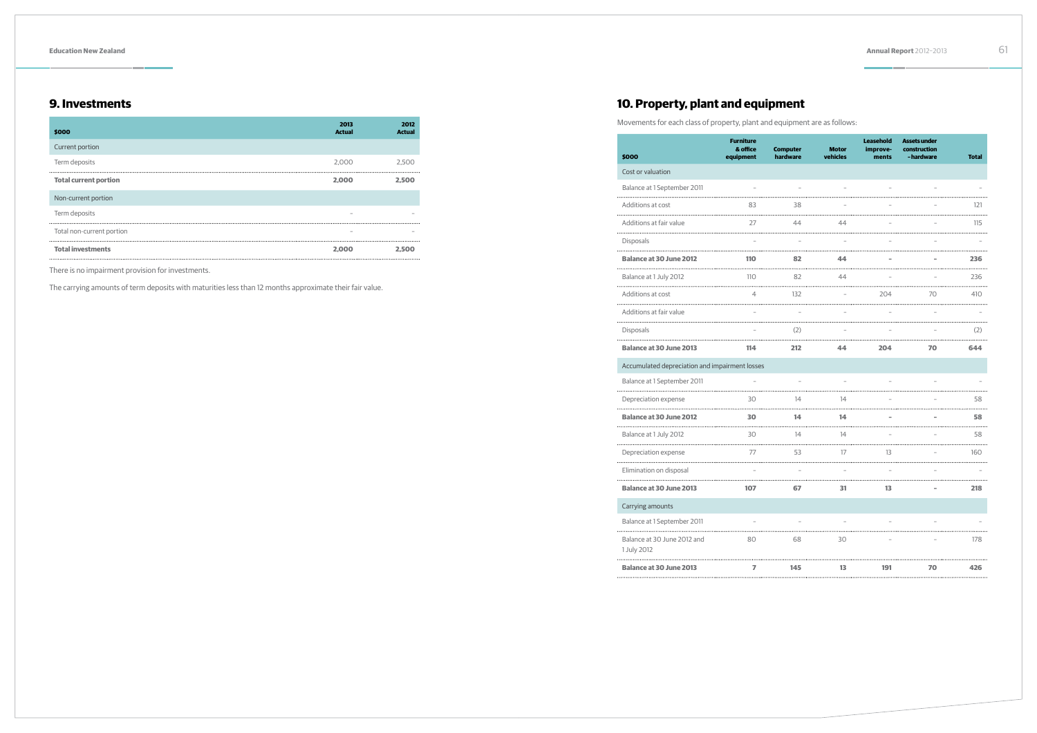## 9. Investments

| $000 | 2013 Actual | 2012 Actual |
|---|---|---|
| Current portion | | |
| Term deposits | 2,000 | 2,500 |
| **Total current portion** | **2,000** | **2,500** |
| Non-current portion | | |
| Term deposits | – | – |
| Total non-current portion | – | – |
| **Total investments** | **2,000** | **2,500** |

There is no impairment provision for investments.

The carrying amounts of term deposits with maturities less than 12 months approximate their fair value.

## 10. Property, plant and equipment

Movements for each class of property, plant and equipment are as follows:

| $000 | Furniture & office equipment | Computer hardware | Motor vehicles | Leasehold improvements | Assets under construction - hardware | Total |
|---|---|---|---|---|---|---|
| Cost or valuation | | | | | | |
| Balance at 1 September 2011 | – | – | – | – | – | – |
| Additions at cost | 83 | 38 | – | – | – | 121 |
| Additions at fair value | 27 | 44 | 44 | – | – | 115 |
| Disposals | – | – | – | – | – | – |
| **Balance at 30 June 2012** | **110** | **82** | **44** | **–** | **–** | **236** |
| Balance at 1 July 2012 | 110 | 82 | 44 | – | – | 236 |
| Additions at cost | 4 | 132 | – | 204 | 70 | 410 |
| Additions at fair value | – | – | – | – | – | – |
| Disposals | – | (2) | – | – | – | (2) |
| **Balance at 30 June 2013** | **114** | **212** | **44** | **204** | **70** | **644** |
| Accumulated depreciation and impairment losses | | | | | | |
| Balance at 1 September 2011 | – | – | – | – | – | – |
| Depreciation expense | 30 | 14 | 14 | – | – | 58 |
| **Balance at 30 June 2012** | **30** | **14** | **14** | **–** | **–** | **58** |
| Balance at 1 July 2012 | 30 | 14 | 14 | – | – | 58 |
| Depreciation expense | 77 | 53 | 17 | 13 | – | 160 |
| Elimination on disposal | – | – | – | – | – | – |
| **Balance at 30 June 2013** | **107** | **67** | **31** | **13** | **–** | **218** |
| Carrying amounts | | | | | | |
| Balance at 1 September 2011 | – | – | – | – | – | – |
| Balance at 30 June 2012 and 1 July 2012 | 80 | 68 | 30 | – | – | 178 |
| **Balance at 30 June 2013** | **7** | **145** | **13** | **191** | **70** | **426** |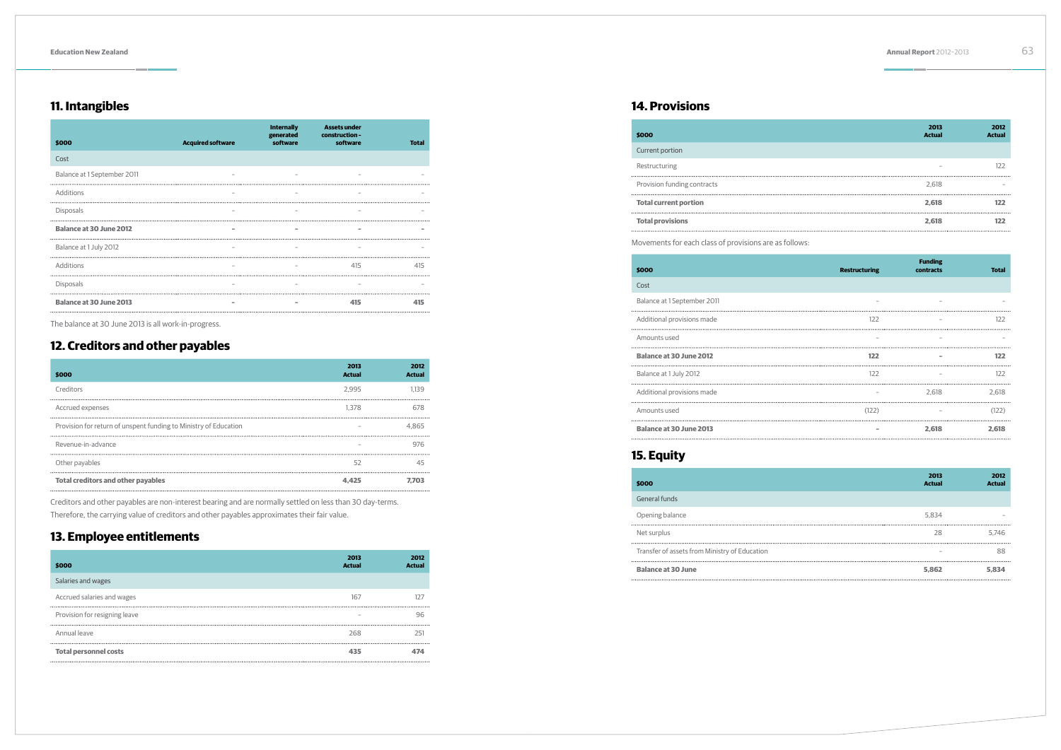## 11. Intangibles

| $000 | Acquired software | Internally generated software | Assets under construction – software | Total |
|---|---|---|---|---|
| **Cost** | | | | |
| Balance at 1 September 2011 | – | – | – | – |
| Additions | – | – | – | – |
| Disposals | – | – | – | – |
| **Balance at 30 June 2012** | **–** | **–** | **–** | **–** |
| Balance at 1 July 2012 | – | – | – | – |
| Additions | – | – | 415 | 415 |
| Disposals | – | – | – | – |
| **Balance at 30 June 2013** | **–** | **–** | **415** | **415** |

The balance at 30 June 2013 is all work-in-progress.

## 12. Creditors and other payables

| $000 | 2013 Actual | 2012 Actual |
|---|---|---|
| Creditors | 2,995 | 1,139 |
| Accrued expenses | 1,378 | 678 |
| Provision for return of unspent funding to Ministry of Education | – | 4,865 |
| Revenue-in-advance | – | 976 |
| Other payables | 52 | 45 |
| **Total creditors and other payables** | **4,425** | **7,703** |

Creditors and other payables are non-interest bearing and are normally settled on less than 30 day-terms. Therefore, the carrying value of creditors and other payables approximates their fair value.

## 13. Employee entitlements

| $000 | 2013 Actual | 2012 Actual |
|---|---|---|
| **Salaries and wages** | | |
| Accrued salaries and wages | 167 | 127 |
| Provision for resigning leave | – | 96 |
| Annual leave | 268 | 251 |
| **Total personnel costs** | **435** | **474** |

## 14. Provisions

| $000 | 2013 Actual | 2012 Actual |
|---|---|---|
| **Current portion** | | |
| Restructuring | – | 122 |
| Provision funding contracts | 2,618 | – |
| **Total current portion** | **2,618** | **122** |
| **Total provisions** | **2,618** | **122** |

Movements for each class of provisions are as follows:

| $000 | Restructuring | Funding contracts | Total |
|---|---|---|---|
| **Cost** | | | |
| Balance at 1 September 2011 | – | – | – |
| Additional provisions made | 122 | – | 122 |
| Amounts used | – | – | – |
| **Balance at 30 June 2012** | **122** | **–** | **122** |
| Balance at 1 July 2012 | 122 | – | 122 |
| Additional provisions made | – | 2,618 | 2,618 |
| Amounts used | (122) | – | (122) |
| **Balance at 30 June 2013** | **–** | **2,618** | **2,618** |

## 15. Equity

| $000 | 2013 Actual | 2012 Actual |
|---|---|---|
| **General funds** | | |
| Opening balance | 5,834 | – |
| Net surplus | 28 | 5,746 |
| Transfer of assets from Ministry of Education | – | 88 |
| **Balance at 30 June** | **5,862** | **5,834** |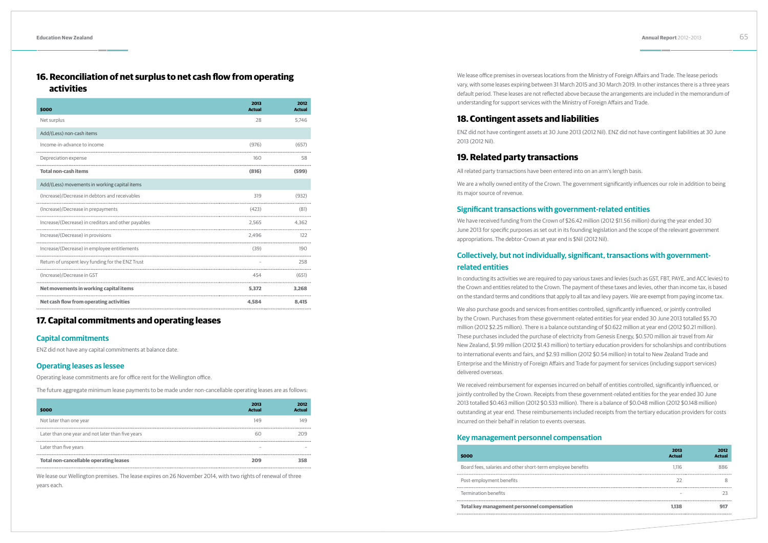## 16. Reconciliation of net surplus to net cash flow from operating activities

| $000 | 2013 Actual | 2012 Actual |
|---|---|---|
| Net surplus | 28 | 5,746 |
| Add/(Less) non-cash items | | |
| Income-in-advance to income | (976) | (657) |
| Depreciation expense | 160 | 58 |
| **Total non-cash items** | **(816)** | **(599)** |
| Add/(Less) movements in working capital items | | |
| (Increase)/Decrease in debtors and receivables | 319 | (932) |
| (Increase)/Decrease in prepayments | (423) | (81) |
| Increase/(Decrease) in creditors and other payables | 2,565 | 4,362 |
| Increase/(Decrease) in provisions | 2,496 | 122 |
| Increase/(Decrease) in employee entitlements | (39) | 190 |
| Return of unspent levy funding for the ENZ Trust | – | 258 |
| (Increase)/Decrease in GST | 454 | (651) |
| **Net movements in working capital items** | **5,372** | **3,268** |
| **Net cash flow from operating activities** | **4,584** | **8,415** |

## 17. Capital commitments and operating leases

### Capital commitments

ENZ did not have any capital commitments at balance date.

### Operating leases as lessee

Operating lease commitments are for office rent for the Wellington office.

The future aggregate minimum lease payments to be made under non-cancellable operating leases are as follows:

| $000 | 2013 Actual | 2012 Actual |
|---|---|---|
| Not later than one year | 149 | 149 |
| Later than one year and not later than five years | 60 | 209 |
| Later than five years | – | – |
| **Total non-cancellable operating leases** | **209** | **358** |

We lease our Wellington premises. The lease expires on 26 November 2014, with two rights of renewal of three years each.

We lease office premises in overseas locations from the Ministry of Foreign Affairs and Trade. The lease periods vary, with some leases expiring between 31 March 2015 and 30 March 2019. In other instances there is a three years default period. These leases are not reflected above because the arrangements are included in the memorandum of understanding for support services with the Ministry of Foreign Affairs and Trade.

## 18. Contingent assets and liabilities

ENZ did not have contingent assets at 30 June 2013 (2012 Nil). ENZ did not have contingent liabilities at 30 June 2013 (2012 Nil).

## 19. Related party transactions

All related party transactions have been entered into on an arm's length basis.

We are a wholly owned entity of the Crown. The government significantly influences our role in addition to being its major source of revenue.

### Significant transactions with government-related entities

We have received funding from the Crown of $26.42 million (2012 $11.56 million) during the year ended 30 June 2013 for specific purposes as set out in its founding legislation and the scope of the relevant government appropriations. The debtor-Crown at year end is $Nil (2012 Nil).

### Collectively, but not individually, significant, transactions with government-related entities

In conducting its activities we are required to pay various taxes and levies (such as GST, FBT, PAYE, and ACC levies) to the Crown and entities related to the Crown. The payment of these taxes and levies, other than income tax, is based on the standard terms and conditions that apply to all tax and levy payers. We are exempt from paying income tax.

We also purchase goods and services from entities controlled, significantly influenced, or jointly controlled by the Crown. Purchases from these government-related entities for year ended 30 June 2013 totalled $5.70 million (2012 $2.25 million). There is a balance outstanding of $0.622 million at year end (2012 $0.21 million). These purchases included the purchase of electricity from Genesis Energy, $0.570 million air travel from Air New Zealand, $1.99 million (2012 $1.43 million) to tertiary education providers for scholarships and contributions to international events and fairs, and $2.93 million (2012 $0.54 million) in total to New Zealand Trade and Enterprise and the Ministry of Foreign Affairs and Trade for payment for services (including support services) delivered overseas.

We received reimbursement for expenses incurred on behalf of entities controlled, significantly influenced, or jointly controlled by the Crown. Receipts from these government-related entities for the year ended 30 June 2013 totalled $0.463 million (2012 $0.533 million). There is a balance of $0.048 million (2012 $0.148 million) outstanding at year end. These reimbursements included receipts from the tertiary education providers for costs incurred on their behalf in relation to events overseas.

### Key management personnel compensation

| $000 | 2013 Actual | 2012 Actual |
|---|---|---|
| Board fees, salaries and other short-term employee benefits | 1,116 | 886 |
| Post-employment benefits | 22 | 8 |
| Termination benefits | – | 23 |
| **Total key management personnel compensation** | **1,138** | **917** |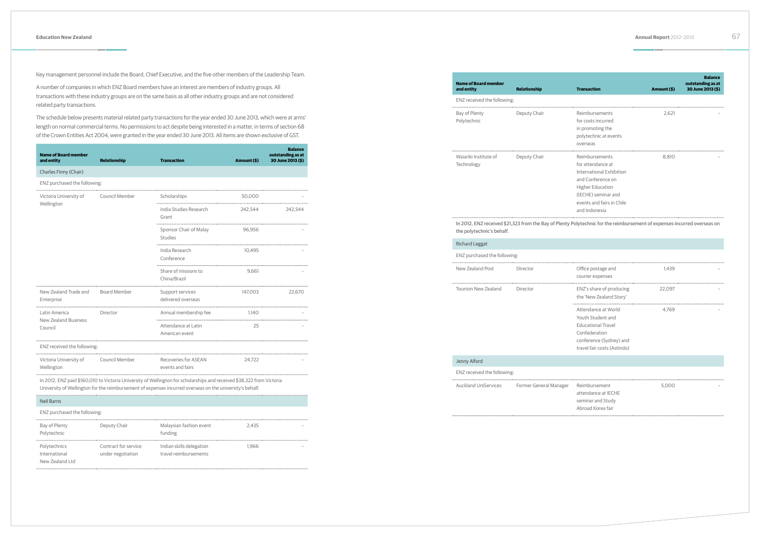Key management personnel include the Board, Chief Executive, and the five other members of the Leadership Team.

A number of companies in which ENZ Board members have an interest are members of industry groups. All transactions with these industry groups are on the same basis as all other industry groups and are not considered related party transactions.

The schedule below presents material related party transactions for the year ended 30 June 2013, which were at arms' length on normal commercial terms. No permissions to act despite being interested in a matter, in terms of section 68 of the Crown Entities Act 2004, were granted in the year ended 30 June 2013. All items are shown exclusive of GST.

| Name of Board member and entity | Relationship | Transaction | Amount ($) | Balance outstanding as at 30 June 2013 ($) |
|---|---|---|---|---|
| **Charles Finny (Chair)** | | | | |
| ENZ purchased the following: | | | | |
| Victoria University of Wellington | Council Member | Scholarships | 50,000 | – |
| | | India Studies Research Grant | 242,544 | 242,544 |
| | | Sponsor Chair of Malay Studies | 96,956 | – |
| | | India Research Conference | 10,495 | – |
| | | Share of missions to China/Brazil | 9,661 | – |
| New Zealand Trade and Enterprise | Board Member | Support services delivered overseas | 147,003 | 22,670 |
| Latin America New Zealand Business Council | Director | Annual membership fee | 1,140 | – |
| | | Attendance at Latin American event | 25 | – |
| ENZ received the following: | | | | |
| Victoria University of Wellington | Council Member | Recoveries for ASEAN events and fairs | 24,722 | – |

In 2012, ENZ paid $160,010 to Victoria University of Wellington for scholarships and received $38,322 from Victoria University of Wellington for the reimbursement of expenses incurred overseas on the university's behalf.

| Name of Board member and entity | Relationship | Transaction | Amount ($) | Balance outstanding as at 30 June 2013 ($) |
|---|---|---|---|---|
| **Neil Barns** | | | | |
| ENZ purchased the following: | | | | |
| Bay of Plenty Polytechnic | Deputy Chair | Malaysian fashion event funding | 2,435 | – |
| Polytechnics International New Zealand Ltd | Contract for service under negotiation | Indian skills delegation travel reimbursements | 1,966 | – |
| ENZ received the following: | | | | |
| Bay of Plenty Polytechnic | Deputy Chair | Reimbursements for costs incurred in promoting the polytechnic at events overseas | 2,621 | – |
| Waiariki Institute of Technology | Deputy Chair | Reimbursements for attendance at International Exhibition and Conference on Higher Education (IECHE) seminar and events and fairs in Chile and Indonesia | 8,810 | – |

In 2012, ENZ received $21,323 from the Bay of Plenty Polytechnic for the reimbursement of expenses incurred overseas on the polytechnic's behalf.

| Name of Board member and entity | Relationship | Transaction | Amount ($) | Balance outstanding as at 30 June 2013 ($) |
|---|---|---|---|---|
| **Richard Leggat** | | | | |
| ENZ purchased the following: | | | | |
| New Zealand Post | Director | Office postage and courier expenses | 1,439 | – |
| Tourism New Zealand | Director | ENZ's share of producing the 'New Zealand Story' | 22,097 | – |
| | | Attendance at World Youth Student and Educational Travel Confederation conference (Sydney) and travel fair costs (Astindo) | 4,769 | – |
| **Jenny Alford** | | | | |
| ENZ received the following: | | | | |
| Auckland UniServices | Former General Manager | Reimbursement attendance at IECHE seminar and Study Abroad Korea fair | 5,000 | – |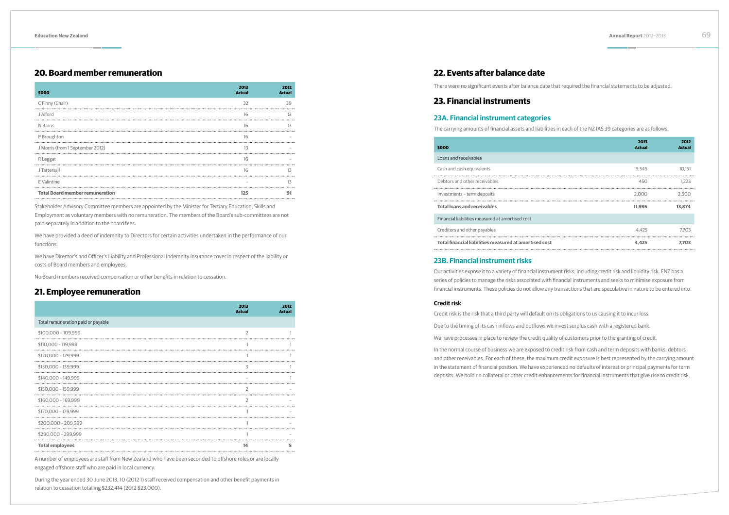## 20. Board member remuneration

| $000 | 2013 Actual | 2012 Actual |
|---|---|---|
| C Finny (Chair) | 32 | 39 |
| J Alford | 16 | 13 |
| N Barns | 16 | 13 |
| P Broughton | 16 | – |
| J Morris (from 1 September 2012) | 13 | – |
| R Leggat | 16 | – |
| J Tattersall | 16 | 13 |
| E Valintine | – | 13 |
| **Total Board member remuneration** | **125** | **91** |

Stakeholder Advisory Committee members are appointed by the Minister for Tertiary Education, Skills and Employment as voluntary members with no remuneration. The members of the Board's sub-committees are not paid separately in addition to the board fees.

We have provided a deed of indemnity to Directors for certain activities undertaken in the performance of our functions.

We have Director's and Officer's Liability and Professional Indemnity insurance cover in respect of the liability or costs of Board members and employees.

No Board members received compensation or other benefits in relation to cessation.

## 21. Employee remuneration

| | 2013 Actual | 2012 Actual |
|---|---|---|
| Total remuneration paid or payable | | |
| $100,000 – 109,999 | 2 | 1 |
| $110,000 – 119,999 | 1 | 1 |
| $120,000 – 129,999 | 1 | 1 |
| $130,000 – 139,999 | 3 | 1 |
| $140,000 – 149,999 | – | 1 |
| $150,000 – 159,999 | 2 | – |
| $160,000 – 169,999 | 2 | – |
| $170,000 – 179,999 | 1 | – |
| $200,000 – 209,999 | 1 | – |
| $290,000 – 299,999 | 1 | – |
| **Total employees** | **14** | **5** |

A number of employees are staff from New Zealand who have been seconded to offshore roles or are locally engaged offshore staff who are paid in local currency.

During the year ended 30 June 2013, 10 (2012 1) staff received compensation and other benefit payments in relation to cessation totalling $232,414 (2012 $23,000).

## 22. Events after balance date

There were no significant events after balance date that required the financial statements to be adjusted.

## 23. Financial instruments

### 23A. Financial instrument categories

The carrying amounts of financial assets and liabilities in each of the NZ IAS 39 categories are as follows:

| $000 | 2013 Actual | 2012 Actual |
|---|---|---|
| Loans and receivables | | |
| Cash and cash equivalents | 9,545 | 10,151 |
| Debtors and other receivables | 450 | 1,223 |
| Investments – term deposits | 2,000 | 2,500 |
| **Total loans and receivables** | **11,995** | **13,874** |
| Financial liabilities measured at amortised cost | | |
| Creditors and other payables | 4,425 | 7,703 |
| **Total financial liabilities measured at amortised cost** | **4,425** | **7,703** |

### 23B. Financial instrument risks

Our activities expose it to a variety of financial instrument risks, including credit risk and liquidity risk. ENZ has a series of policies to manage the risks associated with financial instruments and seeks to minimise exposure from financial instruments. These policies do not allow any transactions that are speculative in nature to be entered into.

#### Credit risk

Credit risk is the risk that a third party will default on its obligations to us causing it to incur loss.

Due to the timing of its cash inflows and outflows we invest surplus cash with a registered bank.

We have processes in place to review the credit quality of customers prior to the granting of credit.

In the normal course of business we are exposed to credit risk from cash and term deposits with banks, debtors and other receivables. For each of these, the maximum credit exposure is best represented by the carrying amount in the statement of financial position. We have experienced no defaults of interest or principal payments for term deposits. We hold no collateral or other credit enhancements for financial instruments that give rise to credit risk.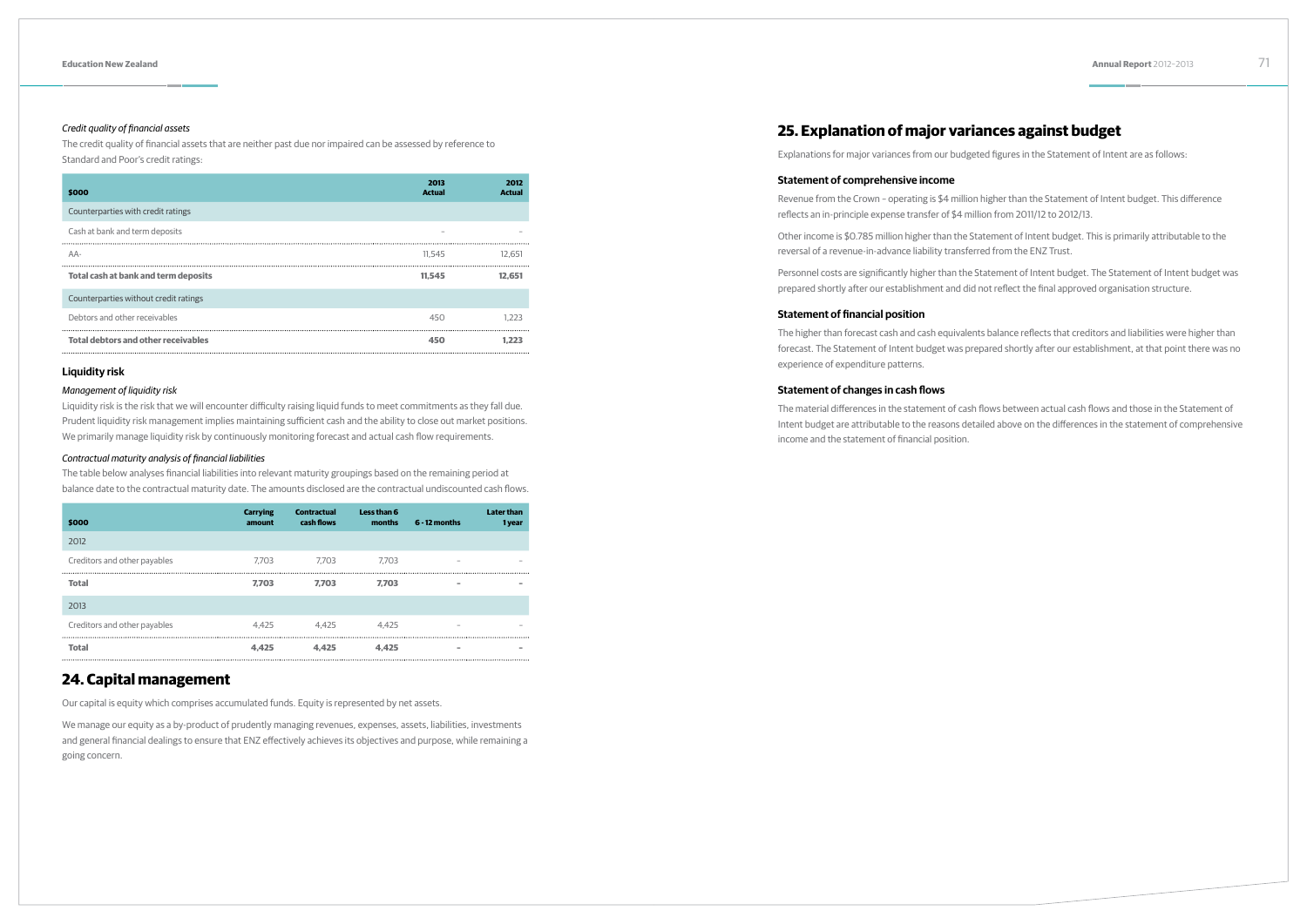*Credit quality of financial assets*

The credit quality of financial assets that are neither past due nor impaired can be assessed by reference to Standard and Poor's credit ratings:

| $000 | 2013 Actual | 2012 Actual |
|---|---|---|
| Counterparties with credit ratings | | |
| Cash at bank and term deposits | – | – |
| AA- | 11,545 | 12,651 |
| **Total cash at bank and term deposits** | **11,545** | **12,651** |
| Counterparties without credit ratings | | |
| Debtors and other receivables | 450 | 1,223 |
| **Total debtors and other receivables** | **450** | **1,223** |

### Liquidity risk

*Management of liquidity risk*

Liquidity risk is the risk that we will encounter difficulty raising liquid funds to meet commitments as they fall due. Prudent liquidity risk management implies maintaining sufficient cash and the ability to close out market positions. We primarily manage liquidity risk by continuously monitoring forecast and actual cash flow requirements.

*Contractual maturity analysis of financial liabilities*

The table below analyses financial liabilities into relevant maturity groupings based on the remaining period at balance date to the contractual maturity date. The amounts disclosed are the contractual undiscounted cash flows.

| $000 | Carrying amount | Contractual cash flows | Less than 6 months | 6 - 12 months | Later than 1 year |
|---|---|---|---|---|---|
| 2012 | | | | | |
| Creditors and other payables | 7,703 | 7,703 | 7,703 | – | – |
| **Total** | **7,703** | **7,703** | **7,703** | **–** | **–** |
| 2013 | | | | | |
| Creditors and other payables | 4,425 | 4,425 | 4,425 | – | – |
| **Total** | **4,425** | **4,425** | **4,425** | **–** | **–** |

## 24. Capital management

Our capital is equity which comprises accumulated funds. Equity is represented by net assets.

We manage our equity as a by-product of prudently managing revenues, expenses, assets, liabilities, investments and general financial dealings to ensure that ENZ effectively achieves its objectives and purpose, while remaining a going concern.

## 25. Explanation of major variances against budget

Explanations for major variances from our budgeted figures in the Statement of Intent are as follows:

### Statement of comprehensive income

Revenue from the Crown – operating is $4 million higher than the Statement of Intent budget. This difference reflects an in-principle expense transfer of $4 million from 2011/12 to 2012/13.

Other income is $0.785 million higher than the Statement of Intent budget. This is primarily attributable to the reversal of a revenue-in-advance liability transferred from the ENZ Trust.

Personnel costs are significantly higher than the Statement of Intent budget. The Statement of Intent budget was prepared shortly after our establishment and did not reflect the final approved organisation structure.

### Statement of financial position

The higher than forecast cash and cash equivalents balance reflects that creditors and liabilities were higher than forecast. The Statement of Intent budget was prepared shortly after our establishment, at that point there was no experience of expenditure patterns.

### Statement of changes in cash flows

The material differences in the statement of cash flows between actual cash flows and those in the Statement of Intent budget are attributable to the reasons detailed above on the differences in the statement of comprehensive income and the statement of financial position.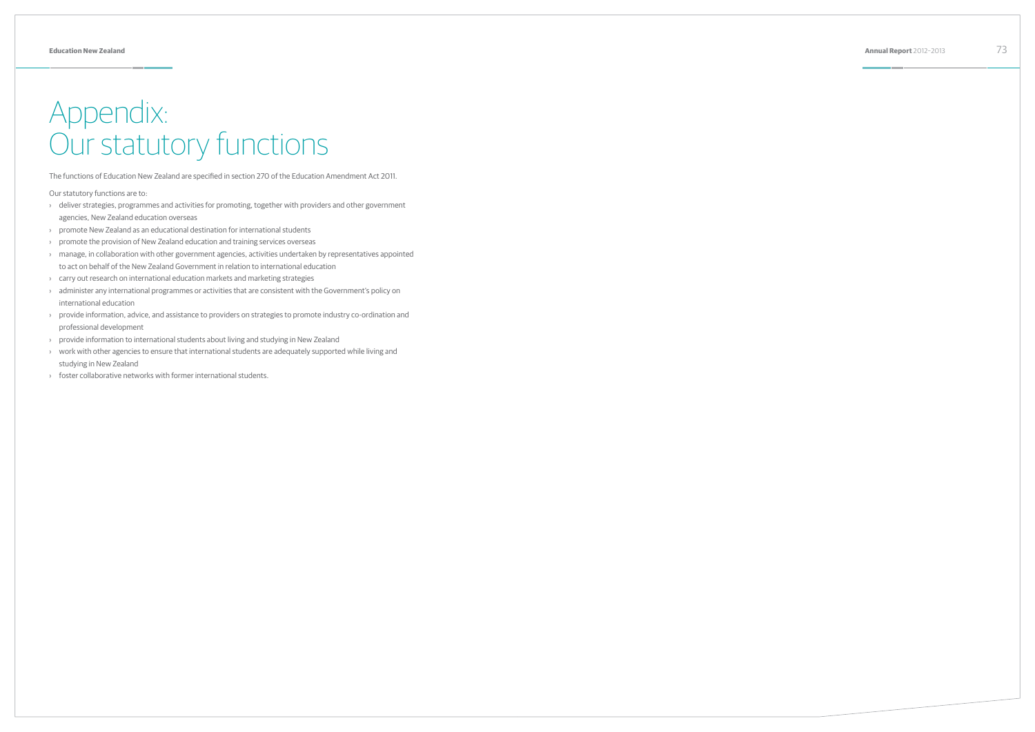# Appendix: Our statutory functions

The functions of Education New Zealand are specified in section 270 of the Education Amendment Act 2011.

Our statutory functions are to:

- deliver strategies, programmes and activities for promoting, together with providers and other government agencies, New Zealand education overseas
- promote New Zealand as an educational destination for international students
- promote the provision of New Zealand education and training services overseas
- manage, in collaboration with other government agencies, activities undertaken by representatives appointed to act on behalf of the New Zealand Government in relation to international education
- carry out research on international education markets and marketing strategies
- administer any international programmes or activities that are consistent with the Government's policy on international education
- provide information, advice, and assistance to providers on strategies to promote industry co-ordination and professional development
- provide information to international students about living and studying in New Zealand
- work with other agencies to ensure that international students are adequately supported while living and studying in New Zealand
- foster collaborative networks with former international students.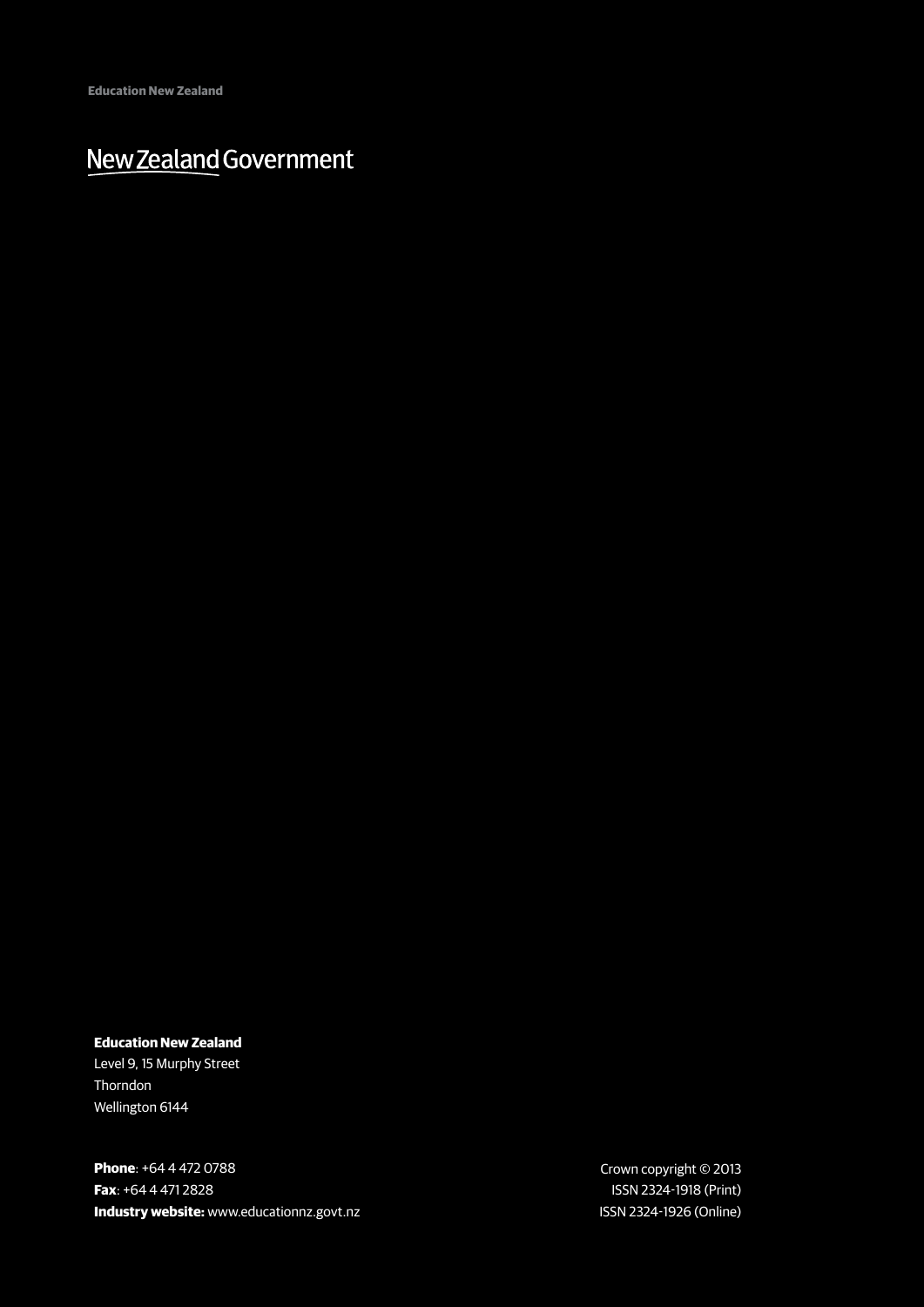Education New Zealand

New Zealand Government

**Education New Zealand**
Level 9, 15 Murphy Street
Thorndon
Wellington 6144

**Phone**: +64 4 472 0788
**Fax**: +64 4 471 2828
**Industry website:** www.educationnz.govt.nz

Crown copyright © 2013
ISSN 2324-1918 (Print)
ISSN 2324-1926 (Online)